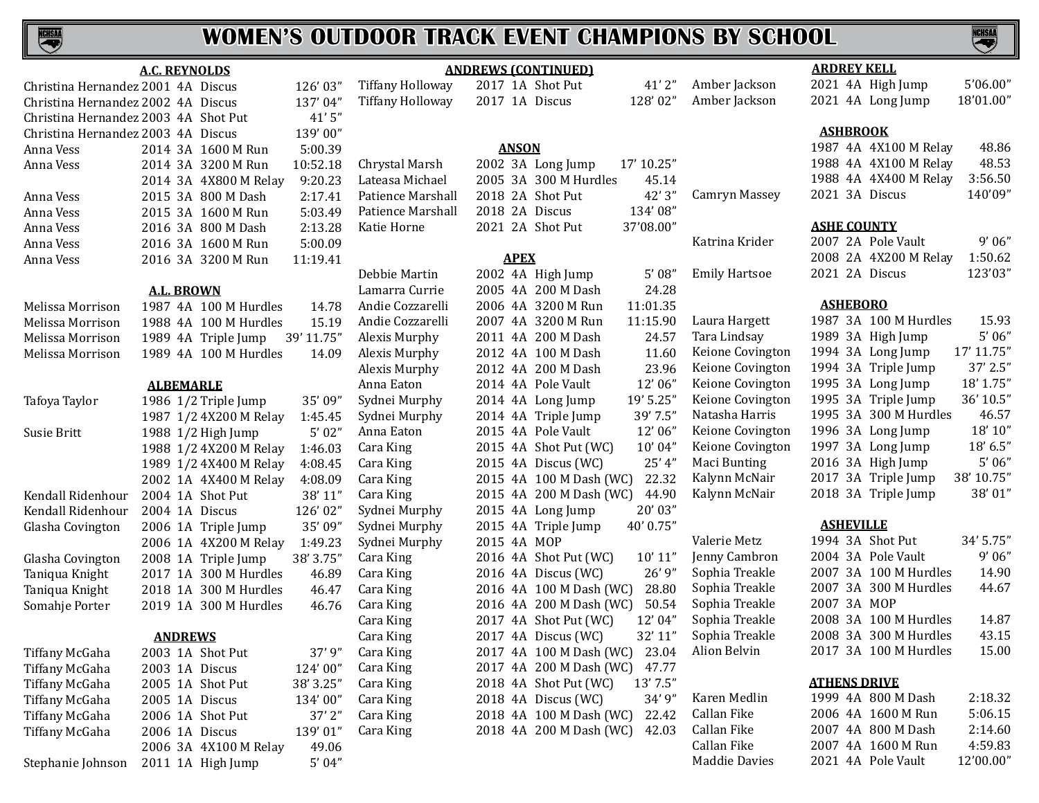# WOMEN'S OUTDOOR TRACK EVENT CHAMPIONS BY SCHOOL

### A.C. REYNOLDS

| Name | Year | Class | Event | Mark |
|---|---|---|---|---|
| Christina Hernandez | 2001 | 4A | Discus | 126' 03" |
| Christina Hernandez | 2002 | 4A | Discus | 137' 04" |
| Christina Hernandez | 2003 | 4A | Shot Put | 41' 5" |
| Christina Hernandez | 2003 | 4A | Discus | 139' 00" |
| Anna Vess | 2014 | 3A | 1600 M Run | 5:00.39 |
| Anna Vess | 2014 | 3A | 3200 M Run | 10:52.18 |
| | 2014 | 3A | 4X800 M Relay | 9:20.23 |
| Anna Vess | 2015 | 3A | 800 M Dash | 2:17.41 |
| Anna Vess | 2015 | 3A | 1600 M Run | 5:03.49 |
| Anna Vess | 2016 | 3A | 800 M Dash | 2:13.28 |
| Anna Vess | 2016 | 3A | 1600 M Run | 5:00.09 |
| Anna Vess | 2016 | 3A | 3200 M Run | 11:19.41 |

### A.L. BROWN

| Name | Year | Class | Event | Mark |
|---|---|---|---|---|
| Melissa Morrison | 1987 | 4A | 100 M Hurdles | 14.78 |
| Melissa Morrison | 1988 | 4A | 100 M Hurdles | 15.19 |
| Melissa Morrison | 1989 | 4A | Triple Jump | 39' 11.75" |
| Melissa Morrison | 1989 | 4A | 100 M Hurdles | 14.09 |

### ALBEMARLE

| Name | Year | Class | Event | Mark |
|---|---|---|---|---|
| Tafoya Taylor | 1986 | 1/2 | Triple Jump | 35' 09" |
| | 1987 | 1/2 | 4X200 M Relay | 1:45.45 |
| Susie Britt | 1988 | 1/2 | High Jump | 5' 02" |
| | 1988 | 1/2 | 4X200 M Relay | 1:46.03 |
| | 1989 | 1/2 | 4X400 M Relay | 4:08.45 |
| | 2002 | 1A | 4X400 M Relay | 4:08.09 |
| Kendall Ridenhour | 2004 | 1A | Shot Put | 38' 11" |
| Kendall Ridenhour | 2004 | 1A | Discus | 126' 02" |
| Glasha Covington | 2006 | 1A | Triple Jump | 35' 09" |
| | 2006 | 1A | 4X200 M Relay | 1:49.23 |
| Glasha Covington | 2008 | 1A | Triple Jump | 38' 3.75" |
| Taniqua Knight | 2017 | 1A | 300 M Hurdles | 46.89 |
| Taniqua Knight | 2018 | 1A | 300 M Hurdles | 46.47 |
| Somahje Porter | 2019 | 1A | 300 M Hurdles | 46.76 |

### ANDREWS

| Name | Year | Class | Event | Mark |
|---|---|---|---|---|
| Tiffany McGaha | 2003 | 1A | Shot Put | 37' 9" |
| Tiffany McGaha | 2003 | 1A | Discus | 124' 00" |
| Tiffany McGaha | 2005 | 1A | Shot Put | 38' 3.25" |
| Tiffany McGaha | 2005 | 1A | Discus | 134' 00" |
| Tiffany McGaha | 2006 | 1A | Shot Put | 37' 2" |
| Tiffany McGaha | 2006 | 1A | Discus | 139' 01" |
| | 2006 | 3A | 4X100 M Relay | 49.06 |
| Stephanie Johnson | 2011 | 1A | High Jump | 5' 04" |

### ANDREWS (CONTINUED)

| Name | Year | Class | Event | Mark |
|---|---|---|---|---|
| Tiffany Holloway | 2017 | 1A | Shot Put | 41' 2" |
| Tiffany Holloway | 2017 | 1A | Discus | 128' 02" |

### ANSON

| Name | Year | Class | Event | Mark |
|---|---|---|---|---|
| Chrystal Marsh | 2002 | 3A | Long Jump | 17' 10.25" |
| Lateasa Michael | 2005 | 3A | 300 M Hurdles | 45.14 |
| Patience Marshall | 2018 | 2A | Shot Put | 42' 3" |
| Patience Marshall | 2018 | 2A | Discus | 134' 08" |
| Katie Horne | 2021 | 2A | Shot Put | 37'08.00" |

### APEX

| Name | Year | Class | Event | Mark |
|---|---|---|---|---|
| Debbie Martin | 2002 | 4A | High Jump | 5' 08" |
| Lamarra Currie | 2005 | 4A | 200 M Dash | 24.28 |
| Andie Cozzarelli | 2006 | 4A | 3200 M Run | 11:01.35 |
| Andie Cozzarelli | 2007 | 4A | 3200 M Run | 11:15.90 |
| Alexis Murphy | 2011 | 4A | 200 M Dash | 24.57 |
| Alexis Murphy | 2012 | 4A | 100 M Dash | 11.60 |
| Alexis Murphy | 2012 | 4A | 200 M Dash | 23.96 |
| Anna Eaton | 2014 | 4A | Pole Vault | 12' 06" |
| Sydnei Murphy | 2014 | 4A | Long Jump | 19' 5.25" |
| Sydnei Murphy | 2014 | 4A | Triple Jump | 39' 7.5" |
| Anna Eaton | 2015 | 4A | Pole Vault | 12' 06" |
| Cara King | 2015 | 4A | Shot Put (WC) | 10' 04" |
| Cara King | 2015 | 4A | Discus (WC) | 25' 4" |
| Cara King | 2015 | 4A | 100 M Dash (WC) | 22.32 |
| Cara King | 2015 | 4A | 200 M Dash (WC) | 44.90 |
| Sydnei Murphy | 2015 | 4A | Long Jump | 20' 03" |
| Sydnei Murphy | 2015 | 4A | Triple Jump | 40' 0.75" |
| Sydnei Murphy | 2015 | 4A | MOP | |
| Cara King | 2016 | 4A | Shot Put (WC) | 10' 11" |
| Cara King | 2016 | 4A | Discus (WC) | 26' 9" |
| Cara King | 2016 | 4A | 100 M Dash (WC) | 28.80 |
| Cara King | 2016 | 4A | 200 M Dash (WC) | 50.54 |
| Cara King | 2017 | 4A | Shot Put (WC) | 12' 04" |
| Cara King | 2017 | 4A | Discus (WC) | 32' 11" |
| Cara King | 2017 | 4A | 100 M Dash (WC) | 23.04 |
| Cara King | 2017 | 4A | 200 M Dash (WC) | 47.77 |
| Cara King | 2018 | 4A | Shot Put (WC) | 13' 7.5" |
| Cara King | 2018 | 4A | Discus (WC) | 34' 9" |
| Cara King | 2018 | 4A | 100 M Dash (WC) | 22.42 |
| Cara King | 2018 | 4A | 200 M Dash (WC) | 42.03 |

### ARDREY KELL

| Name | Year | Class | Event | Mark |
|---|---|---|---|---|
| Amber Jackson | 2021 | 4A | High Jump | 5'06.00" |
| Amber Jackson | 2021 | 4A | Long Jump | 18'01.00" |

### ASHBROOK

| Name | Year | Class | Event | Mark |
|---|---|---|---|---|
| | 1987 | 4A | 4X100 M Relay | 48.86 |
| | 1988 | 4A | 4X100 M Relay | 48.53 |
| | 1988 | 4A | 4X400 M Relay | 3:56.50 |
| Camryn Massey | 2021 | 3A | Discus | 140'09" |

### ASHE COUNTY

| Name | Year | Class | Event | Mark |
|---|---|---|---|---|
| Katrina Krider | 2007 | 2A | Pole Vault | 9' 06" |
| | 2008 | 2A | 4X200 M Relay | 1:50.62 |
| Emily Hartsoe | 2021 | 2A | Discus | 123'03" |

### ASHEBORO

| Name | Year | Class | Event | Mark |
|---|---|---|---|---|
| Laura Hargett | 1987 | 3A | 100 M Hurdles | 15.93 |
| Tara Lindsay | 1989 | 3A | High Jump | 5' 06" |
| Keione Covington | 1994 | 3A | Long Jump | 17' 11.75" |
| Keione Covington | 1994 | 3A | Triple Jump | 37' 2.5" |
| Keione Covington | 1995 | 3A | Long Jump | 18' 1.75" |
| Keione Covington | 1995 | 3A | Triple Jump | 36' 10.5" |
| Natasha Harris | 1995 | 3A | 300 M Hurdles | 46.57 |
| Keione Covington | 1996 | 3A | Long Jump | 18' 10" |
| Keione Covington | 1997 | 3A | Long Jump | 18' 6.5" |
| Maci Bunting | 2016 | 3A | High Jump | 5' 06" |
| Kalynn McNair | 2017 | 3A | Triple Jump | 38' 10.75" |
| Kalynn McNair | 2018 | 3A | Triple Jump | 38' 01" |

### ASHEVILLE

| Name | Year | Class | Event | Mark |
|---|---|---|---|---|
| Valerie Metz | 1994 | 3A | Shot Put | 34' 5.75" |
| Jenny Cambron | 2004 | 3A | Pole Vault | 9' 06" |
| Sophia Treakle | 2007 | 3A | 100 M Hurdles | 14.90 |
| Sophia Treakle | 2007 | 3A | 300 M Hurdles | 44.67 |
| Sophia Treakle | 2007 | 3A | MOP | |
| Sophia Treakle | 2008 | 3A | 100 M Hurdles | 14.87 |
| Sophia Treakle | 2008 | 3A | 300 M Hurdles | 43.15 |
| Alion Belvin | 2017 | 3A | 100 M Hurdles | 15.00 |

### ATHENS DRIVE

| Name | Year | Class | Event | Mark |
|---|---|---|---|---|
| Karen Medlin | 1999 | 4A | 800 M Dash | 2:18.32 |
| Callan Fike | 2006 | 4A | 1600 M Run | 5:06.15 |
| Callan Fike | 2007 | 4A | 800 M Dash | 2:14.60 |
| Callan Fike | 2007 | 4A | 1600 M Run | 4:59.83 |
| Maddie Davies | 2021 | 4A | Pole Vault | 12'00.00" |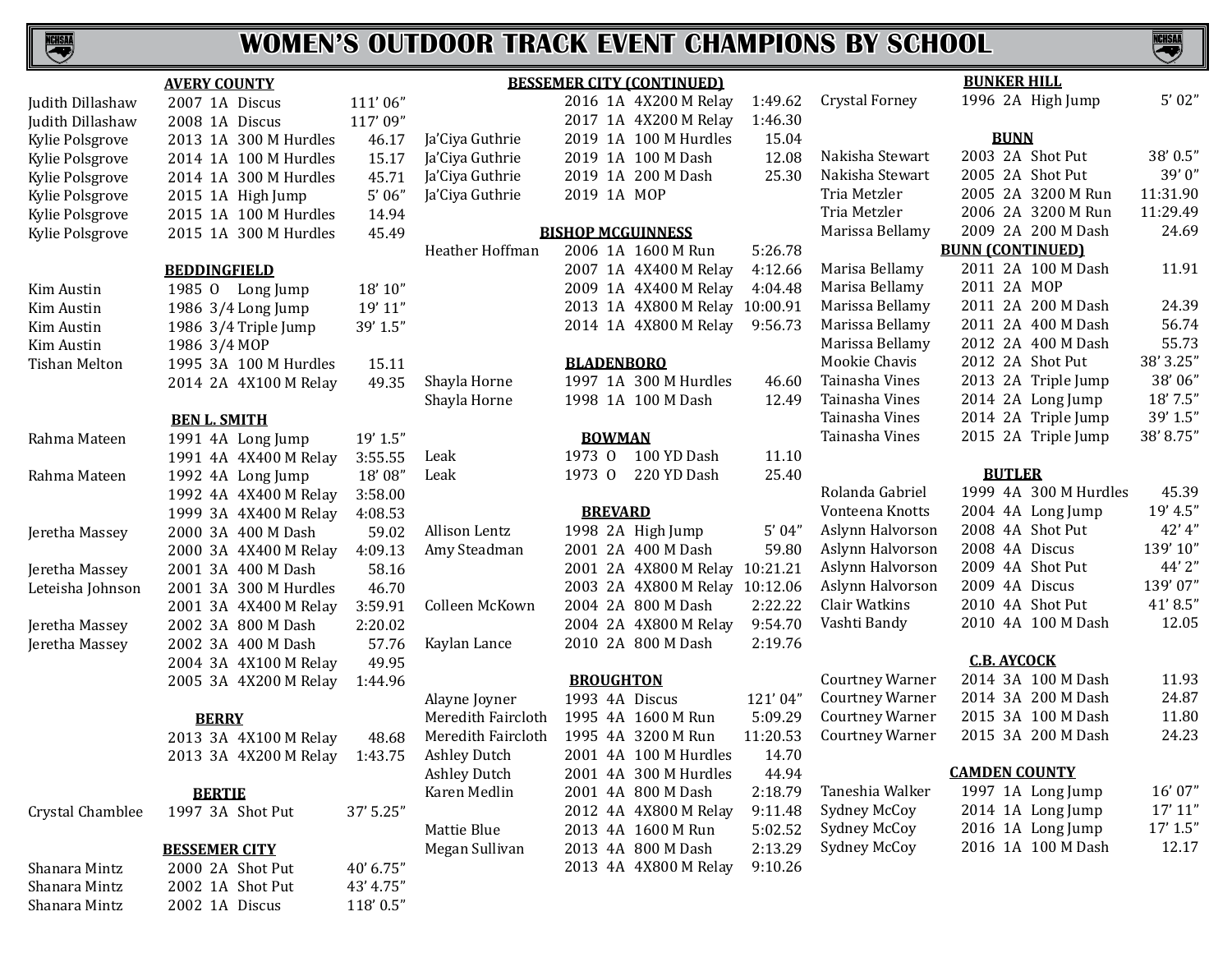# WOMEN'S OUTDOOR TRACK EVENT CHAMPIONS BY SCHOOL

### AVERY COUNTY

| Name | Year | Class | Event | Mark |
|---|---|---|---|---|
| Judith Dillashaw | 2007 | 1A | Discus | 111' 06" |
| Judith Dillashaw | 2008 | 1A | Discus | 117' 09" |
| Kylie Polsgrove | 2013 | 1A | 300 M Hurdles | 46.17 |
| Kylie Polsgrove | 2014 | 1A | 100 M Hurdles | 15.17 |
| Kylie Polsgrove | 2014 | 1A | 300 M Hurdles | 45.71 |
| Kylie Polsgrove | 2015 | 1A | High Jump | 5' 06" |
| Kylie Polsgrove | 2015 | 1A | 100 M Hurdles | 14.94 |
| Kylie Polsgrove | 2015 | 1A | 300 M Hurdles | 45.49 |

### BEDDINGFIELD

| Name | Year | Class | Event | Mark |
|---|---|---|---|---|
| Kim Austin | 1985 | O | Long Jump | 18' 10" |
| Kim Austin | 1986 | 3/4 | Long Jump | 19' 11" |
| Kim Austin | 1986 | 3/4 | Triple Jump | 39' 1.5" |
| Kim Austin | 1986 | 3/4 | MOP | |
| Tishan Melton | 1995 | 3A | 100 M Hurdles | 15.11 |
| | 2014 | 2A | 4X100 M Relay | 49.35 |

### BEN L. SMITH

| Name | Year | Class | Event | Mark |
|---|---|---|---|---|
| Rahma Mateen | 1991 | 4A | Long Jump | 19' 1.5" |
| | 1991 | 4A | 4X400 M Relay | 3:55.55 |
| Rahma Mateen | 1992 | 4A | Long Jump | 18' 08" |
| | 1992 | 4A | 4X400 M Relay | 3:58.00 |
| | 1999 | 3A | 4X400 M Relay | 4:08.53 |
| Jeretha Massey | 2000 | 3A | 400 M Dash | 59.02 |
| | 2000 | 3A | 4X400 M Relay | 4:09.13 |
| Jeretha Massey | 2001 | 3A | 400 M Dash | 58.16 |
| Leteisha Johnson | 2001 | 3A | 300 M Hurdles | 46.70 |
| | 2001 | 3A | 4X400 M Relay | 3:59.91 |
| Jeretha Massey | 2002 | 3A | 800 M Dash | 2:20.02 |
| Jeretha Massey | 2002 | 3A | 400 M Dash | 57.76 |
| | 2004 | 3A | 4X100 M Relay | 49.95 |
| | 2005 | 3A | 4X200 M Relay | 1:44.96 |

### BERRY

| Name | Year | Class | Event | Mark |
|---|---|---|---|---|
| | 2013 | 3A | 4X100 M Relay | 48.68 |
| | 2013 | 3A | 4X200 M Relay | 1:43.75 |

### BERTIE

| Name | Year | Class | Event | Mark |
|---|---|---|---|---|
| Crystal Chamblee | 1997 | 3A | Shot Put | 37' 5.25" |

### BESSEMER CITY

| Name | Year | Class | Event | Mark |
|---|---|---|---|---|
| Shanara Mintz | 2000 | 2A | Shot Put | 40' 6.75" |
| Shanara Mintz | 2002 | 1A | Shot Put | 43' 4.75" |
| Shanara Mintz | 2002 | 1A | Discus | 118' 0.5" |

### BESSEMER CITY (CONTINUED)

| Name | Year | Class | Event | Mark |
|---|---|---|---|---|
| | 2016 | 1A | 4X200 M Relay | 1:49.62 |
| | 2017 | 1A | 4X200 M Relay | 1:46.30 |
| Ja'Ciya Guthrie | 2019 | 1A | 100 M Hurdles | 15.04 |
| Ja'Ciya Guthrie | 2019 | 1A | 100 M Dash | 12.08 |
| Ja'Ciya Guthrie | 2019 | 1A | 200 M Dash | 25.30 |
| Ja'Ciya Guthrie | 2019 | 1A | MOP | |

### BISHOP MCGUINNESS

| Name | Year | Class | Event | Mark |
|---|---|---|---|---|
| Heather Hoffman | 2006 | 1A | 1600 M Run | 5:26.78 |
| | 2007 | 1A | 4X400 M Relay | 4:12.66 |
| | 2009 | 1A | 4X400 M Relay | 4:04.48 |
| | 2013 | 1A | 4X800 M Relay | 10:00.91 |
| | 2014 | 1A | 4X800 M Relay | 9:56.73 |

### BLADENBORO

| Name | Year | Class | Event | Mark |
|---|---|---|---|---|
| Shayla Horne | 1997 | 1A | 300 M Hurdles | 46.60 |
| Shayla Horne | 1998 | 1A | 100 M Dash | 12.49 |

### BOWMAN

| Name | Year | Class | Event | Mark |
|---|---|---|---|---|
| Leak | 1973 | O | 100 YD Dash | 11.10 |
| Leak | 1973 | O | 220 YD Dash | 25.40 |

### BREVARD

| Name | Year | Class | Event | Mark |
|---|---|---|---|---|
| Allison Lentz | 1998 | 2A | High Jump | 5' 04" |
| Amy Steadman | 2001 | 2A | 400 M Dash | 59.80 |
| | 2001 | 2A | 4X800 M Relay | 10:21.21 |
| | 2003 | 2A | 4X800 M Relay | 10:12.06 |
| Colleen McKown | 2004 | 2A | 800 M Dash | 2:22.22 |
| | 2004 | 2A | 4X800 M Relay | 9:54.70 |
| Kaylan Lance | 2010 | 2A | 800 M Dash | 2:19.76 |

### BROUGHTON

| Name | Year | Class | Event | Mark |
|---|---|---|---|---|
| Alayne Joyner | 1993 | 4A | Discus | 121' 04" |
| Meredith Faircloth | 1995 | 4A | 1600 M Run | 5:09.29 |
| Meredith Faircloth | 1995 | 4A | 3200 M Run | 11:20.53 |
| Ashley Dutch | 2001 | 4A | 100 M Hurdles | 14.70 |
| Ashley Dutch | 2001 | 4A | 300 M Hurdles | 44.94 |
| Karen Medlin | 2001 | 4A | 800 M Dash | 2:18.79 |
| | 2012 | 4A | 4X800 M Relay | 9:11.48 |
| Mattie Blue | 2013 | 4A | 1600 M Run | 5:02.52 |
| Megan Sullivan | 2013 | 4A | 800 M Dash | 2:13.29 |
| | 2013 | 4A | 4X800 M Relay | 9:10.26 |

### BUNKER HILL

| Name | Year | Class | Event | Mark |
|---|---|---|---|---|
| Crystal Forney | 1996 | 2A | High Jump | 5' 02" |

### BUNN

| Name | Year | Class | Event | Mark |
|---|---|---|---|---|
| Nakisha Stewart | 2003 | 2A | Shot Put | 38' 0.5" |
| Nakisha Stewart | 2005 | 2A | Shot Put | 39' 0" |
| Tria Metzler | 2005 | 2A | 3200 M Run | 11:31.90 |
| Tria Metzler | 2006 | 2A | 3200 M Run | 11:29.49 |
| Marissa Bellamy | 2009 | 2A | 200 M Dash | 24.69 |

### BUNN (CONTINUED)

| Name | Year | Class | Event | Mark |
|---|---|---|---|---|
| Marisa Bellamy | 2011 | 2A | 100 M Dash | 11.91 |
| Marisa Bellamy | 2011 | 2A | MOP | |
| Marissa Bellamy | 2011 | 2A | 200 M Dash | 24.39 |
| Marissa Bellamy | 2011 | 2A | 400 M Dash | 56.74 |
| Marissa Bellamy | 2012 | 2A | 400 M Dash | 55.73 |
| Mookie Chavis | 2012 | 2A | Shot Put | 38' 3.25" |
| Tainasha Vines | 2013 | 2A | Triple Jump | 38' 06" |
| Tainasha Vines | 2014 | 2A | Long Jump | 18' 7.5" |
| Tainasha Vines | 2014 | 2A | Triple Jump | 39' 1.5" |
| Tainasha Vines | 2015 | 2A | Triple Jump | 38' 8.75" |

### BUTLER

| Name | Year | Class | Event | Mark |
|---|---|---|---|---|
| Rolanda Gabriel | 1999 | 4A | 300 M Hurdles | 45.39 |
| Vonteena Knotts | 2004 | 4A | Long Jump | 19' 4.5" |
| Aslynn Halvorson | 2008 | 4A | Shot Put | 42' 4" |
| Aslynn Halvorson | 2008 | 4A | Discus | 139' 10" |
| Aslynn Halvorson | 2009 | 4A | Shot Put | 44' 2" |
| Aslynn Halvorson | 2009 | 4A | Discus | 139' 07" |
| Clair Watkins | 2010 | 4A | Shot Put | 41' 8.5" |
| Vashti Bandy | 2010 | 4A | 100 M Dash | 12.05 |

### C.B. AYCOCK

| Name | Year | Class | Event | Mark |
|---|---|---|---|---|
| Courtney Warner | 2014 | 3A | 100 M Dash | 11.93 |
| Courtney Warner | 2014 | 3A | 200 M Dash | 24.87 |
| Courtney Warner | 2015 | 3A | 100 M Dash | 11.80 |
| Courtney Warner | 2015 | 3A | 200 M Dash | 24.23 |

### CAMDEN COUNTY

| Name | Year | Class | Event | Mark |
|---|---|---|---|---|
| Taneshia Walker | 1997 | 1A | Long Jump | 16' 07" |
| Sydney McCoy | 2014 | 1A | Long Jump | 17' 11" |
| Sydney McCoy | 2016 | 1A | Long Jump | 17' 1.5" |
| Sydney McCoy | 2016 | 1A | 100 M Dash | 12.17 |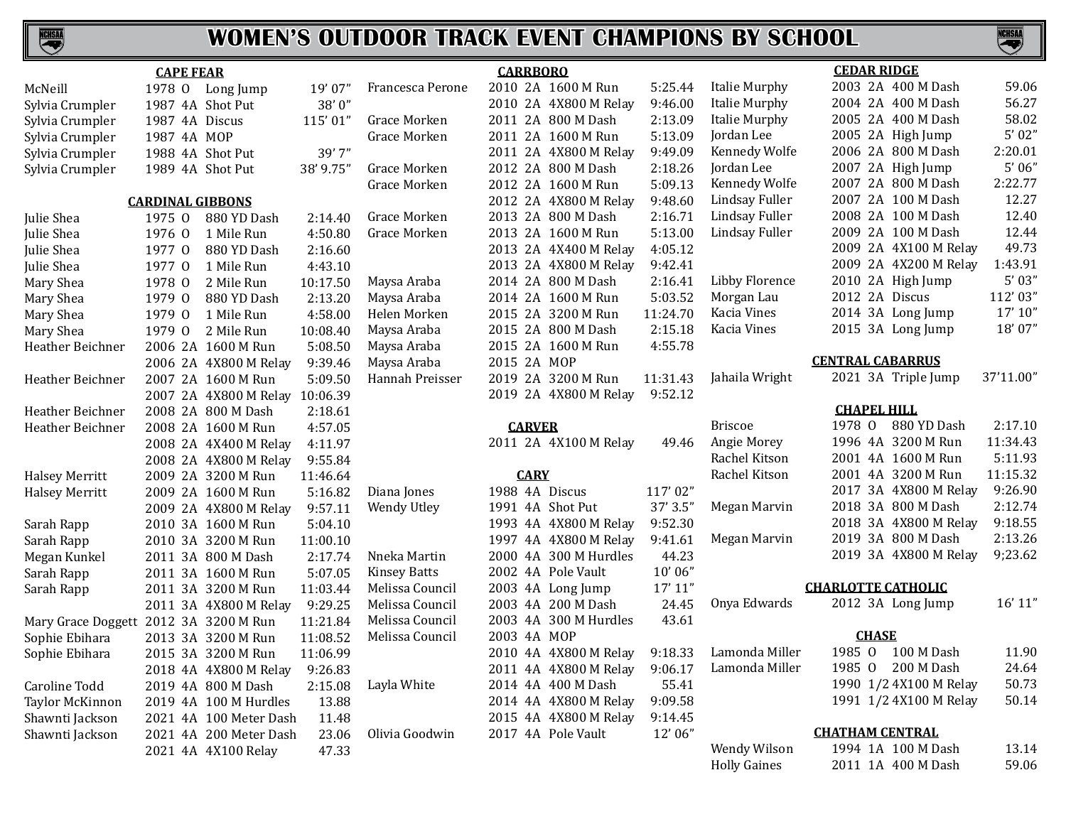# WOMEN'S OUTDOOR TRACK EVENT CHAMPIONS BY SCHOOL

## CAPE FEAR

| Name | Year | Class | Event | Mark |
|---|---|---|---|---|
| McNeill | 1978 | O | Long Jump | 19' 07" |
| Sylvia Crumpler | 1987 | 4A | Shot Put | 38' 0" |
| Sylvia Crumpler | 1987 | 4A | Discus | 115' 01" |
| Sylvia Crumpler | 1987 | 4A | MOP | |
| Sylvia Crumpler | 1988 | 4A | Shot Put | 39' 7" |
| Sylvia Crumpler | 1989 | 4A | Shot Put | 38' 9.75" |

## CARDINAL GIBBONS

| Name | Year | Class | Event | Mark |
|---|---|---|---|---|
| Julie Shea | 1975 | O | 880 YD Dash | 2:14.40 |
| Julie Shea | 1976 | O | 1 Mile Run | 4:50.80 |
| Julie Shea | 1977 | O | 880 YD Dash | 2:16.60 |
| Julie Shea | 1977 | O | 1 Mile Run | 4:43.10 |
| Mary Shea | 1978 | O | 2 Mile Run | 10:17.50 |
| Mary Shea | 1979 | O | 880 YD Dash | 2:13.20 |
| Mary Shea | 1979 | O | 1 Mile Run | 4:58.00 |
| Mary Shea | 1979 | O | 2 Mile Run | 10:08.40 |
| Heather Beichner | 2006 | 2A | 1600 M Run | 5:08.50 |
| | 2006 | 2A | 4X800 M Relay | 9:39.46 |
| Heather Beichner | 2007 | 2A | 1600 M Run | 5:09.50 |
| | 2007 | 2A | 4X800 M Relay | 10:06.39 |
| Heather Beichner | 2008 | 2A | 800 M Dash | 2:18.61 |
| Heather Beichner | 2008 | 2A | 1600 M Run | 4:57.05 |
| | 2008 | 2A | 4X400 M Relay | 4:11.97 |
| | 2008 | 2A | 4X800 M Relay | 9:55.84 |
| Halsey Merritt | 2009 | 2A | 3200 M Run | 11:46.64 |
| Halsey Merritt | 2009 | 2A | 1600 M Run | 5:16.82 |
| | 2009 | 2A | 4X800 M Relay | 9:57.11 |
| Sarah Rapp | 2010 | 3A | 1600 M Run | 5:04.10 |
| Sarah Rapp | 2010 | 3A | 3200 M Run | 11:00.10 |
| Megan Kunkel | 2011 | 3A | 800 M Dash | 2:17.74 |
| Sarah Rapp | 2011 | 3A | 1600 M Run | 5:07.05 |
| Sarah Rapp | 2011 | 3A | 3200 M Run | 11:03.44 |
| | 2011 | 3A | 4X800 M Relay | 9:29.25 |
| Mary Grace Doggett | 2012 | 3A | 3200 M Run | 11:21.84 |
| Sophie Ebihara | 2013 | 3A | 3200 M Run | 11:08.52 |
| Sophie Ebihara | 2015 | 3A | 3200 M Run | 11:06.99 |
| | 2018 | 4A | 4X800 M Relay | 9:26.83 |
| Caroline Todd | 2019 | 4A | 800 M Dash | 2:15.08 |
| Taylor McKinnon | 2019 | 4A | 100 M Hurdles | 13.88 |
| Shawnti Jackson | 2021 | 4A | 100 Meter Dash | 11.48 |
| Shawnti Jackson | 2021 | 4A | 200 Meter Dash | 23.06 |
| | 2021 | 4A | 4X100 Relay | 47.33 |

## CARRBORO

| Name | Year | Class | Event | Mark |
|---|---|---|---|---|
| Francesca Perone | 2010 | 2A | 1600 M Run | 5:25.44 |
| | 2010 | 2A | 4X800 M Relay | 9:46.00 |
| Grace Morken | 2011 | 2A | 800 M Dash | 2:13.09 |
| Grace Morken | 2011 | 2A | 1600 M Run | 5:13.09 |
| | 2011 | 2A | 4X800 M Relay | 9:49.09 |
| Grace Morken | 2012 | 2A | 800 M Dash | 2:18.26 |
| Grace Morken | 2012 | 2A | 1600 M Run | 5:09.13 |
| | 2012 | 2A | 4X800 M Relay | 9:48.60 |
| Grace Morken | 2013 | 2A | 800 M Dash | 2:16.71 |
| Grace Morken | 2013 | 2A | 1600 M Run | 5:13.00 |
| | 2013 | 2A | 4X400 M Relay | 4:05.12 |
| | 2013 | 2A | 4X800 M Relay | 9:42.41 |
| Maysa Araba | 2014 | 2A | 800 M Dash | 2:16.41 |
| Maysa Araba | 2014 | 2A | 1600 M Run | 5:03.52 |
| Helen Morken | 2015 | 2A | 3200 M Run | 11:24.70 |
| Maysa Araba | 2015 | 2A | 800 M Dash | 2:15.18 |
| Maysa Araba | 2015 | 2A | 1600 M Run | 4:55.78 |
| Maysa Araba | 2015 | 2A | MOP | |
| Hannah Preisser | 2019 | 2A | 3200 M Run | 11:31.43 |
| | 2019 | 2A | 4X800 M Relay | 9:52.12 |

## CARVER

| Name | Year | Class | Event | Mark |
|---|---|---|---|---|
| | 2011 | 2A | 4X100 M Relay | 49.46 |

## CARY

| Name | Year | Class | Event | Mark |
|---|---|---|---|---|
| Diana Jones | 1988 | 4A | Discus | 117' 02" |
| Wendy Utley | 1991 | 4A | Shot Put | 37' 3.5" |
| | 1993 | 4A | 4X800 M Relay | 9:52.30 |
| | 1997 | 4A | 4X800 M Relay | 9:41.61 |
| Nneka Martin | 2000 | 4A | 300 M Hurdles | 44.23 |
| Kinsey Batts | 2002 | 4A | Pole Vault | 10' 06" |
| Melissa Council | 2003 | 4A | Long Jump | 17' 11" |
| Melissa Council | 2003 | 4A | 200 M Dash | 24.45 |
| Melissa Council | 2003 | 4A | 300 M Hurdles | 43.61 |
| Melissa Council | 2003 | 4A | MOP | |
| | 2010 | 4A | 4X800 M Relay | 9:18.33 |
| | 2011 | 4A | 4X800 M Relay | 9:06.17 |
| Layla White | 2014 | 4A | 400 M Dash | 55.41 |
| | 2014 | 4A | 4X800 M Relay | 9:09.58 |
| | 2015 | 4A | 4X800 M Relay | 9:14.45 |
| Olivia Goodwin | 2017 | 4A | Pole Vault | 12' 06" |

## CEDAR RIDGE

| Name | Year | Class | Event | Mark |
|---|---|---|---|---|
| Italie Murphy | 2003 | 2A | 400 M Dash | 59.06 |
| Italie Murphy | 2004 | 2A | 400 M Dash | 56.27 |
| Italie Murphy | 2005 | 2A | 400 M Dash | 58.02 |
| Jordan Lee | 2005 | 2A | High Jump | 5' 02" |
| Kennedy Wolfe | 2006 | 2A | 800 M Dash | 2:20.01 |
| Jordan Lee | 2007 | 2A | High Jump | 5' 06" |
| Kennedy Wolfe | 2007 | 2A | 800 M Dash | 2:22.77 |
| Lindsay Fuller | 2007 | 2A | 100 M Dash | 12.27 |
| Lindsay Fuller | 2008 | 2A | 100 M Dash | 12.40 |
| Lindsay Fuller | 2009 | 2A | 100 M Dash | 12.44 |
| | 2009 | 2A | 4X100 M Relay | 49.73 |
| | 2009 | 2A | 4X200 M Relay | 1:43.91 |
| Libby Florence | 2010 | 2A | High Jump | 5' 03" |
| Morgan Lau | 2012 | 2A | Discus | 112' 03" |
| Kacia Vines | 2014 | 3A | Long Jump | 17' 10" |
| Kacia Vines | 2015 | 3A | Long Jump | 18' 07" |

## CENTRAL CABARRUS

| Name | Year | Class | Event | Mark |
|---|---|---|---|---|
| Jahaila Wright | 2021 | 3A | Triple Jump | 37'11.00" |

## CHAPEL HILL

| Name | Year | Class | Event | Mark |
|---|---|---|---|---|
| Briscoe | 1978 | O | 880 YD Dash | 2:17.10 |
| Angie Morey | 1996 | 4A | 3200 M Run | 11:34.43 |
| Rachel Kitson | 2001 | 4A | 1600 M Run | 5:11.93 |
| Rachel Kitson | 2001 | 4A | 3200 M Run | 11:15.32 |
| | 2017 | 3A | 4X800 M Relay | 9:26.90 |
| Megan Marvin | 2018 | 3A | 800 M Dash | 2:12.74 |
| | 2018 | 3A | 4X800 M Relay | 9:18.55 |
| Megan Marvin | 2019 | 3A | 800 M Dash | 2:13.26 |
| | 2019 | 3A | 4X800 M Relay | 9;23.62 |

## CHARLOTTE CATHOLIC

| Name | Year | Class | Event | Mark |
|---|---|---|---|---|
| Onya Edwards | 2012 | 3A | Long Jump | 16' 11" |

## CHASE

| Name | Year | Class | Event | Mark |
|---|---|---|---|---|
| Lamonda Miller | 1985 | O | 100 M Dash | 11.90 |
| Lamonda Miller | 1985 | O | 200 M Dash | 24.64 |
| | 1990 | 1/2 | 4X100 M Relay | 50.73 |
| | 1991 | 1/2 | 4X100 M Relay | 50.14 |

## CHATHAM CENTRAL

| Name | Year | Class | Event | Mark |
|---|---|---|---|---|
| Wendy Wilson | 1994 | 1A | 100 M Dash | 13.14 |
| Holly Gaines | 2011 | 1A | 400 M Dash | 59.06 |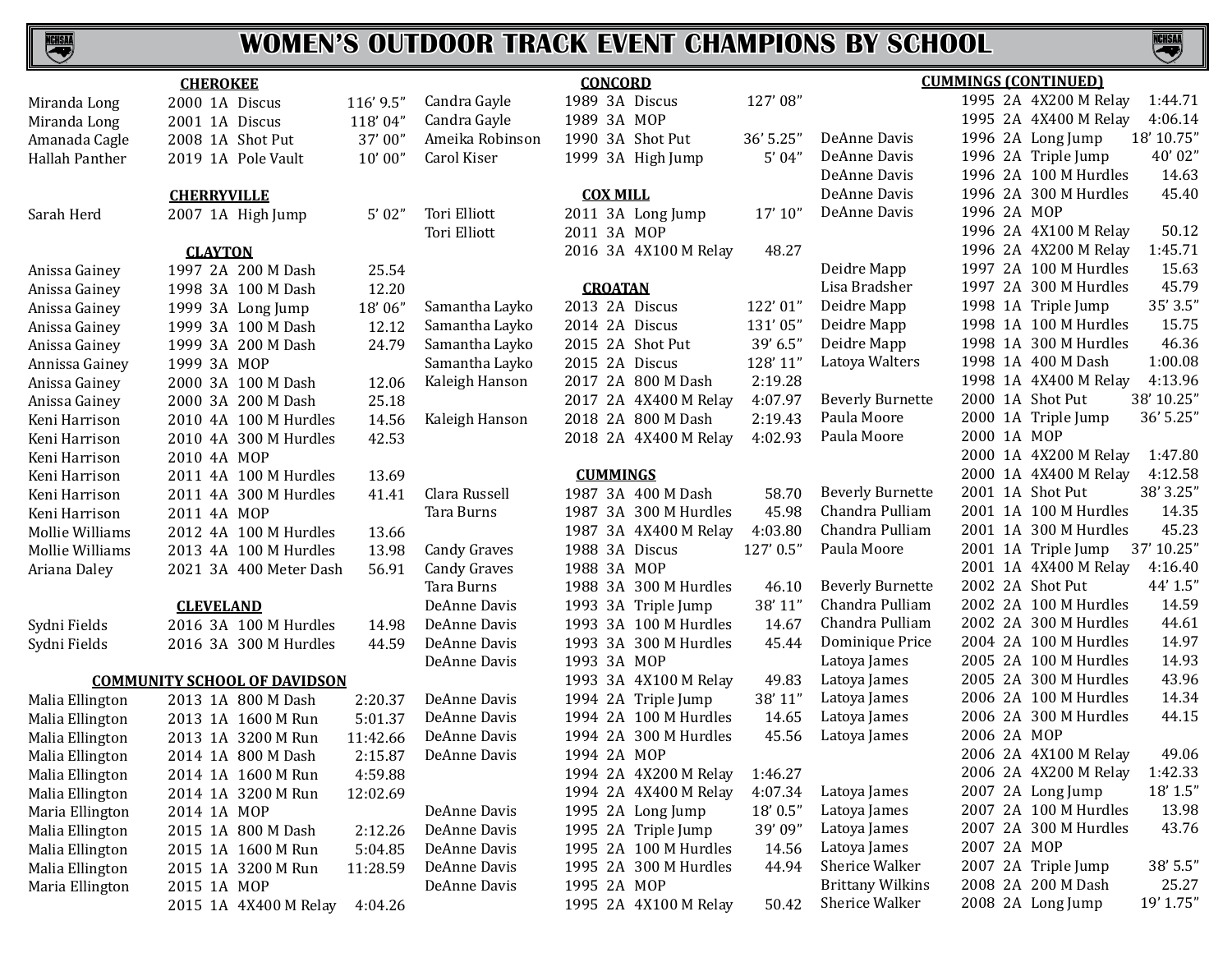# WOMEN'S OUTDOOR TRACK EVENT CHAMPIONS BY SCHOOL

### CHEROKEE

| Name | Year | Class | Event | Mark |
|---|---|---|---|---|
| Miranda Long | 2000 | 1A | Discus | 116' 9.5" |
| Miranda Long | 2001 | 1A | Discus | 118' 04" |
| Amanada Cagle | 2008 | 1A | Shot Put | 37' 00" |
| Hallah Panther | 2019 | 1A | Pole Vault | 10' 00" |

### CHERRYVILLE

| Name | Year | Class | Event | Mark |
|---|---|---|---|---|
| Sarah Herd | 2007 | 1A | High Jump | 5' 02" |

### CLAYTON

| Name | Year | Class | Event | Mark |
|---|---|---|---|---|
| Anissa Gainey | 1997 | 2A | 200 M Dash | 25.54 |
| Anissa Gainey | 1998 | 3A | 100 M Dash | 12.20 |
| Anissa Gainey | 1999 | 3A | Long Jump | 18' 06" |
| Anissa Gainey | 1999 | 3A | 100 M Dash | 12.12 |
| Anissa Gainey | 1999 | 3A | 200 M Dash | 24.79 |
| Annissa Gainey | 1999 | 3A | MOP | |
| Anissa Gainey | 2000 | 3A | 100 M Dash | 12.06 |
| Anissa Gainey | 2000 | 3A | 200 M Dash | 25.18 |
| Keni Harrison | 2010 | 4A | 100 M Hurdles | 14.56 |
| Keni Harrison | 2010 | 4A | 300 M Hurdles | 42.53 |
| Keni Harrison | 2010 | 4A | MOP | |
| Keni Harrison | 2011 | 4A | 100 M Hurdles | 13.69 |
| Keni Harrison | 2011 | 4A | 300 M Hurdles | 41.41 |
| Keni Harrison | 2011 | 4A | MOP | |
| Mollie Williams | 2012 | 4A | 100 M Hurdles | 13.66 |
| Mollie Williams | 2013 | 4A | 100 M Hurdles | 13.98 |
| Ariana Daley | 2021 | 3A | 400 Meter Dash | 56.91 |

### CLEVELAND

| Name | Year | Class | Event | Mark |
|---|---|---|---|---|
| Sydni Fields | 2016 | 3A | 100 M Hurdles | 14.98 |
| Sydni Fields | 2016 | 3A | 300 M Hurdles | 44.59 |

### COMMUNITY SCHOOL OF DAVIDSON

| Name | Year | Class | Event | Mark |
|---|---|---|---|---|
| Malia Ellington | 2013 | 1A | 800 M Dash | 2:20.37 |
| Malia Ellington | 2013 | 1A | 1600 M Run | 5:01.37 |
| Malia Ellington | 2013 | 1A | 3200 M Run | 11:42.66 |
| Malia Ellington | 2014 | 1A | 800 M Dash | 2:15.87 |
| Malia Ellington | 2014 | 1A | 1600 M Run | 4:59.88 |
| Malia Ellington | 2014 | 1A | 3200 M Run | 12:02.69 |
| Maria Ellington | 2014 | 1A | MOP | |
| Malia Ellington | 2015 | 1A | 800 M Dash | 2:12.26 |
| Malia Ellington | 2015 | 1A | 1600 M Run | 5:04.85 |
| Malia Ellington | 2015 | 1A | 3200 M Run | 11:28.59 |
| Maria Ellington | 2015 | 1A | MOP | |
| | 2015 | 1A | 4X400 M Relay | 4:04.26 |

### CONCORD

| Name | Year | Class | Event | Mark |
|---|---|---|---|---|
| Candra Gayle | 1989 | 3A | Discus | 127' 08" |
| Candra Gayle | 1989 | 3A | MOP | |
| Ameika Robinson | 1990 | 3A | Shot Put | 36' 5.25" |
| Carol Kiser | 1999 | 3A | High Jump | 5' 04" |

### COX MILL

| Name | Year | Class | Event | Mark |
|---|---|---|---|---|
| Tori Elliott | 2011 | 3A | Long Jump | 17' 10" |
| Tori Elliott | 2011 | 3A | MOP | |
| | 2016 | 3A | 4X100 M Relay | 48.27 |

### CROATAN

| Name | Year | Class | Event | Mark |
|---|---|---|---|---|
| Samantha Layko | 2013 | 2A | Discus | 122' 01" |
| Samantha Layko | 2014 | 2A | Discus | 131' 05" |
| Samantha Layko | 2015 | 2A | Shot Put | 39' 6.5" |
| Samantha Layko | 2015 | 2A | Discus | 128' 11" |
| Kaleigh Hanson | 2017 | 2A | 800 M Dash | 2:19.28 |
| | 2017 | 2A | 4X400 M Relay | 4:07.97 |
| Kaleigh Hanson | 2018 | 2A | 800 M Dash | 2:19.43 |
| | 2018 | 2A | 4X400 M Relay | 4:02.93 |

### CUMMINGS

| Name | Year | Class | Event | Mark |
|---|---|---|---|---|
| Clara Russell | 1987 | 3A | 400 M Dash | 58.70 |
| Tara Burns | 1987 | 3A | 300 M Hurdles | 45.98 |
| | 1987 | 3A | 4X400 M Relay | 4:03.80 |
| Candy Graves | 1988 | 3A | Discus | 127' 0.5" |
| Candy Graves | 1988 | 3A | MOP | |
| Tara Burns | 1988 | 3A | 300 M Hurdles | 46.10 |
| DeAnne Davis | 1993 | 3A | Triple Jump | 38' 11" |
| DeAnne Davis | 1993 | 3A | 100 M Hurdles | 14.67 |
| DeAnne Davis | 1993 | 3A | 300 M Hurdles | 45.44 |
| DeAnne Davis | 1993 | 3A | MOP | |
| | 1993 | 3A | 4X100 M Relay | 49.83 |
| DeAnne Davis | 1994 | 2A | Triple Jump | 38' 11" |
| DeAnne Davis | 1994 | 2A | 100 M Hurdles | 14.65 |
| DeAnne Davis | 1994 | 2A | 300 M Hurdles | 45.56 |
| DeAnne Davis | 1994 | 2A | MOP | |
| | 1994 | 2A | 4X200 M Relay | 1:46.27 |
| | 1994 | 2A | 4X400 M Relay | 4:07.34 |
| DeAnne Davis | 1995 | 2A | Long Jump | 18' 0.5" |
| DeAnne Davis | 1995 | 2A | Triple Jump | 39' 09" |
| DeAnne Davis | 1995 | 2A | 100 M Hurdles | 14.56 |
| DeAnne Davis | 1995 | 2A | 300 M Hurdles | 44.94 |
| DeAnne Davis | 1995 | 2A | MOP | |
| | 1995 | 2A | 4X100 M Relay | 50.42 |

### CUMMINGS (CONTINUED)

| Name | Year | Class | Event | Mark |
|---|---|---|---|---|
| | 1995 | 2A | 4X200 M Relay | 1:44.71 |
| | 1995 | 2A | 4X400 M Relay | 4:06.14 |
| DeAnne Davis | 1996 | 2A | Long Jump | 18' 10.75" |
| DeAnne Davis | 1996 | 2A | Triple Jump | 40' 02" |
| DeAnne Davis | 1996 | 2A | 100 M Hurdles | 14.63 |
| DeAnne Davis | 1996 | 2A | 300 M Hurdles | 45.40 |
| DeAnne Davis | 1996 | 2A | MOP | |
| | 1996 | 2A | 4X100 M Relay | 50.12 |
| | 1996 | 2A | 4X200 M Relay | 1:45.71 |
| Deidre Mapp | 1997 | 2A | 100 M Hurdles | 15.63 |
| Lisa Bradsher | 1997 | 2A | 300 M Hurdles | 45.79 |
| Deidre Mapp | 1998 | 1A | Triple Jump | 35' 3.5" |
| Deidre Mapp | 1998 | 1A | 100 M Hurdles | 15.75 |
| Deidre Mapp | 1998 | 1A | 300 M Hurdles | 46.36 |
| Latoya Walters | 1998 | 1A | 400 M Dash | 1:00.08 |
| | 1998 | 1A | 4X400 M Relay | 4:13.96 |
| Beverly Burnette | 2000 | 1A | Shot Put | 38' 10.25" |
| Paula Moore | 2000 | 1A | Triple Jump | 36' 5.25" |
| Paula Moore | 2000 | 1A | MOP | |
| | 2000 | 1A | 4X200 M Relay | 1:47.80 |
| | 2000 | 1A | 4X400 M Relay | 4:12.58 |
| Beverly Burnette | 2001 | 1A | Shot Put | 38' 3.25" |
| Chandra Pulliam | 2001 | 1A | 100 M Hurdles | 14.35 |
| Chandra Pulliam | 2001 | 1A | 300 M Hurdles | 45.23 |
| Paula Moore | 2001 | 1A | Triple Jump | 37' 10.25" |
| | 2001 | 1A | 4X400 M Relay | 4:16.40 |
| Beverly Burnette | 2002 | 2A | Shot Put | 44' 1.5" |
| Chandra Pulliam | 2002 | 2A | 100 M Hurdles | 14.59 |
| Chandra Pulliam | 2002 | 2A | 300 M Hurdles | 44.61 |
| Dominique Price | 2004 | 2A | 100 M Hurdles | 14.97 |
| Latoya James | 2005 | 2A | 100 M Hurdles | 14.93 |
| Latoya James | 2005 | 2A | 300 M Hurdles | 43.96 |
| Latoya James | 2006 | 2A | 100 M Hurdles | 14.34 |
| Latoya James | 2006 | 2A | 300 M Hurdles | 44.15 |
| Latoya James | 2006 | 2A | MOP | |
| | 2006 | 2A | 4X100 M Relay | 49.06 |
| | 2006 | 2A | 4X200 M Relay | 1:42.33 |
| Latoya James | 2007 | 2A | Long Jump | 18' 1.5" |
| Latoya James | 2007 | 2A | 100 M Hurdles | 13.98 |
| Latoya James | 2007 | 2A | 300 M Hurdles | 43.76 |
| Latoya James | 2007 | 2A | MOP | |
| Sherice Walker | 2007 | 2A | Triple Jump | 38' 5.5" |
| Brittany Wilkins | 2008 | 2A | 200 M Dash | 25.27 |
| Sherice Walker | 2008 | 2A | Long Jump | 19' 1.75" |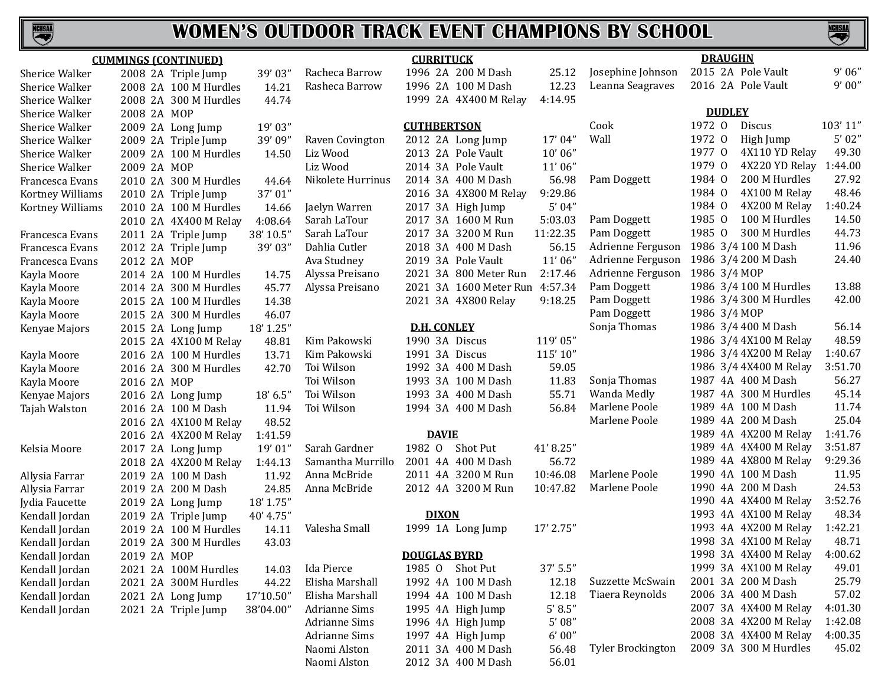# WOMEN'S OUTDOOR TRACK EVENT CHAMPIONS BY SCHOOL

### CUMMINGS (CONTINUED)

| Name | Year | Class | Event | Mark |
|---|---|---|---|---|
| Sherice Walker | 2008 | 2A | Triple Jump | 39' 03" |
| Sherice Walker | 2008 | 2A | 100 M Hurdles | 14.21 |
| Sherice Walker | 2008 | 2A | 300 M Hurdles | 44.74 |
| Sherice Walker | 2008 | 2A | MOP | |
| Sherice Walker | 2009 | 2A | Long Jump | 19' 03" |
| Sherice Walker | 2009 | 2A | Triple Jump | 39' 09" |
| Sherice Walker | 2009 | 2A | 100 M Hurdles | 14.50 |
| Sherice Walker | 2009 | 2A | MOP | |
| Francesca Evans | 2010 | 2A | 300 M Hurdles | 44.64 |
| Kortney Williams | 2010 | 2A | Triple Jump | 37' 01" |
| Kortney Williams | 2010 | 2A | 100 M Hurdles | 14.66 |
| | 2010 | 2A | 4X400 M Relay | 4:08.64 |
| Francesca Evans | 2011 | 2A | Triple Jump | 38' 10.5" |
| Francesca Evans | 2012 | 2A | Triple Jump | 39' 03" |
| Francesca Evans | 2012 | 2A | MOP | |
| Kayla Moore | 2014 | 2A | 100 M Hurdles | 14.75 |
| Kayla Moore | 2014 | 2A | 300 M Hurdles | 45.77 |
| Kayla Moore | 2015 | 2A | 100 M Hurdles | 14.38 |
| Kayla Moore | 2015 | 2A | 300 M Hurdles | 46.07 |
| Kenyae Majors | 2015 | 2A | Long Jump | 18' 1.25" |
| | 2015 | 2A | 4X100 M Relay | 48.81 |
| Kayla Moore | 2016 | 2A | 100 M Hurdles | 13.71 |
| Kayla Moore | 2016 | 2A | 300 M Hurdles | 42.70 |
| Kayla Moore | 2016 | 2A | MOP | |
| Kenyae Majors | 2016 | 2A | Long Jump | 18' 6.5" |
| Tajah Walston | 2016 | 2A | 100 M Dash | 11.94 |
| | 2016 | 2A | 4X100 M Relay | 48.52 |
| | 2016 | 2A | 4X200 M Relay | 1:41.59 |
| Kelsia Moore | 2017 | 2A | Long Jump | 19' 01" |
| | 2018 | 2A | 4X200 M Relay | 1:44.13 |
| Allysia Farrar | 2019 | 2A | 100 M Dash | 11.92 |
| Allysia Farrar | 2019 | 2A | 200 M Dash | 24.85 |
| Jydia Faucette | 2019 | 2A | Long Jump | 18' 1.75" |
| Kendall Jordan | 2019 | 2A | Triple Jump | 40' 4.75" |
| Kendall Jordan | 2019 | 2A | 100 M Hurdles | 14.11 |
| Kendall Jordan | 2019 | 2A | 300 M Hurdles | 43.03 |
| Kendall Jordan | 2019 | 2A | MOP | |
| Kendall Jordan | 2021 | 2A | 100M Hurdles | 14.03 |
| Kendall Jordan | 2021 | 2A | 300M Hurdles | 44.22 |
| Kendall Jordan | 2021 | 2A | Long Jump | 17'10.50" |
| Kendall Jordan | 2021 | 2A | Triple Jump | 38'04.00" |

### CURRITUCK

| Name | Year | Class | Event | Mark |
|---|---|---|---|---|
| Racheca Barrow | 1996 | 2A | 200 M Dash | 25.12 |
| Rasheca Barrow | 1996 | 2A | 100 M Dash | 12.23 |
| | 1999 | 2A | 4X400 M Relay | 4:14.95 |

### CUTHBERTSON

| Name | Year | Class | Event | Mark |
|---|---|---|---|---|
| Raven Covington | 2012 | 2A | Long Jump | 17' 04" |
| Liz Wood | 2013 | 2A | Pole Vault | 10' 06" |
| Liz Wood | 2014 | 3A | Pole Vault | 11' 06" |
| Nikolete Hurrinus | 2014 | 3A | 400 M Dash | 56.98 |
| | 2016 | 3A | 4X800 M Relay | 9:29.86 |
| Jaelyn Warren | 2017 | 3A | High Jump | 5' 04" |
| Sarah LaTour | 2017 | 3A | 1600 M Run | 5:03.03 |
| Sarah LaTour | 2017 | 3A | 3200 M Run | 11:22.35 |
| Dahlia Cutler | 2018 | 3A | 400 M Dash | 56.15 |
| Ava Studney | 2019 | 3A | Pole Vault | 11' 06" |
| Alyssa Preisano | 2021 | 3A | 800 Meter Run | 2:17.46 |
| Alyssa Preisano | 2021 | 3A | 1600 Meter Run | 4:57.34 |
| | 2021 | 3A | 4X800 Relay | 9:18.25 |

### D.H. CONLEY

| Name | Year | Class | Event | Mark |
|---|---|---|---|---|
| Kim Pakowski | 1990 | 3A | Discus | 119' 05" |
| Kim Pakowski | 1991 | 3A | Discus | 115' 10" |
| Toi Wilson | 1992 | 3A | 400 M Dash | 59.05 |
| Toi Wilson | 1993 | 3A | 100 M Dash | 11.83 |
| Toi Wilson | 1993 | 3A | 400 M Dash | 55.71 |
| Toi Wilson | 1994 | 3A | 400 M Dash | 56.84 |

### DAVIE

| Name | Year | Class | Event | Mark |
|---|---|---|---|---|
| Sarah Gardner | 1982 | O | Shot Put | 41' 8.25" |
| Samantha Murrillo | 2001 | 4A | 400 M Dash | 56.72 |
| Anna McBride | 2011 | 4A | 3200 M Run | 10:46.08 |
| Anna McBride | 2012 | 4A | 3200 M Run | 10:47.82 |

### DIXON

| Name | Year | Class | Event | Mark |
|---|---|---|---|---|
| Valesha Small | 1999 | 1A | Long Jump | 17' 2.75" |

### DOUGLAS BYRD

| Name | Year | Class | Event | Mark |
|---|---|---|---|---|
| Ida Pierce | 1985 | O | Shot Put | 37' 5.5" |
| Elisha Marshall | 1992 | 4A | 100 M Dash | 12.18 |
| Elisha Marshall | 1994 | 4A | 100 M Dash | 12.18 |
| Adrianne Sims | 1995 | 4A | High Jump | 5' 8.5" |
| Adrianne Sims | 1996 | 4A | High Jump | 5' 08" |
| Adrianne Sims | 1997 | 4A | High Jump | 6' 00" |
| Naomi Alston | 2011 | 3A | 400 M Dash | 56.48 |
| Naomi Alston | 2012 | 3A | 400 M Dash | 56.01 |

### DRAUGHN

| Name | Year | Class | Event | Mark |
|---|---|---|---|---|
| Josephine Johnson | 2015 | 2A | Pole Vault | 9' 06" |
| Leanna Seagraves | 2016 | 2A | Pole Vault | 9' 00" |

### DUDLEY

| Name | Year | Class | Event | Mark |
|---|---|---|---|---|
| Cook | 1972 | O | Discus | 103' 11" |
| Wall | 1972 | O | High Jump | 5' 02" |
| | 1977 | O | 4X110 YD Relay | 49.30 |
| | 1979 | O | 4X220 YD Relay | 1:44.00 |
| Pam Doggett | 1984 | O | 200 M Hurdles | 27.92 |
| | 1984 | O | 4X100 M Relay | 48.46 |
| | 1984 | O | 4X200 M Relay | 1:40.24 |
| Pam Doggett | 1985 | O | 100 M Hurdles | 14.50 |
| Pam Doggett | 1985 | O | 300 M Hurdles | 44.73 |
| Adrienne Ferguson | 1986 | 3/4 | 100 M Dash | 11.96 |
| Adrienne Ferguson | 1986 | 3/4 | 200 M Dash | 24.40 |
| Adrienne Ferguson | 1986 | 3/4 | MOP | |
| Pam Doggett | 1986 | 3/4 | 100 M Hurdles | 13.88 |
| Pam Doggett | 1986 | 3/4 | 300 M Hurdles | 42.00 |
| Pam Doggett | 1986 | 3/4 | MOP | |
| Sonja Thomas | 1986 | 3/4 | 400 M Dash | 56.14 |
| | 1986 | 3/4 | 4X100 M Relay | 48.59 |
| | 1986 | 3/4 | 4X200 M Relay | 1:40.67 |
| | 1986 | 3/4 | 4X400 M Relay | 3:51.70 |
| Sonja Thomas | 1987 | 4A | 400 M Dash | 56.27 |
| Wanda Medly | 1987 | 4A | 300 M Hurdles | 45.14 |
| Marlene Poole | 1989 | 4A | 100 M Dash | 11.74 |
| Marlene Poole | 1989 | 4A | 200 M Dash | 25.04 |
| | 1989 | 4A | 4X200 M Relay | 1:41.76 |
| | 1989 | 4A | 4X400 M Relay | 3:51.87 |
| | 1989 | 4A | 4X800 M Relay | 9:29.36 |
| Marlene Poole | 1990 | 4A | 100 M Dash | 11.95 |
| Marlene Poole | 1990 | 4A | 200 M Dash | 24.53 |
| | 1990 | 4A | 4X400 M Relay | 3:52.76 |
| | 1993 | 4A | 4X100 M Relay | 48.34 |
| | 1993 | 4A | 4X200 M Relay | 1:42.21 |
| | 1998 | 3A | 4X100 M Relay | 48.71 |
| | 1998 | 3A | 4X400 M Relay | 4:00.62 |
| | 1999 | 3A | 4X100 M Relay | 49.01 |
| Suzzette McSwain | 2001 | 3A | 200 M Dash | 25.79 |
| Tiaera Reynolds | 2006 | 3A | 400 M Dash | 57.02 |
| | 2007 | 3A | 4X400 M Relay | 4:01.30 |
| | 2008 | 3A | 4X200 M Relay | 1:42.08 |
| | 2008 | 3A | 4X400 M Relay | 4:00.35 |
| Tyler Brockington | 2009 | 3A | 300 M Hurdles | 45.02 |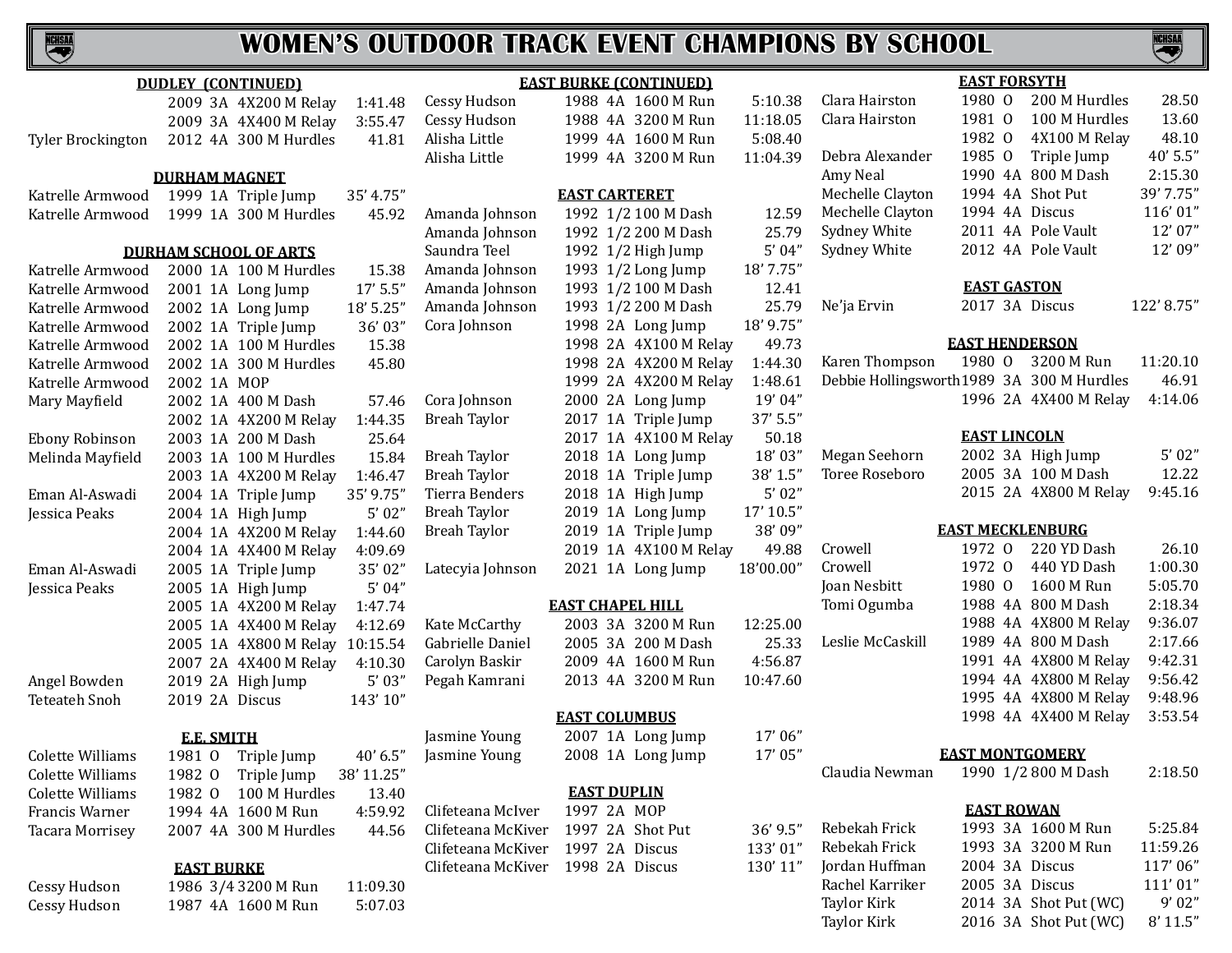# WOMEN'S OUTDOOR TRACK EVENT CHAMPIONS BY SCHOOL

### DUDLEY (CONTINUED)

| Name | Year | Class | Event | Mark |
|---|---|---|---|---|
| | 2009 | 3A | 4X200 M Relay | 1:41.48 |
| | 2009 | 3A | 4X400 M Relay | 3:55.47 |
| Tyler Brockington | 2012 | 4A | 300 M Hurdles | 41.81 |

### DURHAM MAGNET

| Name | Year | Class | Event | Mark |
|---|---|---|---|---|
| Katrelle Armwood | 1999 | 1A | Triple Jump | 35' 4.75" |
| Katrelle Armwood | 1999 | 1A | 300 M Hurdles | 45.92 |

### DURHAM SCHOOL OF ARTS

| Name | Year | Class | Event | Mark |
|---|---|---|---|---|
| Katrelle Armwood | 2000 | 1A | 100 M Hurdles | 15.38 |
| Katrelle Armwood | 2001 | 1A | Long Jump | 17' 5.5" |
| Katrelle Armwood | 2002 | 1A | Long Jump | 18' 5.25" |
| Katrelle Armwood | 2002 | 1A | Triple Jump | 36' 03" |
| Katrelle Armwood | 2002 | 1A | 100 M Hurdles | 15.38 |
| Katrelle Armwood | 2002 | 1A | 300 M Hurdles | 45.80 |
| Katrelle Armwood | 2002 | 1A | MOP | |
| Mary Mayfield | 2002 | 1A | 400 M Dash | 57.46 |
| | 2002 | 1A | 4X200 M Relay | 1:44.35 |
| Ebony Robinson | 2003 | 1A | 200 M Dash | 25.64 |
| Melinda Mayfield | 2003 | 1A | 100 M Hurdles | 15.84 |
| | 2003 | 1A | 4X200 M Relay | 1:46.47 |
| Eman Al-Aswadi | 2004 | 1A | Triple Jump | 35' 9.75" |
| Jessica Peaks | 2004 | 1A | High Jump | 5' 02" |
| | 2004 | 1A | 4X200 M Relay | 1:44.60 |
| | 2004 | 1A | 4X400 M Relay | 4:09.69 |
| Eman Al-Aswadi | 2005 | 1A | Triple Jump | 35' 02" |
| Jessica Peaks | 2005 | 1A | High Jump | 5' 04" |
| | 2005 | 1A | 4X200 M Relay | 1:47.74 |
| | 2005 | 1A | 4X400 M Relay | 4:12.69 |
| | 2005 | 1A | 4X800 M Relay | 10:15.54 |
| | 2007 | 2A | 4X400 M Relay | 4:10.30 |
| Angel Bowden | 2019 | 2A | High Jump | 5' 03" |
| Teteateh Snoh | 2019 | 2A | Discus | 143' 10" |

### E.E. SMITH

| Name | Year | Class | Event | Mark |
|---|---|---|---|---|
| Colette Williams | 1981 | O | Triple Jump | 40' 6.5" |
| Colette Williams | 1982 | O | Triple Jump | 38' 11.25" |
| Colette Williams | 1982 | O | 100 M Hurdles | 13.40 |
| Francis Warner | 1994 | 4A | 1600 M Run | 4:59.92 |
| Tacara Morrisey | 2007 | 4A | 300 M Hurdles | 44.56 |

### EAST BURKE

| Name | Year | Class | Event | Mark |
|---|---|---|---|---|
| Cessy Hudson | 1986 | 3/4 | 3200 M Run | 11:09.30 |
| Cessy Hudson | 1987 | 4A | 1600 M Run | 5:07.03 |

### EAST BURKE (CONTINUED)

| Name | Year | Class | Event | Mark |
|---|---|---|---|---|
| Cessy Hudson | 1988 | 4A | 1600 M Run | 5:10.38 |
| Cessy Hudson | 1988 | 4A | 3200 M Run | 11:18.05 |
| Alisha Little | 1999 | 4A | 1600 M Run | 5:08.40 |
| Alisha Little | 1999 | 4A | 3200 M Run | 11:04.39 |

### EAST CARTERET

| Name | Year | Class | Event | Mark |
|---|---|---|---|---|
| Amanda Johnson | 1992 | 1/2 | 100 M Dash | 12.59 |
| Amanda Johnson | 1992 | 1/2 | 200 M Dash | 25.79 |
| Saundra Teel | 1992 | 1/2 | High Jump | 5' 04" |
| Amanda Johnson | 1993 | 1/2 | Long Jump | 18' 7.75" |
| Amanda Johnson | 1993 | 1/2 | 100 M Dash | 12.41 |
| Amanda Johnson | 1993 | 1/2 | 200 M Dash | 25.79 |
| Cora Johnson | 1998 | 2A | Long Jump | 18' 9.75" |
| | 1998 | 2A | 4X100 M Relay | 49.73 |
| | 1998 | 2A | 4X200 M Relay | 1:44.30 |
| | 1999 | 2A | 4X200 M Relay | 1:48.61 |
| Cora Johnson | 2000 | 2A | Long Jump | 19' 04" |
| Breah Taylor | 2017 | 1A | Triple Jump | 37' 5.5" |
| | 2017 | 1A | 4X100 M Relay | 50.18 |
| Breah Taylor | 2018 | 1A | Long Jump | 18' 03" |
| Breah Taylor | 2018 | 1A | Triple Jump | 38' 1.5" |
| Tierra Benders | 2018 | 1A | High Jump | 5' 02" |
| Breah Taylor | 2019 | 1A | Long Jump | 17' 10.5" |
| Breah Taylor | 2019 | 1A | Triple Jump | 38' 09" |
| | 2019 | 1A | 4X100 M Relay | 49.88 |
| Latecyia Johnson | 2021 | 1A | Long Jump | 18'00.00" |

### EAST CHAPEL HILL

| Name | Year | Class | Event | Mark |
|---|---|---|---|---|
| Kate McCarthy | 2003 | 3A | 3200 M Run | 12:25.00 |
| Gabrielle Daniel | 2005 | 3A | 200 M Dash | 25.33 |
| Carolyn Baskir | 2009 | 4A | 1600 M Run | 4:56.87 |
| Pegah Kamrani | 2013 | 4A | 3200 M Run | 10:47.60 |

### EAST COLUMBUS

| Name | Year | Class | Event | Mark |
|---|---|---|---|---|
| Jasmine Young | 2007 | 1A | Long Jump | 17' 06" |
| Jasmine Young | 2008 | 1A | Long Jump | 17' 05" |

### EAST DUPLIN

| Name | Year | Class | Event | Mark |
|---|---|---|---|---|
| Clifeteana McIver | 1997 | 2A | MOP | |
| Clifeteana McKiver | 1997 | 2A | Shot Put | 36' 9.5" |
| Clifeteana McKiver | 1997 | 2A | Discus | 133' 01" |
| Clifeteana McKiver | 1998 | 2A | Discus | 130' 11" |

### EAST FORSYTH

| Name | Year | Class | Event | Mark |
|---|---|---|---|---|
| Clara Hairston | 1980 | O | 200 M Hurdles | 28.50 |
| Clara Hairston | 1981 | O | 100 M Hurdles | 13.60 |
| | 1982 | O | 4X100 M Relay | 48.10 |
| Debra Alexander | 1985 | O | Triple Jump | 40' 5.5" |
| Amy Neal | 1990 | 4A | 800 M Dash | 2:15.30 |
| Mechelle Clayton | 1994 | 4A | Shot Put | 39' 7.75" |
| Mechelle Clayton | 1994 | 4A | Discus | 116' 01" |
| Sydney White | 2011 | 4A | Pole Vault | 12' 07" |
| Sydney White | 2012 | 4A | Pole Vault | 12' 09" |

### EAST GASTON

| Name | Year | Class | Event | Mark |
|---|---|---|---|---|
| Ne'ja Ervin | 2017 | 3A | Discus | 122' 8.75" |

### EAST HENDERSON

| Name | Year | Class | Event | Mark |
|---|---|---|---|---|
| Karen Thompson | 1980 | O | 3200 M Run | 11:20.10 |
| Debbie Hollingsworth | 1989 | 3A | 300 M Hurdles | 46.91 |
| | 1996 | 2A | 4X400 M Relay | 4:14.06 |

### EAST LINCOLN

| Name | Year | Class | Event | Mark |
|---|---|---|---|---|
| Megan Seehorn | 2002 | 3A | High Jump | 5' 02" |
| Toree Roseboro | 2005 | 3A | 100 M Dash | 12.22 |
| | 2015 | 2A | 4X800 M Relay | 9:45.16 |

### EAST MECKLENBURG

| Name | Year | Class | Event | Mark |
|---|---|---|---|---|
| Crowell | 1972 | O | 220 YD Dash | 26.10 |
| Crowell | 1972 | O | 440 YD Dash | 1:00.30 |
| Joan Nesbitt | 1980 | O | 1600 M Run | 5:05.70 |
| Tomi Ogumba | 1988 | 4A | 800 M Dash | 2:18.34 |
| | 1988 | 4A | 4X800 M Relay | 9:36.07 |
| Leslie McCaskill | 1989 | 4A | 800 M Dash | 2:17.66 |
| | 1991 | 4A | 4X800 M Relay | 9:42.31 |
| | 1994 | 4A | 4X800 M Relay | 9:56.42 |
| | 1995 | 4A | 4X800 M Relay | 9:48.96 |
| | 1998 | 4A | 4X400 M Relay | 3:53.54 |

### EAST MONTGOMERY

| Name | Year | Class | Event | Mark |
|---|---|---|---|---|
| Claudia Newman | 1990 | 1/2 | 800 M Dash | 2:18.50 |

### EAST ROWAN

| Name | Year | Class | Event | Mark |
|---|---|---|---|---|
| Rebekah Frick | 1993 | 3A | 1600 M Run | 5:25.84 |
| Rebekah Frick | 1993 | 3A | 3200 M Run | 11:59.26 |
| Jordan Huffman | 2004 | 3A | Discus | 117' 06" |
| Rachel Karriker | 2005 | 3A | Discus | 111' 01" |
| Taylor Kirk | 2014 | 3A | Shot Put (WC) | 9' 02" |
| Taylor Kirk | 2016 | 3A | Shot Put (WC) | 8' 11.5" |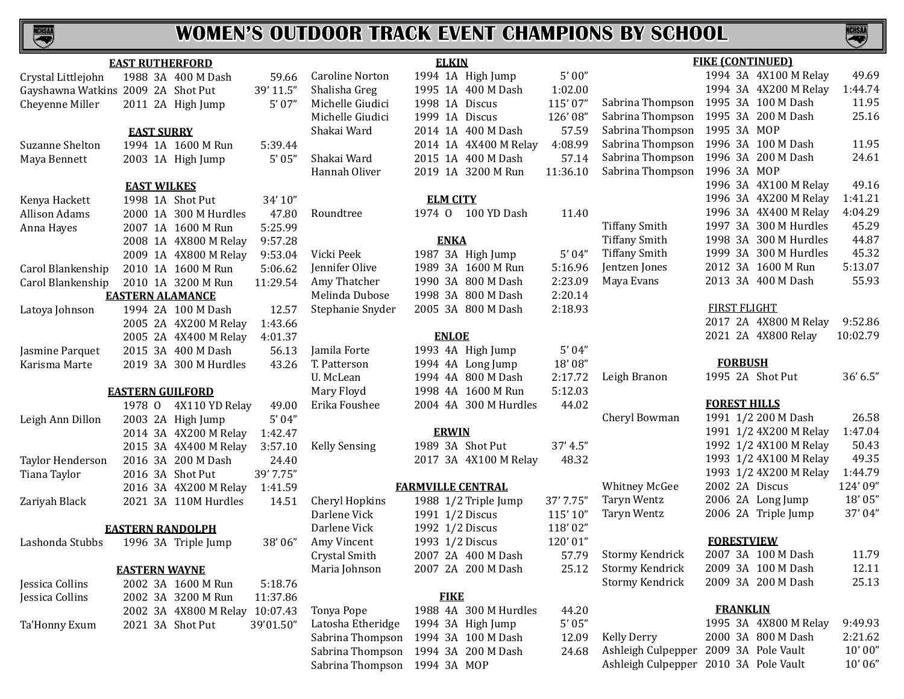# WOMEN'S OUTDOOR TRACK EVENT CHAMPIONS BY SCHOOL

**EAST RUTHERFORD**

| Name | Year | Class | Event | Mark |
|---|---|---|---|---|
| Crystal Littlejohn | 1988 | 3A | 400 M Dash | 59.66 |
| Gayshawna Watkins | 2009 | 2A | Shot Put | 39' 11.5" |
| Cheyenne Miller | 2011 | 2A | High Jump | 5' 07" |

**EAST SURRY**

| Name | Year | Class | Event | Mark |
|---|---|---|---|---|
| Suzanne Shelton | 1994 | 1A | 1600 M Run | 5:39.44 |
| Maya Bennett | 2003 | 1A | High Jump | 5' 05" |

**EAST WILKES**

| Name | Year | Class | Event | Mark |
|---|---|---|---|---|
| Kenya Hackett | 1998 | 1A | Shot Put | 34' 10" |
| Allison Adams | 2000 | 1A | 300 M Hurdles | 47.80 |
| Anna Hayes | 2007 | 1A | 1600 M Run | 5:25.99 |
| | 2008 | 1A | 4X800 M Relay | 9:57.28 |
| | 2009 | 1A | 4X800 M Relay | 9:53.04 |
| Carol Blankenship | 2010 | 1A | 1600 M Run | 5:06.62 |
| Carol Blankenship | 2010 | 1A | 3200 M Run | 11:29.54 |

**EASTERN ALAMANCE**

| Name | Year | Class | Event | Mark |
|---|---|---|---|---|
| Latoya Johnson | 1994 | 2A | 100 M Dash | 12.57 |
| | 2005 | 2A | 4X200 M Relay | 1:43.66 |
| | 2005 | 2A | 4X400 M Relay | 4:01.37 |
| Jasmine Parquet | 2015 | 3A | 400 M Dash | 56.13 |
| Karisma Marte | 2019 | 3A | 300 M Hurdles | 43.26 |

**EASTERN GUILFORD**

| Name | Year | Class | Event | Mark |
|---|---|---|---|---|
| | 1978 | O | 4X110 YD Relay | 49.00 |
| Leigh Ann Dillon | 2003 | 2A | High Jump | 5' 04" |
| | 2014 | 3A | 4X200 M Relay | 1:42.47 |
| | 2015 | 3A | 4X400 M Relay | 3:57.10 |
| Taylor Henderson | 2016 | 3A | 200 M Dash | 24.40 |
| Tiana Taylor | 2016 | 3A | Shot Put | 39' 7.75" |
| | 2016 | 3A | 4X200 M Relay | 1:41.59 |
| Zariyah Black | 2021 | 3A | 110M Hurdles | 14.51 |

**EASTERN RANDOLPH**

| Name | Year | Class | Event | Mark |
|---|---|---|---|---|
| Lashonda Stubbs | 1996 | 3A | Triple Jump | 38' 06" |

**EASTERN WAYNE**

| Name | Year | Class | Event | Mark |
|---|---|---|---|---|
| Jessica Collins | 2002 | 3A | 1600 M Run | 5:18.76 |
| Jessica Collins | 2002 | 3A | 3200 M Run | 11:37.86 |
| | 2002 | 3A | 4X800 M Relay | 10:07.43 |
| Ta'Honny Exum | 2021 | 3A | Shot Put | 39'01.50" |

**ELKIN**

| Name | Year | Class | Event | Mark |
|---|---|---|---|---|
| Caroline Norton | 1994 | 1A | High Jump | 5' 00" |
| Shalisha Greg | 1995 | 1A | 400 M Dash | 1:02.00 |
| Michelle Giudici | 1998 | 1A | Discus | 115' 07" |
| Michelle Giudici | 1999 | 1A | Discus | 126' 08" |
| Shakai Ward | 2014 | 1A | 400 M Dash | 57.59 |
| | 2014 | 1A | 4X400 M Relay | 4:08.99 |
| Shakai Ward | 2015 | 1A | 400 M Dash | 57.14 |
| Hannah Oliver | 2019 | 1A | 3200 M Run | 11:36.10 |

**ELM CITY**

| Name | Year | Class | Event | Mark |
|---|---|---|---|---|
| Roundtree | 1974 | O | 100 YD Dash | 11.40 |

**ENKA**

| Name | Year | Class | Event | Mark |
|---|---|---|---|---|
| Vicki Peek | 1987 | 3A | High Jump | 5' 04" |
| Jennifer Olive | 1989 | 3A | 1600 M Run | 5:16.96 |
| Amy Thatcher | 1990 | 3A | 800 M Dash | 2:23.09 |
| Melinda Dubose | 1998 | 3A | 800 M Dash | 2:20.14 |
| Stephanie Snyder | 2005 | 3A | 800 M Dash | 2:18.93 |

**ENLOE**

| Name | Year | Class | Event | Mark |
|---|---|---|---|---|
| Jamila Forte | 1993 | 4A | High Jump | 5' 04" |
| T. Patterson | 1994 | 4A | Long Jump | 18' 08" |
| U. McLean | 1994 | 4A | 800 M Dash | 2:17.72 |
| Mary Floyd | 1998 | 4A | 1600 M Run | 5:12.03 |
| Erika Foushee | 2004 | 4A | 300 M Hurdles | 44.02 |

**ERWIN**

| Name | Year | Class | Event | Mark |
|---|---|---|---|---|
| Kelly Sensing | 1989 | 3A | Shot Put | 37' 4.5" |
| | 2017 | 3A | 4X100 M Relay | 48.32 |

**FARMVILLE CENTRAL**

| Name | Year | Class | Event | Mark |
|---|---|---|---|---|
| Cheryl Hopkins | 1988 | 1/2 | Triple Jump | 37' 7.75" |
| Darlene Vick | 1991 | 1/2 | Discus | 115' 10" |
| Darlene Vick | 1992 | 1/2 | Discus | 118' 02" |
| Amy Vincent | 1993 | 1/2 | Discus | 120' 01" |
| Crystal Smith | 2007 | 2A | 400 M Dash | 57.79 |
| Maria Johnson | 2007 | 2A | 200 M Dash | 25.12 |

**FIKE**

| Name | Year | Class | Event | Mark |
|---|---|---|---|---|
| Tonya Pope | 1988 | 4A | 300 M Hurdles | 44.20 |
| Latosha Etheridge | 1994 | 3A | High Jump | 5' 05" |
| Sabrina Thompson | 1994 | 3A | 100 M Dash | 12.09 |
| Sabrina Thompson | 1994 | 3A | 200 M Dash | 24.68 |
| Sabrina Thompson | 1994 | 3A | MOP | |

**FIKE (CONTINUED)**

| Name | Year | Class | Event | Mark |
|---|---|---|---|---|
| | 1994 | 3A | 4X100 M Relay | 49.69 |
| | 1994 | 3A | 4X200 M Relay | 1:44.74 |
| Sabrina Thompson | 1995 | 3A | 100 M Dash | 11.95 |
| Sabrina Thompson | 1995 | 3A | 200 M Dash | 25.16 |
| Sabrina Thompson | 1995 | 3A | MOP | |
| Sabrina Thompson | 1996 | 3A | 100 M Dash | 11.95 |
| Sabrina Thompson | 1996 | 3A | 200 M Dash | 24.61 |
| Sabrina Thompson | 1996 | 3A | MOP | |
| | 1996 | 3A | 4X100 M Relay | 49.16 |
| | 1996 | 3A | 4X200 M Relay | 1:41.21 |
| | 1996 | 3A | 4X400 M Relay | 4:04.29 |
| Tiffany Smith | 1997 | 3A | 300 M Hurdles | 45.29 |
| Tiffany Smith | 1998 | 3A | 300 M Hurdles | 44.87 |
| Tiffany Smith | 1999 | 3A | 300 M Hurdles | 45.32 |
| Jentzen Jones | 2012 | 3A | 1600 M Run | 5:13.07 |
| Maya Evans | 2013 | 3A | 400 M Dash | 55.93 |

**FIRST FLIGHT**

| Name | Year | Class | Event | Mark |
|---|---|---|---|---|
| | 2017 | 2A | 4X800 M Relay | 9:52.86 |
| | 2021 | 2A | 4X800 Relay | 10:02.79 |

**FORBUSH**

| Name | Year | Class | Event | Mark |
|---|---|---|---|---|
| Leigh Branon | 1995 | 2A | Shot Put | 36' 6.5" |

**FOREST HILLS**

| Name | Year | Class | Event | Mark |
|---|---|---|---|---|
| Cheryl Bowman | 1991 | 1/2 | 200 M Dash | 26.58 |
| | 1991 | 1/2 | 4X200 M Relay | 1:47.04 |
| | 1992 | 1/2 | 4X100 M Relay | 50.43 |
| | 1993 | 1/2 | 4X100 M Relay | 49.35 |
| | 1993 | 1/2 | 4X200 M Relay | 1:44.79 |
| Whitney McGee | 2002 | 2A | Discus | 124' 09" |
| Taryn Wentz | 2006 | 2A | Long Jump | 18' 05" |
| Taryn Wentz | 2006 | 2A | Triple Jump | 37' 04" |

**FORESTVIEW**

| Name | Year | Class | Event | Mark |
|---|---|---|---|---|
| Stormy Kendrick | 2007 | 3A | 100 M Dash | 11.79 |
| Stormy Kendrick | 2009 | 3A | 100 M Dash | 12.11 |
| Stormy Kendrick | 2009 | 3A | 200 M Dash | 25.13 |

**FRANKLIN**

| Name | Year | Class | Event | Mark |
|---|---|---|---|---|
| | 1995 | 3A | 4X800 M Relay | 9:49.93 |
| Kelly Derry | 2000 | 3A | 800 M Dash | 2:21.62 |
| Ashleigh Culpepper | 2009 | 3A | Pole Vault | 10' 00" |
| Ashleigh Culpepper | 2010 | 3A | Pole Vault | 10' 06" |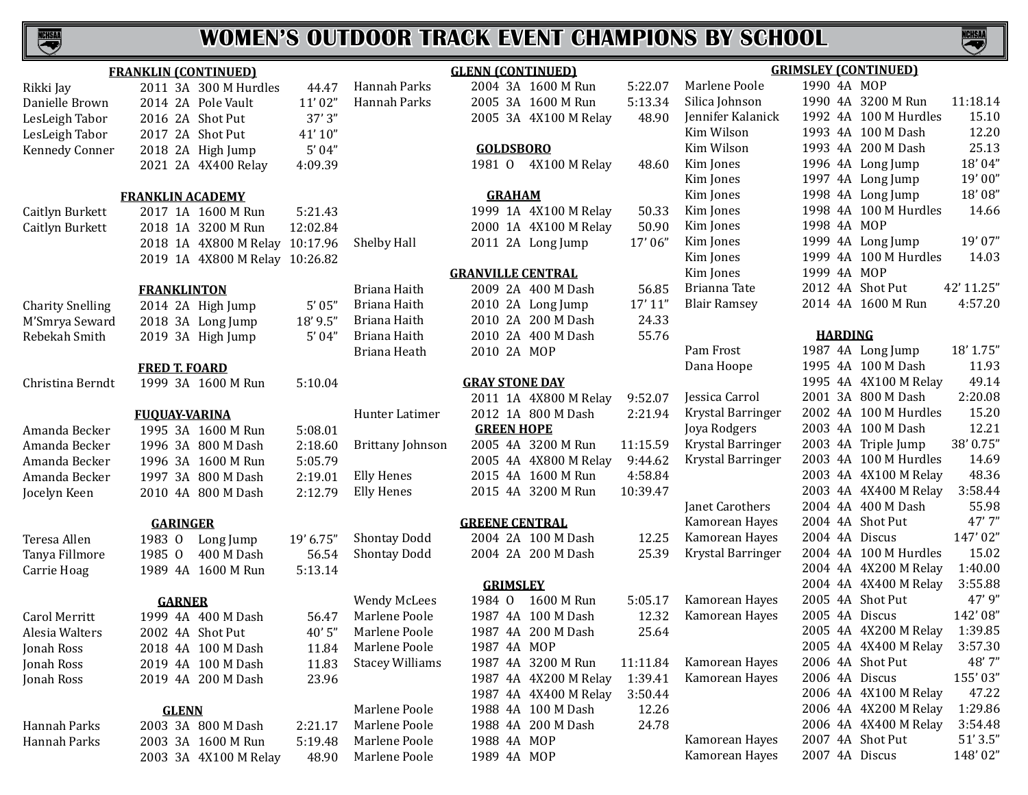# WOMEN'S OUTDOOR TRACK EVENT CHAMPIONS BY SCHOOL

### FRANKLIN (CONTINUED)

| Name | Year | Class | Event | Mark |
|---|---|---|---|---|
| Rikki Jay | 2011 | 3A | 300 M Hurdles | 44.47 |
| Danielle Brown | 2014 | 2A | Pole Vault | 11' 02" |
| LesLeigh Tabor | 2016 | 2A | Shot Put | 37' 3" |
| LesLeigh Tabor | 2017 | 2A | Shot Put | 41' 10" |
| Kennedy Conner | 2018 | 2A | High Jump | 5' 04" |
| | 2021 | 2A | 4X400 Relay | 4:09.39 |

### FRANKLIN ACADEMY

| Name | Year | Class | Event | Mark |
|---|---|---|---|---|
| Caitlyn Burkett | 2017 | 1A | 1600 M Run | 5:21.43 |
| Caitlyn Burkett | 2018 | 1A | 3200 M Run | 12:02.84 |
| | 2018 | 1A | 4X800 M Relay | 10:17.96 |
| | 2019 | 1A | 4X800 M Relay | 10:26.82 |

### FRANKLINTON

| Name | Year | Class | Event | Mark |
|---|---|---|---|---|
| Charity Snelling | 2014 | 2A | High Jump | 5' 05" |
| M'Smrya Seward | 2018 | 3A | Long Jump | 18' 9.5" |
| Rebekah Smith | 2019 | 3A | High Jump | 5' 04" |

### FRED T. FOARD

| Name | Year | Class | Event | Mark |
|---|---|---|---|---|
| Christina Berndt | 1999 | 3A | 1600 M Run | 5:10.04 |

### FUQUAY-VARINA

| Name | Year | Class | Event | Mark |
|---|---|---|---|---|
| Amanda Becker | 1995 | 3A | 1600 M Run | 5:08.01 |
| Amanda Becker | 1996 | 3A | 800 M Dash | 2:18.60 |
| Amanda Becker | 1996 | 3A | 1600 M Run | 5:05.79 |
| Amanda Becker | 1997 | 3A | 800 M Dash | 2:19.01 |
| Jocelyn Keen | 2010 | 4A | 800 M Dash | 2:12.79 |

### GARINGER

| Name | Year | Class | Event | Mark |
|---|---|---|---|---|
| Teresa Allen | 1983 | O | Long Jump | 19' 6.75" |
| Tanya Fillmore | 1985 | O | 400 M Dash | 56.54 |
| Carrie Hoag | 1989 | 4A | 1600 M Run | 5:13.14 |

### GARNER

| Name | Year | Class | Event | Mark |
|---|---|---|---|---|
| Carol Merritt | 1999 | 4A | 400 M Dash | 56.47 |
| Alesia Walters | 2002 | 4A | Shot Put | 40' 5" |
| Jonah Ross | 2018 | 4A | 100 M Dash | 11.84 |
| Jonah Ross | 2019 | 4A | 100 M Dash | 11.83 |
| Jonah Ross | 2019 | 4A | 200 M Dash | 23.96 |

### GLENN

| Name | Year | Class | Event | Mark |
|---|---|---|---|---|
| Hannah Parks | 2003 | 3A | 800 M Dash | 2:21.17 |
| Hannah Parks | 2003 | 3A | 1600 M Run | 5:19.48 |
| | 2003 | 3A | 4X100 M Relay | 48.90 |

### GLENN (CONTINUED)

| Name | Year | Class | Event | Mark |
|---|---|---|---|---|
| Hannah Parks | 2004 | 3A | 1600 M Run | 5:22.07 |
| Hannah Parks | 2005 | 3A | 1600 M Run | 5:13.34 |
| | 2005 | 3A | 4X100 M Relay | 48.90 |

### GOLDSBORO

| Name | Year | Class | Event | Mark |
|---|---|---|---|---|
| | 1981 | O | 4X100 M Relay | 48.60 |

### GRAHAM

| Name | Year | Class | Event | Mark |
|---|---|---|---|---|
| | 1999 | 1A | 4X100 M Relay | 50.33 |
| | 2000 | 1A | 4X100 M Relay | 50.90 |
| Shelby Hall | 2011 | 2A | Long Jump | 17' 06" |

### GRANVILLE CENTRAL

| Name | Year | Class | Event | Mark |
|---|---|---|---|---|
| Briana Haith | 2009 | 2A | 400 M Dash | 56.85 |
| Briana Haith | 2010 | 2A | Long Jump | 17' 11" |
| Briana Haith | 2010 | 2A | 200 M Dash | 24.33 |
| Briana Haith | 2010 | 2A | 400 M Dash | 55.76 |
| Briana Heath | 2010 | 2A | MOP | |

### GRAY STONE DAY

| Name | Year | Class | Event | Mark |
|---|---|---|---|---|
| | 2011 | 1A | 4X800 M Relay | 9:52.07 |
| Hunter Latimer | 2012 | 1A | 800 M Dash | 2:21.94 |

### GREEN HOPE

| Name | Year | Class | Event | Mark |
|---|---|---|---|---|
| Brittany Johnson | 2005 | 4A | 3200 M Run | 11:15.59 |
| | 2005 | 4A | 4X800 M Relay | 9:44.62 |
| Elly Henes | 2015 | 4A | 1600 M Run | 4:58.84 |
| Elly Henes | 2015 | 4A | 3200 M Run | 10:39.47 |

### GREENE CENTRAL

| Name | Year | Class | Event | Mark |
|---|---|---|---|---|
| Shontay Dodd | 2004 | 2A | 100 M Dash | 12.25 |
| Shontay Dodd | 2004 | 2A | 200 M Dash | 25.39 |

### GRIMSLEY

| Name | Year | Class | Event | Mark |
|---|---|---|---|---|
| Wendy McLees | 1984 | O | 1600 M Run | 5:05.17 |
| Marlene Poole | 1987 | 4A | 100 M Dash | 12.32 |
| Marlene Poole | 1987 | 4A | 200 M Dash | 25.64 |
| Marlene Poole | 1987 | 4A | MOP | |
| Stacey Williams | 1987 | 4A | 3200 M Run | 11:11.84 |
| | 1987 | 4A | 4X200 M Relay | 1:39.41 |
| | 1987 | 4A | 4X400 M Relay | 3:50.44 |
| Marlene Poole | 1988 | 4A | 100 M Dash | 12.26 |
| Marlene Poole | 1988 | 4A | 200 M Dash | 24.78 |
| Marlene Poole | 1988 | 4A | MOP | |
| Marlene Poole | 1989 | 4A | MOP | |

### GRIMSLEY (CONTINUED)

| Name | Year | Class | Event | Mark |
|---|---|---|---|---|
| Marlene Poole | 1990 | 4A | MOP | |
| Silica Johnson | 1990 | 4A | 3200 M Run | 11:18.14 |
| Jennifer Kalanick | 1992 | 4A | 100 M Hurdles | 15.10 |
| Kim Wilson | 1993 | 4A | 100 M Dash | 12.20 |
| Kim Wilson | 1993 | 4A | 200 M Dash | 25.13 |
| Kim Jones | 1996 | 4A | Long Jump | 18' 04" |
| Kim Jones | 1997 | 4A | Long Jump | 19' 00" |
| Kim Jones | 1998 | 4A | Long Jump | 18' 08" |
| Kim Jones | 1998 | 4A | 100 M Hurdles | 14.66 |
| Kim Jones | 1998 | 4A | MOP | |
| Kim Jones | 1999 | 4A | Long Jump | 19' 07" |
| Kim Jones | 1999 | 4A | 100 M Hurdles | 14.03 |
| Kim Jones | 1999 | 4A | MOP | |
| Brianna Tate | 2012 | 4A | Shot Put | 42' 11.25" |
| Blair Ramsey | 2014 | 4A | 1600 M Run | 4:57.20 |

### HARDING

| Name | Year | Class | Event | Mark |
|---|---|---|---|---|
| Pam Frost | 1987 | 4A | Long Jump | 18' 1.75" |
| Dana Hoope | 1995 | 4A | 100 M Dash | 11.93 |
| | 1995 | 4A | 4X100 M Relay | 49.14 |
| Jessica Carrol | 2001 | 3A | 800 M Dash | 2:20.08 |
| Krystal Barringer | 2002 | 4A | 100 M Hurdles | 15.20 |
| Joya Rodgers | 2003 | 4A | 100 M Dash | 12.21 |
| Krystal Barringer | 2003 | 4A | Triple Jump | 38' 0.75" |
| Krystal Barringer | 2003 | 4A | 100 M Hurdles | 14.69 |
| | 2003 | 4A | 4X100 M Relay | 48.36 |
| | 2003 | 4A | 4X400 M Relay | 3:58.44 |
| Janet Carothers | 2004 | 4A | 400 M Dash | 55.98 |
| Kamorean Hayes | 2004 | 4A | Shot Put | 47' 7" |
| Kamorean Hayes | 2004 | 4A | Discus | 147' 02" |
| Krystal Barringer | 2004 | 4A | 100 M Hurdles | 15.02 |
| | 2004 | 4A | 4X200 M Relay | 1:40.00 |
| | 2004 | 4A | 4X400 M Relay | 3:55.88 |
| Kamorean Hayes | 2005 | 4A | Shot Put | 47' 9" |
| Kamorean Hayes | 2005 | 4A | Discus | 142' 08" |
| | 2005 | 4A | 4X200 M Relay | 1:39.85 |
| | 2005 | 4A | 4X400 M Relay | 3:57.30 |
| Kamorean Hayes | 2006 | 4A | Shot Put | 48' 7" |
| Kamorean Hayes | 2006 | 4A | Discus | 155' 03" |
| | 2006 | 4A | 4X100 M Relay | 47.22 |
| | 2006 | 4A | 4X200 M Relay | 1:29.86 |
| | 2006 | 4A | 4X400 M Relay | 3:54.48 |
| Kamorean Hayes | 2007 | 4A | Shot Put | 51' 3.5" |
| Kamorean Hayes | 2007 | 4A | Discus | 148' 02" |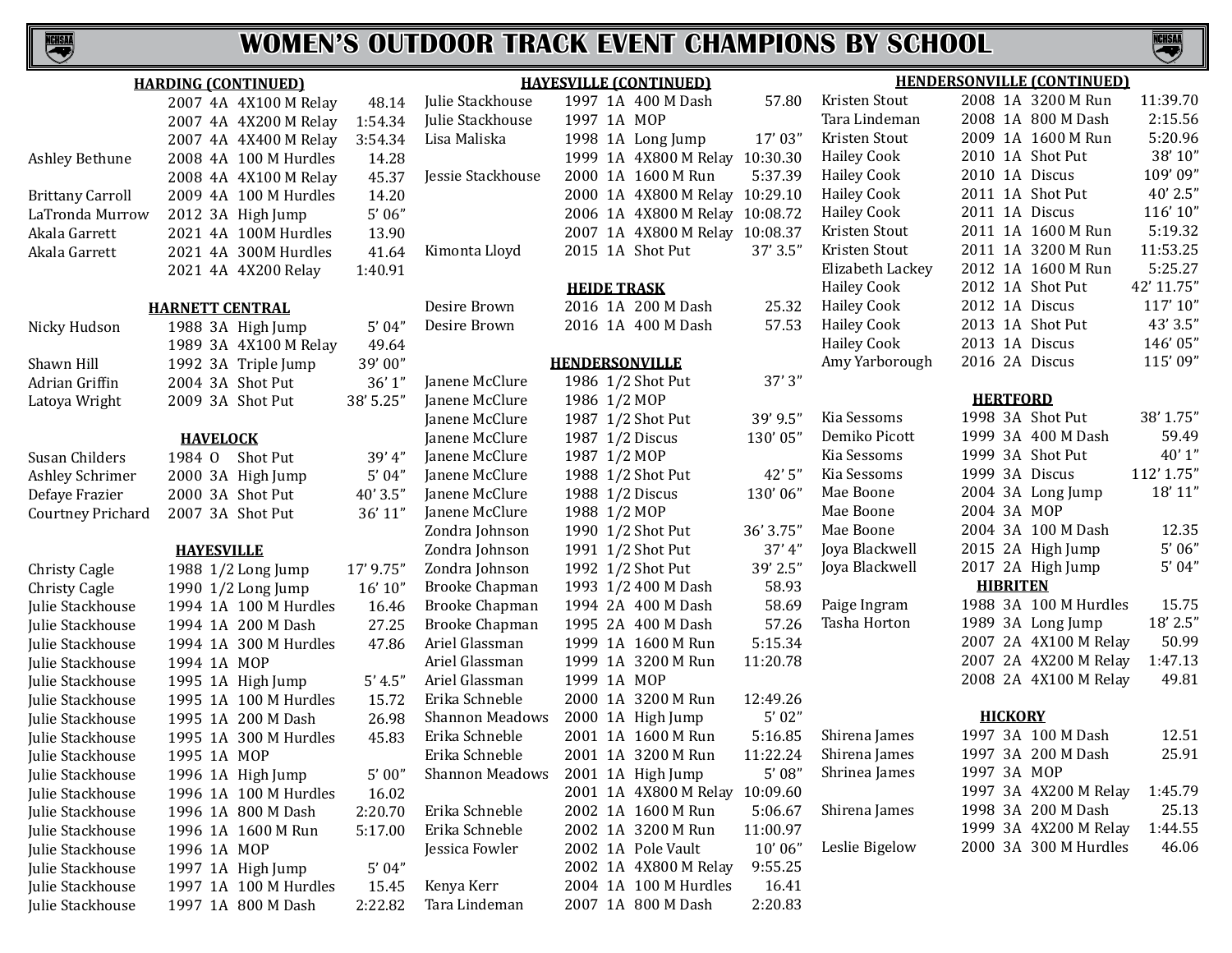# WOMEN'S OUTDOOR TRACK EVENT CHAMPIONS BY SCHOOL

## HARDING (CONTINUED)

| Name | Year | Class | Event | Mark |
|---|---|---|---|---|
| | 2007 | 4A | 4X100 M Relay | 48.14 |
| | 2007 | 4A | 4X200 M Relay | 1:54.34 |
| | 2007 | 4A | 4X400 M Relay | 3:54.34 |
| Ashley Bethune | 2008 | 4A | 100 M Hurdles | 14.28 |
| | 2008 | 4A | 4X100 M Relay | 45.37 |
| Brittany Carroll | 2009 | 4A | 100 M Hurdles | 14.20 |
| LaTronda Murrow | 2012 | 3A | High Jump | 5' 06" |
| Akala Garrett | 2021 | 4A | 100M Hurdles | 13.90 |
| Akala Garrett | 2021 | 4A | 300M Hurdles | 41.64 |
| | 2021 | 4A | 4X200 Relay | 1:40.91 |

## HARNETT CENTRAL

| Name | Year | Class | Event | Mark |
|---|---|---|---|---|
| Nicky Hudson | 1988 | 3A | High Jump | 5' 04" |
| | 1989 | 3A | 4X100 M Relay | 49.64 |
| Shawn Hill | 1992 | 3A | Triple Jump | 39' 00" |
| Adrian Griffin | 2004 | 3A | Shot Put | 36' 1" |
| Latoya Wright | 2009 | 3A | Shot Put | 38' 5.25" |

## HAVELOCK

| Name | Year | Class | Event | Mark |
|---|---|---|---|---|
| Susan Childers | 1984 | O | Shot Put | 39' 4" |
| Ashley Schrimer | 2000 | 3A | High Jump | 5' 04" |
| Defaye Frazier | 2000 | 3A | Shot Put | 40' 3.5" |
| Courtney Prichard | 2007 | 3A | Shot Put | 36' 11" |

## HAYESVILLE

| Name | Year | Class | Event | Mark |
|---|---|---|---|---|
| Christy Cagle | 1988 | 1/2 | Long Jump | 17' 9.75" |
| Christy Cagle | 1990 | 1/2 | Long Jump | 16' 10" |
| Julie Stackhouse | 1994 | 1A | 100 M Hurdles | 16.46 |
| Julie Stackhouse | 1994 | 1A | 200 M Dash | 27.25 |
| Julie Stackhouse | 1994 | 1A | 300 M Hurdles | 47.86 |
| Julie Stackhouse | 1994 | 1A | MOP | |
| Julie Stackhouse | 1995 | 1A | High Jump | 5' 4.5" |
| Julie Stackhouse | 1995 | 1A | 100 M Hurdles | 15.72 |
| Julie Stackhouse | 1995 | 1A | 200 M Dash | 26.98 |
| Julie Stackhouse | 1995 | 1A | 300 M Hurdles | 45.83 |
| Julie Stackhouse | 1995 | 1A | MOP | |
| Julie Stackhouse | 1996 | 1A | High Jump | 5' 00" |
| Julie Stackhouse | 1996 | 1A | 100 M Hurdles | 16.02 |
| Julie Stackhouse | 1996 | 1A | 800 M Dash | 2:20.70 |
| Julie Stackhouse | 1996 | 1A | 1600 M Run | 5:17.00 |
| Julie Stackhouse | 1996 | 1A | MOP | |
| Julie Stackhouse | 1997 | 1A | High Jump | 5' 04" |
| Julie Stackhouse | 1997 | 1A | 100 M Hurdles | 15.45 |
| Julie Stackhouse | 1997 | 1A | 800 M Dash | 2:22.82 |

## HAYESVILLE (CONTINUED)

| Name | Year | Class | Event | Mark |
|---|---|---|---|---|
| Julie Stackhouse | 1997 | 1A | 400 M Dash | 57.80 |
| Julie Stackhouse | 1997 | 1A | MOP | |
| Lisa Maliska | 1998 | 1A | Long Jump | 17' 03" |
| | 1999 | 1A | 4X800 M Relay | 10:30.30 |
| Jessie Stackhouse | 2000 | 1A | 1600 M Run | 5:37.39 |
| | 2000 | 1A | 4X800 M Relay | 10:29.10 |
| | 2006 | 1A | 4X800 M Relay | 10:08.72 |
| | 2007 | 1A | 4X800 M Relay | 10:08.37 |
| Kimonta Lloyd | 2015 | 1A | Shot Put | 37' 3.5" |

## HEIDE TRASK

| Name | Year | Class | Event | Mark |
|---|---|---|---|---|
| Desire Brown | 2016 | 1A | 200 M Dash | 25.32 |
| Desire Brown | 2016 | 1A | 400 M Dash | 57.53 |

## HENDERSONVILLE

| Name | Year | Class | Event | Mark |
|---|---|---|---|---|
| Janene McClure | 1986 | 1/2 | Shot Put | 37' 3" |
| Janene McClure | 1986 | 1/2 | MOP | |
| Janene McClure | 1987 | 1/2 | Shot Put | 39' 9.5" |
| Janene McClure | 1987 | 1/2 | Discus | 130' 05" |
| Janene McClure | 1987 | 1/2 | MOP | |
| Janene McClure | 1988 | 1/2 | Shot Put | 42' 5" |
| Janene McClure | 1988 | 1/2 | Discus | 130' 06" |
| Janene McClure | 1988 | 1/2 | MOP | |
| Zondra Johnson | 1990 | 1/2 | Shot Put | 36' 3.75" |
| Zondra Johnson | 1991 | 1/2 | Shot Put | 37' 4" |
| Zondra Johnson | 1992 | 1/2 | Shot Put | 39' 2.5" |
| Brooke Chapman | 1993 | 1/2 | 400 M Dash | 58.93 |
| Brooke Chapman | 1994 | 2A | 400 M Dash | 58.69 |
| Brooke Chapman | 1995 | 2A | 400 M Dash | 57.26 |
| Ariel Glassman | 1999 | 1A | 1600 M Run | 5:15.34 |
| Ariel Glassman | 1999 | 1A | 3200 M Run | 11:20.78 |
| Ariel Glassman | 1999 | 1A | MOP | |
| Erika Schneble | 2000 | 1A | 3200 M Run | 12:49.26 |
| Shannon Meadows | 2000 | 1A | High Jump | 5' 02" |
| Erika Schneble | 2001 | 1A | 1600 M Run | 5:16.85 |
| Erika Schneble | 2001 | 1A | 3200 M Run | 11:22.24 |
| Shannon Meadows | 2001 | 1A | High Jump | 5' 08" |
| | 2001 | 1A | 4X800 M Relay | 10:09.60 |
| Erika Schneble | 2002 | 1A | 1600 M Run | 5:06.67 |
| Erika Schneble | 2002 | 1A | 3200 M Run | 11:00.97 |
| Jessica Fowler | 2002 | 1A | Pole Vault | 10' 06" |
| | 2002 | 1A | 4X800 M Relay | 9:55.25 |
| Kenya Kerr | 2004 | 1A | 100 M Hurdles | 16.41 |
| Tara Lindeman | 2007 | 1A | 800 M Dash | 2:20.83 |

## HENDERSONVILLE (CONTINUED)

| Name | Year | Class | Event | Mark |
|---|---|---|---|---|
| Kristen Stout | 2008 | 1A | 3200 M Run | 11:39.70 |
| Tara Lindeman | 2008 | 1A | 800 M Dash | 2:15.56 |
| Kristen Stout | 2009 | 1A | 1600 M Run | 5:20.96 |
| Hailey Cook | 2010 | 1A | Shot Put | 38' 10" |
| Hailey Cook | 2010 | 1A | Discus | 109' 09" |
| Hailey Cook | 2011 | 1A | Shot Put | 40' 2.5" |
| Hailey Cook | 2011 | 1A | Discus | 116' 10" |
| Kristen Stout | 2011 | 1A | 1600 M Run | 5:19.32 |
| Kristen Stout | 2011 | 1A | 3200 M Run | 11:53.25 |
| Elizabeth Lackey | 2012 | 1A | 1600 M Run | 5:25.27 |
| Hailey Cook | 2012 | 1A | Shot Put | 42' 11.75" |
| Hailey Cook | 2012 | 1A | Discus | 117' 10" |
| Hailey Cook | 2013 | 1A | Shot Put | 43' 3.5" |
| Hailey Cook | 2013 | 1A | Discus | 146' 05" |
| Amy Yarborough | 2016 | 2A | Discus | 115' 09" |

## HERTFORD

| Name | Year | Class | Event | Mark |
|---|---|---|---|---|
| Kia Sessoms | 1998 | 3A | Shot Put | 38' 1.75" |
| Demiko Picott | 1999 | 3A | 400 M Dash | 59.49 |
| Kia Sessoms | 1999 | 3A | Shot Put | 40' 1" |
| Kia Sessoms | 1999 | 3A | Discus | 112' 1.75" |
| Mae Boone | 2004 | 3A | Long Jump | 18' 11" |
| Mae Boone | 2004 | 3A | MOP | |
| Mae Boone | 2004 | 3A | 100 M Dash | 12.35 |
| Joya Blackwell | 2015 | 2A | High Jump | 5' 06" |
| Joya Blackwell | 2017 | 2A | High Jump | 5' 04" |

## HIBRITEN

| Name | Year | Class | Event | Mark |
|---|---|---|---|---|
| Paige Ingram | 1988 | 3A | 100 M Hurdles | 15.75 |
| Tasha Horton | 1989 | 3A | Long Jump | 18' 2.5" |
| | 2007 | 2A | 4X100 M Relay | 50.99 |
| | 2007 | 2A | 4X200 M Relay | 1:47.13 |
| | 2008 | 2A | 4X100 M Relay | 49.81 |

## HICKORY

| Name | Year | Class | Event | Mark |
|---|---|---|---|---|
| Shirena James | 1997 | 3A | 100 M Dash | 12.51 |
| Shirena James | 1997 | 3A | 200 M Dash | 25.91 |
| Shrinea James | 1997 | 3A | MOP | |
| | 1997 | 3A | 4X200 M Relay | 1:45.79 |
| Shirena James | 1998 | 3A | 200 M Dash | 25.13 |
| | 1999 | 3A | 4X200 M Relay | 1:44.55 |
| Leslie Bigelow | 2000 | 3A | 300 M Hurdles | 46.06 |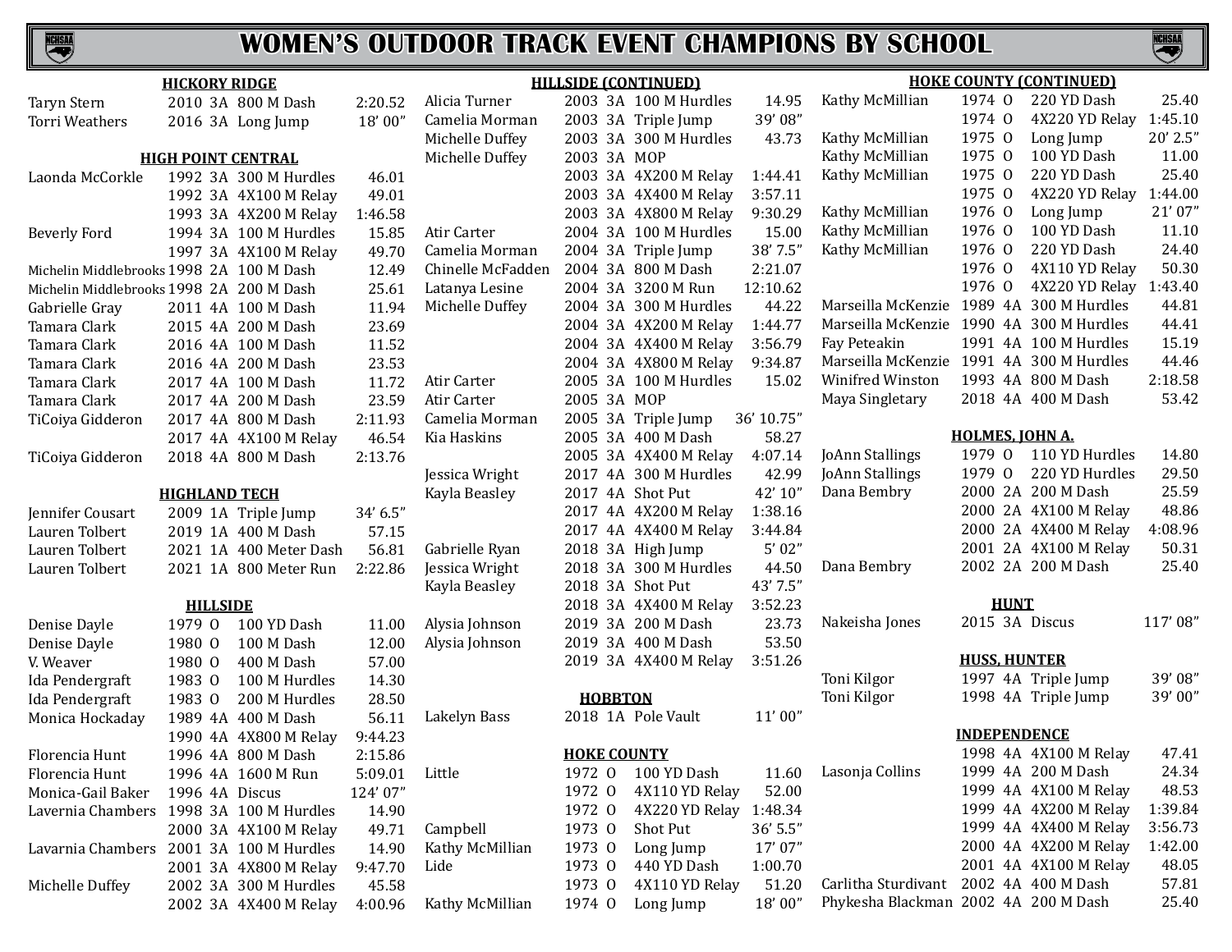# WOMEN'S OUTDOOR TRACK EVENT CHAMPIONS BY SCHOOL

### HICKORY RIDGE

| Name | Year | Class | Event | Mark |
|---|---|---|---|---|
| Taryn Stern | 2010 | 3A | 800 M Dash | 2:20.52 |
| Torri Weathers | 2016 | 3A | Long Jump | 18' 00" |

### HIGH POINT CENTRAL

| Name | Year | Class | Event | Mark |
|---|---|---|---|---|
| Laonda McCorkle | 1992 | 3A | 300 M Hurdles | 46.01 |
| | 1992 | 3A | 4X100 M Relay | 49.01 |
| | 1993 | 3A | 4X200 M Relay | 1:46.58 |
| Beverly Ford | 1994 | 3A | 100 M Hurdles | 15.85 |
| | 1997 | 3A | 4X100 M Relay | 49.70 |
| Michelin Middlebrooks | 1998 | 2A | 100 M Dash | 12.49 |
| Michelin Middlebrooks | 1998 | 2A | 200 M Dash | 25.61 |
| Gabrielle Gray | 2011 | 4A | 100 M Dash | 11.94 |
| Tamara Clark | 2015 | 4A | 200 M Dash | 23.69 |
| Tamara Clark | 2016 | 4A | 100 M Dash | 11.52 |
| Tamara Clark | 2016 | 4A | 200 M Dash | 23.53 |
| Tamara Clark | 2017 | 4A | 100 M Dash | 11.72 |
| Tamara Clark | 2017 | 4A | 200 M Dash | 23.59 |
| TiCoiya Gidderon | 2017 | 4A | 800 M Dash | 2:11.93 |
| | 2017 | 4A | 4X100 M Relay | 46.54 |
| TiCoiya Gidderon | 2018 | 4A | 800 M Dash | 2:13.76 |

### HIGHLAND TECH

| Name | Year | Class | Event | Mark |
|---|---|---|---|---|
| Jennifer Cousart | 2009 | 1A | Triple Jump | 34' 6.5" |
| Lauren Tolbert | 2019 | 1A | 400 M Dash | 57.15 |
| Lauren Tolbert | 2021 | 1A | 400 Meter Dash | 56.81 |
| Lauren Tolbert | 2021 | 1A | 800 Meter Run | 2:22.86 |

### HILLSIDE

| Name | Year | Class | Event | Mark |
|---|---|---|---|---|
| Denise Dayle | 1979 | O | 100 YD Dash | 11.00 |
| Denise Dayle | 1980 | O | 100 M Dash | 12.00 |
| V. Weaver | 1980 | O | 400 M Dash | 57.00 |
| Ida Pendergraft | 1983 | O | 100 M Hurdles | 14.30 |
| Ida Pendergraft | 1983 | O | 200 M Hurdles | 28.50 |
| Monica Hockaday | 1989 | 4A | 400 M Dash | 56.11 |
| | 1990 | 4A | 4X800 M Relay | 9:44.23 |
| Florencia Hunt | 1996 | 4A | 800 M Dash | 2:15.86 |
| Florencia Hunt | 1996 | 4A | 1600 M Run | 5:09.01 |
| Monica-Gail Baker | 1996 | 4A | Discus | 124' 07" |
| Lavernia Chambers | 1998 | 3A | 100 M Hurdles | 14.90 |
| | 2000 | 3A | 4X100 M Relay | 49.71 |
| Lavarnia Chambers | 2001 | 3A | 100 M Hurdles | 14.90 |
| | 2001 | 3A | 4X800 M Relay | 9:47.70 |
| Michelle Duffey | 2002 | 3A | 300 M Hurdles | 45.58 |
| | 2002 | 3A | 4X400 M Relay | 4:00.96 |

### HILLSIDE (CONTINUED)

| Name | Year | Class | Event | Mark |
|---|---|---|---|---|
| Alicia Turner | 2003 | 3A | 100 M Hurdles | 14.95 |
| Camelia Morman | 2003 | 3A | Triple Jump | 39' 08" |
| Michelle Duffey | 2003 | 3A | 300 M Hurdles | 43.73 |
| Michelle Duffey | 2003 | 3A | MOP | |
| | 2003 | 3A | 4X200 M Relay | 1:44.41 |
| | 2003 | 3A | 4X400 M Relay | 3:57.11 |
| | 2003 | 3A | 4X800 M Relay | 9:30.29 |
| Atir Carter | 2004 | 3A | 100 M Hurdles | 15.00 |
| Camelia Morman | 2004 | 3A | Triple Jump | 38' 7.5" |
| Chinelle McFadden | 2004 | 3A | 800 M Dash | 2:21.07 |
| Latanya Lesine | 2004 | 3A | 3200 M Run | 12:10.62 |
| Michelle Duffey | 2004 | 3A | 300 M Hurdles | 44.22 |
| | 2004 | 3A | 4X200 M Relay | 1:44.77 |
| | 2004 | 3A | 4X400 M Relay | 3:56.79 |
| | 2004 | 3A | 4X800 M Relay | 9:34.87 |
| Atir Carter | 2005 | 3A | 100 M Hurdles | 15.02 |
| Atir Carter | 2005 | 3A | MOP | |
| Camelia Morman | 2005 | 3A | Triple Jump | 36' 10.75" |
| Kia Haskins | 2005 | 3A | 400 M Dash | 58.27 |
| | 2005 | 3A | 4X400 M Relay | 4:07.14 |
| Jessica Wright | 2017 | 4A | 300 M Hurdles | 42.99 |
| Kayla Beasley | 2017 | 4A | Shot Put | 42' 10" |
| | 2017 | 4A | 4X200 M Relay | 1:38.16 |
| | 2017 | 4A | 4X400 M Relay | 3:44.84 |
| Gabrielle Ryan | 2018 | 3A | High Jump | 5' 02" |
| Jessica Wright | 2018 | 3A | 300 M Hurdles | 44.50 |
| Kayla Beasley | 2018 | 3A | Shot Put | 43' 7.5" |
| | 2018 | 3A | 4X400 M Relay | 3:52.23 |
| Alysia Johnson | 2019 | 3A | 200 M Dash | 23.73 |
| Alysia Johnson | 2019 | 3A | 400 M Dash | 53.50 |
| | 2019 | 3A | 4X400 M Relay | 3:51.26 |

### HOBBTON

| Name | Year | Class | Event | Mark |
|---|---|---|---|---|
| Lakelyn Bass | 2018 | 1A | Pole Vault | 11' 00" |

### HOKE COUNTY

| Name | Year | Class | Event | Mark |
|---|---|---|---|---|
| Little | 1972 | O | 100 YD Dash | 11.60 |
| | 1972 | O | 4X110 YD Relay | 52.00 |
| | 1972 | O | 4X220 YD Relay | 1:48.34 |
| Campbell | 1973 | O | Shot Put | 36' 5.5" |
| Kathy McMillian | 1973 | O | Long Jump | 17' 07" |
| Lide | 1973 | O | 440 YD Dash | 1:00.70 |
| | 1973 | O | 4X110 YD Relay | 51.20 |
| Kathy McMillian | 1974 | O | Long Jump | 18' 00" |

### HOKE COUNTY (CONTINUED)

| Name | Year | Class | Event | Mark |
|---|---|---|---|---|
| Kathy McMillian | 1974 | O | 220 YD Dash | 25.40 |
| | 1974 | O | 4X220 YD Relay | 1:45.10 |
| Kathy McMillian | 1975 | O | Long Jump | 20' 2.5" |
| Kathy McMillian | 1975 | O | 100 YD Dash | 11.00 |
| Kathy McMillian | 1975 | O | 220 YD Dash | 25.40 |
| | 1975 | O | 4X220 YD Relay | 1:44.00 |
| Kathy McMillian | 1976 | O | Long Jump | 21' 07" |
| Kathy McMillian | 1976 | O | 100 YD Dash | 11.10 |
| Kathy McMillian | 1976 | O | 220 YD Dash | 24.40 |
| | 1976 | O | 4X110 YD Relay | 50.30 |
| | 1976 | O | 4X220 YD Relay | 1:43.40 |
| Marseilla McKenzie | 1989 | 4A | 300 M Hurdles | 44.81 |
| Marseilla McKenzie | 1990 | 4A | 300 M Hurdles | 44.41 |
| Fay Peteakin | 1991 | 4A | 100 M Hurdles | 15.19 |
| Marseilla McKenzie | 1991 | 4A | 300 M Hurdles | 44.46 |
| Winifred Winston | 1993 | 4A | 800 M Dash | 2:18.58 |
| Maya Singletary | 2018 | 4A | 400 M Dash | 53.42 |

### HOLMES, JOHN A.

| Name | Year | Class | Event | Mark |
|---|---|---|---|---|
| JoAnn Stallings | 1979 | O | 110 YD Hurdles | 14.80 |
| JoAnn Stallings | 1979 | O | 220 YD Hurdles | 29.50 |
| Dana Bembry | 2000 | 2A | 200 M Dash | 25.59 |
| | 2000 | 2A | 4X100 M Relay | 48.86 |
| | 2000 | 2A | 4X400 M Relay | 4:08.96 |
| | 2001 | 2A | 4X100 M Relay | 50.31 |
| Dana Bembry | 2002 | 2A | 200 M Dash | 25.40 |

### HUNT

| Name | Year | Class | Event | Mark |
|---|---|---|---|---|
| Nakeisha Jones | 2015 | 3A | Discus | 117' 08" |

### HUSS, HUNTER

| Name | Year | Class | Event | Mark |
|---|---|---|---|---|
| Toni Kilgor | 1997 | 4A | Triple Jump | 39' 08" |
| Toni Kilgor | 1998 | 4A | Triple Jump | 39' 00" |

### INDEPENDENCE

| Name | Year | Class | Event | Mark |
|---|---|---|---|---|
| | 1998 | 4A | 4X100 M Relay | 47.41 |
| Lasonja Collins | 1999 | 4A | 200 M Dash | 24.34 |
| | 1999 | 4A | 4X100 M Relay | 48.53 |
| | 1999 | 4A | 4X200 M Relay | 1:39.84 |
| | 1999 | 4A | 4X400 M Relay | 3:56.73 |
| | 2000 | 4A | 4X200 M Relay | 1:42.00 |
| | 2001 | 4A | 4X100 M Relay | 48.05 |
| Carlitha Sturdivant | 2002 | 4A | 400 M Dash | 57.81 |
| Phykesha Blackman | 2002 | 4A | 200 M Dash | 25.40 |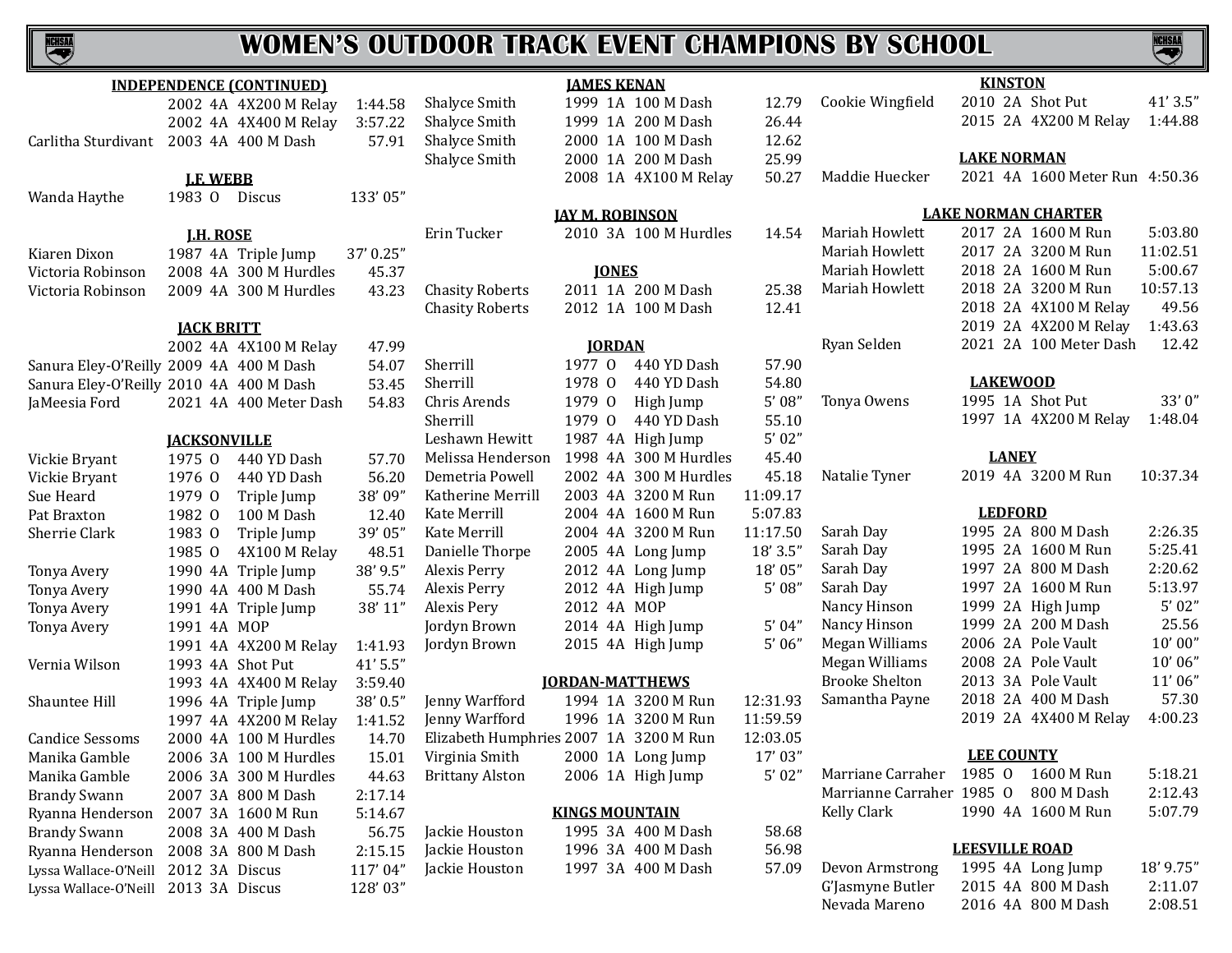# WOMEN'S OUTDOOR TRACK EVENT CHAMPIONS BY SCHOOL

### INDEPENDENCE (CONTINUED)

| Name | Year | Class | Event | Mark |
|---|---|---|---|---|
| | 2002 | 4A | 4X200 M Relay | 1:44.58 |
| | 2002 | 4A | 4X400 M Relay | 3:57.22 |
| Carlitha Sturdivant | 2003 | 4A | 400 M Dash | 57.91 |

### J.F. WEBB

| Name | Year | Class | Event | Mark |
|---|---|---|---|---|
| Wanda Haythe | 1983 | O | Discus | 133' 05" |

### J.H. ROSE

| Name | Year | Class | Event | Mark |
|---|---|---|---|---|
| Kiaren Dixon | 1987 | 4A | Triple Jump | 37' 0.25" |
| Victoria Robinson | 2008 | 4A | 300 M Hurdles | 45.37 |
| Victoria Robinson | 2009 | 4A | 300 M Hurdles | 43.23 |

### JACK BRITT

| Name | Year | Class | Event | Mark |
|---|---|---|---|---|
| | 2002 | 4A | 4X100 M Relay | 47.99 |
| Sanura Eley-O'Reilly | 2009 | 4A | 400 M Dash | 54.07 |
| Sanura Eley-O'Reilly | 2010 | 4A | 400 M Dash | 53.45 |
| JaMeesia Ford | 2021 | 4A | 400 Meter Dash | 54.83 |

### JACKSONVILLE

| Name | Year | Class | Event | Mark |
|---|---|---|---|---|
| Vickie Bryant | 1975 | O | 440 YD Dash | 57.70 |
| Vickie Bryant | 1976 | O | 440 YD Dash | 56.20 |
| Sue Heard | 1979 | O | Triple Jump | 38' 09" |
| Pat Braxton | 1982 | O | 100 M Dash | 12.40 |
| Sherrie Clark | 1983 | O | Triple Jump | 39' 05" |
| | 1985 | O | 4X100 M Relay | 48.51 |
| Tonya Avery | 1990 | 4A | Triple Jump | 38' 9.5" |
| Tonya Avery | 1990 | 4A | 400 M Dash | 55.74 |
| Tonya Avery | 1991 | 4A | Triple Jump | 38' 11" |
| Tonya Avery | 1991 | 4A | MOP | |
| | 1991 | 4A | 4X200 M Relay | 1:41.93 |
| Vernia Wilson | 1993 | 4A | Shot Put | 41' 5.5" |
| | 1993 | 4A | 4X400 M Relay | 3:59.40 |
| Shauntee Hill | 1996 | 4A | Triple Jump | 38' 0.5" |
| | 1997 | 4A | 4X200 M Relay | 1:41.52 |
| Candice Sessoms | 2000 | 4A | 100 M Hurdles | 14.70 |
| Manika Gamble | 2006 | 3A | 100 M Hurdles | 15.01 |
| Manika Gamble | 2006 | 3A | 300 M Hurdles | 44.63 |
| Brandy Swann | 2007 | 3A | 800 M Dash | 2:17.14 |
| Ryanna Henderson | 2007 | 3A | 1600 M Run | 5:14.67 |
| Brandy Swann | 2008 | 3A | 400 M Dash | 56.75 |
| Ryanna Henderson | 2008 | 3A | 800 M Dash | 2:15.15 |
| Lyssa Wallace-O'Neill | 2012 | 3A | Discus | 117' 04" |
| Lyssa Wallace-O'Neill | 2013 | 3A | Discus | 128' 03" |

### JAMES KENAN

| Name | Year | Class | Event | Mark |
|---|---|---|---|---|
| Shalyce Smith | 1999 | 1A | 100 M Dash | 12.79 |
| Shalyce Smith | 1999 | 1A | 200 M Dash | 26.44 |
| Shalyce Smith | 2000 | 1A | 100 M Dash | 12.62 |
| Shalyce Smith | 2000 | 1A | 200 M Dash | 25.99 |
| | 2008 | 1A | 4X100 M Relay | 50.27 |

### JAY M. ROBINSON

| Name | Year | Class | Event | Mark |
|---|---|---|---|---|
| Erin Tucker | 2010 | 3A | 100 M Hurdles | 14.54 |

### JONES

| Name | Year | Class | Event | Mark |
|---|---|---|---|---|
| Chasity Roberts | 2011 | 1A | 200 M Dash | 25.38 |
| Chasity Roberts | 2012 | 1A | 100 M Dash | 12.41 |

### JORDAN

| Name | Year | Class | Event | Mark |
|---|---|---|---|---|
| Sherrill | 1977 | O | 440 YD Dash | 57.90 |
| Sherrill | 1978 | O | 440 YD Dash | 54.80 |
| Chris Arends | 1979 | O | High Jump | 5' 08" |
| Sherrill | 1979 | O | 440 YD Dash | 55.10 |
| Leshawn Hewitt | 1987 | 4A | High Jump | 5' 02" |
| Melissa Henderson | 1998 | 4A | 300 M Hurdles | 45.40 |
| Demetria Powell | 2002 | 4A | 300 M Hurdles | 45.18 |
| Katherine Merrill | 2003 | 4A | 3200 M Run | 11:09.17 |
| Kate Merrill | 2004 | 4A | 1600 M Run | 5:07.83 |
| Kate Merrill | 2004 | 4A | 3200 M Run | 11:17.50 |
| Danielle Thorpe | 2005 | 4A | Long Jump | 18' 3.5" |
| Alexis Perry | 2012 | 4A | Long Jump | 18' 05" |
| Alexis Perry | 2012 | 4A | High Jump | 5' 08" |
| Alexis Pery | 2012 | 4A | MOP | |
| Jordyn Brown | 2014 | 4A | High Jump | 5' 04" |
| Jordyn Brown | 2015 | 4A | High Jump | 5' 06" |

### JORDAN-MATTHEWS

| Name | Year | Class | Event | Mark |
|---|---|---|---|---|
| Jenny Warfford | 1994 | 1A | 3200 M Run | 12:31.93 |
| Jenny Warfford | 1996 | 1A | 3200 M Run | 11:59.59 |
| Elizabeth Humphries | 2007 | 1A | 3200 M Run | 12:03.05 |
| Virginia Smith | 2000 | 1A | Long Jump | 17' 03" |
| Brittany Alston | 2006 | 1A | High Jump | 5' 02" |

### KINGS MOUNTAIN

| Name | Year | Class | Event | Mark |
|---|---|---|---|---|
| Jackie Houston | 1995 | 3A | 400 M Dash | 58.68 |
| Jackie Houston | 1996 | 3A | 400 M Dash | 56.98 |
| Jackie Houston | 1997 | 3A | 400 M Dash | 57.09 |

### KINSTON

| Name | Year | Class | Event | Mark |
|---|---|---|---|---|
| Cookie Wingfield | 2010 | 2A | Shot Put | 41' 3.5" |
| | 2015 | 2A | 4X200 M Relay | 1:44.88 |

### LAKE NORMAN

| Name | Year | Class | Event | Mark |
|---|---|---|---|---|
| Maddie Huecker | 2021 | 4A | 1600 Meter Run | 4:50.36 |

### LAKE NORMAN CHARTER

| Name | Year | Class | Event | Mark |
|---|---|---|---|---|
| Mariah Howlett | 2017 | 2A | 1600 M Run | 5:03.80 |
| Mariah Howlett | 2017 | 2A | 3200 M Run | 11:02.51 |
| Mariah Howlett | 2018 | 2A | 1600 M Run | 5:00.67 |
| Mariah Howlett | 2018 | 2A | 3200 M Run | 10:57.13 |
| | 2018 | 2A | 4X100 M Relay | 49.56 |
| | 2019 | 2A | 4X200 M Relay | 1:43.63 |
| Ryan Selden | 2021 | 2A | 100 Meter Dash | 12.42 |

### LAKEWOOD

| Name | Year | Class | Event | Mark |
|---|---|---|---|---|
| Tonya Owens | 1995 | 1A | Shot Put | 33' 0" |
| | 1997 | 1A | 4X200 M Relay | 1:48.04 |

### LANEY

| Name | Year | Class | Event | Mark |
|---|---|---|---|---|
| Natalie Tyner | 2019 | 4A | 3200 M Run | 10:37.34 |

### LEDFORD

| Name | Year | Class | Event | Mark |
|---|---|---|---|---|
| Sarah Day | 1995 | 2A | 800 M Dash | 2:26.35 |
| Sarah Day | 1995 | 2A | 1600 M Run | 5:25.41 |
| Sarah Day | 1997 | 2A | 800 M Dash | 2:20.62 |
| Sarah Day | 1997 | 2A | 1600 M Run | 5:13.97 |
| Nancy Hinson | 1999 | 2A | High Jump | 5' 02" |
| Nancy Hinson | 1999 | 2A | 200 M Dash | 25.56 |
| Megan Williams | 2006 | 2A | Pole Vault | 10' 00" |
| Megan Williams | 2008 | 2A | Pole Vault | 10' 06" |
| Brooke Shelton | 2013 | 3A | Pole Vault | 11' 06" |
| Samantha Payne | 2018 | 2A | 400 M Dash | 57.30 |
| | 2019 | 2A | 4X400 M Relay | 4:00.23 |

### LEE COUNTY

| Name | Year | Class | Event | Mark |
|---|---|---|---|---|
| Marriane Carraher | 1985 | O | 1600 M Run | 5:18.21 |
| Marrianne Carraher | 1985 | O | 800 M Dash | 2:12.43 |
| Kelly Clark | 1990 | 4A | 1600 M Run | 5:07.79 |

### LEESVILLE ROAD

| Name | Year | Class | Event | Mark |
|---|---|---|---|---|
| Devon Armstrong | 1995 | 4A | Long Jump | 18' 9.75" |
| G'Jasmyne Butler | 2015 | 4A | 800 M Dash | 2:11.07 |
| Nevada Mareno | 2016 | 4A | 800 M Dash | 2:08.51 |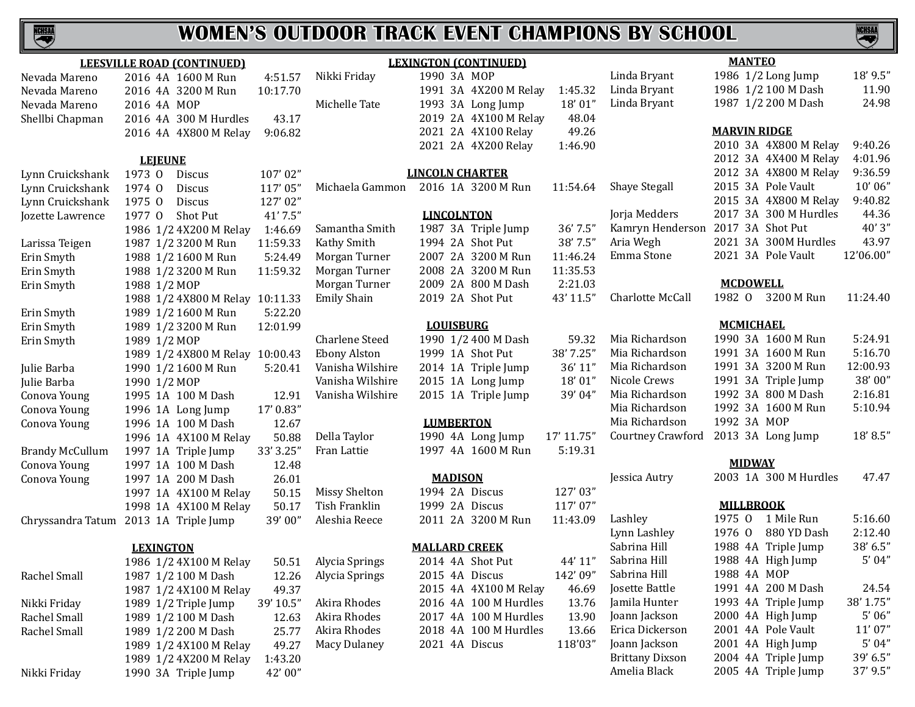# WOMEN'S OUTDOOR TRACK EVENT CHAMPIONS BY SCHOOL

**LEESVILLE ROAD (CONTINUED)**

| Name | Year | Class | Event | Mark |
|---|---|---|---|---|
| Nevada Mareno | 2016 | 4A | 1600 M Run | 4:51.57 |
| Nevada Mareno | 2016 | 4A | 3200 M Run | 10:17.70 |
| Nevada Mareno | 2016 | 4A | MOP | |
| Shellbi Chapman | 2016 | 4A | 300 M Hurdles | 43.17 |
| | 2016 | 4A | 4X800 M Relay | 9:06.82 |

**LEJEUNE**

| Name | Year | Class | Event | Mark |
|---|---|---|---|---|
| Lynn Cruickshank | 1973 | O | Discus | 107' 02" |
| Lynn Cruickshank | 1974 | O | Discus | 117' 05" |
| Lynn Cruickshank | 1975 | O | Discus | 127' 02" |
| Jozette Lawrence | 1977 | O | Shot Put | 41' 7.5" |
| | 1986 | 1/2 | 4X200 M Relay | 1:46.69 |
| Larissa Teigen | 1987 | 1/2 | 3200 M Run | 11:59.33 |
| Erin Smyth | 1988 | 1/2 | 1600 M Run | 5:24.49 |
| Erin Smyth | 1988 | 1/2 | 3200 M Run | 11:59.32 |
| Erin Smyth | 1988 | 1/2 | MOP | |
| | 1988 | 1/2 | 4X800 M Relay | 10:11.33 |
| Erin Smyth | 1989 | 1/2 | 1600 M Run | 5:22.20 |
| Erin Smyth | 1989 | 1/2 | 3200 M Run | 12:01.99 |
| Erin Smyth | 1989 | 1/2 | MOP | |
| | 1989 | 1/2 | 4X800 M Relay | 10:00.43 |
| Julie Barba | 1990 | 1/2 | 1600 M Run | 5:20.41 |
| Julie Barba | 1990 | 1/2 | MOP | |
| Conova Young | 1995 | 1A | 100 M Dash | 12.91 |
| Conova Young | 1996 | 1A | Long Jump | 17' 0.83" |
| Conova Young | 1996 | 1A | 100 M Dash | 12.67 |
| | 1996 | 1A | 4X100 M Relay | 50.88 |
| Brandy McCullum | 1997 | 1A | Triple Jump | 33' 3.25" |
| Conova Young | 1997 | 1A | 100 M Dash | 12.48 |
| Conova Young | 1997 | 1A | 200 M Dash | 26.01 |
| | 1997 | 1A | 4X100 M Relay | 50.15 |
| | 1998 | 1A | 4X100 M Relay | 50.17 |
| Chryssandra Tatum | 2013 | 1A | Triple Jump | 39' 00" |

**LEXINGTON**

| Name | Year | Class | Event | Mark |
|---|---|---|---|---|
| | 1986 | 1/2 | 4X100 M Relay | 50.51 |
| Rachel Small | 1987 | 1/2 | 100 M Dash | 12.26 |
| | 1987 | 1/2 | 4X100 M Relay | 49.37 |
| Nikki Friday | 1989 | 1/2 | Triple Jump | 39' 10.5" |
| Rachel Small | 1989 | 1/2 | 100 M Dash | 12.63 |
| Rachel Small | 1989 | 1/2 | 200 M Dash | 25.77 |
| | 1989 | 1/2 | 4X100 M Relay | 49.27 |
| | 1989 | 1/2 | 4X200 M Relay | 1:43.20 |
| Nikki Friday | 1990 | 3A | Triple Jump | 42' 00" |

**LEXINGTON (CONTINUED)**

| Name | Year | Class | Event | Mark |
|---|---|---|---|---|
| Nikki Friday | 1990 | 3A | MOP | |
| | 1991 | 3A | 4X200 M Relay | 1:45.32 |
| Michelle Tate | 1993 | 3A | Long Jump | 18' 01" |
| | 2019 | 2A | 4X100 M Relay | 48.04 |
| | 2021 | 2A | 4X100 Relay | 49.26 |
| | 2021 | 2A | 4X200 Relay | 1:46.90 |

**LINCOLN CHARTER**

| Name | Year | Class | Event | Mark |
|---|---|---|---|---|
| Michaela Gammon | 2016 | 1A | 3200 M Run | 11:54.64 |

**LINCOLNTON**

| Name | Year | Class | Event | Mark |
|---|---|---|---|---|
| Samantha Smith | 1987 | 3A | Triple Jump | 36' 7.5" |
| Kathy Smith | 1994 | 2A | Shot Put | 38' 7.5" |
| Morgan Turner | 2007 | 2A | 3200 M Run | 11:46.24 |
| Morgan Turner | 2008 | 2A | 3200 M Run | 11:35.53 |
| Morgan Turner | 2009 | 2A | 800 M Dash | 2:21.03 |
| Emily Shain | 2019 | 2A | Shot Put | 43' 11.5" |

**LOUISBURG**

| Name | Year | Class | Event | Mark |
|---|---|---|---|---|
| Charlene Steed | 1990 | 1/2 | 400 M Dash | 59.32 |
| Ebony Alston | 1999 | 1A | Shot Put | 38' 7.25" |
| Vanisha Wilshire | 2014 | 1A | Triple Jump | 36' 11" |
| Vanisha Wilshire | 2015 | 1A | Long Jump | 18' 01" |
| Vanisha Wilshire | 2015 | 1A | Triple Jump | 39' 04" |

**LUMBERTON**

| Name | Year | Class | Event | Mark |
|---|---|---|---|---|
| Della Taylor | 1990 | 4A | Long Jump | 17' 11.75" |
| Fran Lattie | 1997 | 4A | 1600 M Run | 5:19.31 |

**MADISON**

| Name | Year | Class | Event | Mark |
|---|---|---|---|---|
| Missy Shelton | 1994 | 2A | Discus | 127' 03" |
| Tish Franklin | 1999 | 2A | Discus | 117' 07" |
| Aleshia Reece | 2011 | 2A | 3200 M Run | 11:43.09 |

**MALLARD CREEK**

| Name | Year | Class | Event | Mark |
|---|---|---|---|---|
| Alycia Springs | 2014 | 4A | Shot Put | 44' 11" |
| Alycia Springs | 2015 | 4A | Discus | 142' 09" |
| | 2015 | 4A | 4X100 M Relay | 46.69 |
| Akira Rhodes | 2016 | 4A | 100 M Hurdles | 13.76 |
| Akira Rhodes | 2017 | 4A | 100 M Hurdles | 13.90 |
| Akira Rhodes | 2018 | 4A | 100 M Hurdles | 13.66 |
| Macy Dulaney | 2021 | 4A | Discus | 118'03" |

**MANTEO**

| Name | Year | Class | Event | Mark |
|---|---|---|---|---|
| Linda Bryant | 1986 | 1/2 | Long Jump | 18' 9.5" |
| Linda Bryant | 1986 | 1/2 | 100 M Dash | 11.90 |
| Linda Bryant | 1987 | 1/2 | 200 M Dash | 24.98 |

**MARVIN RIDGE**

| Name | Year | Class | Event | Mark |
|---|---|---|---|---|
| | 2010 | 3A | 4X800 M Relay | 9:40.26 |
| | 2012 | 3A | 4X400 M Relay | 4:01.96 |
| | 2012 | 3A | 4X800 M Relay | 9:36.59 |
| Shaye Stegall | 2015 | 3A | Pole Vault | 10' 06" |
| | 2015 | 3A | 4X800 M Relay | 9:40.82 |
| Jorja Medders | 2017 | 3A | 300 M Hurdles | 44.36 |
| Kamryn Henderson | 2017 | 3A | Shot Put | 40' 3" |
| Aria Wegh | 2021 | 3A | 300M Hurdles | 43.97 |
| Emma Stone | 2021 | 3A | Pole Vault | 12'06.00" |

**MCDOWELL**

| Name | Year | Class | Event | Mark |
|---|---|---|---|---|
| Charlotte McCall | 1982 | O | 3200 M Run | 11:24.40 |

**MCMICHAEL**

| Name | Year | Class | Event | Mark |
|---|---|---|---|---|
| Mia Richardson | 1990 | 3A | 1600 M Run | 5:24.91 |
| Mia Richardson | 1991 | 3A | 1600 M Run | 5:16.70 |
| Mia Richardson | 1991 | 3A | 3200 M Run | 12:00.93 |
| Nicole Crews | 1991 | 3A | Triple Jump | 38' 00" |
| Mia Richardson | 1992 | 3A | 800 M Dash | 2:16.81 |
| Mia Richardson | 1992 | 3A | 1600 M Run | 5:10.94 |
| Mia Richardson | 1992 | 3A | MOP | |
| Courtney Crawford | 2013 | 3A | Long Jump | 18' 8.5" |

**MIDWAY**

| Name | Year | Class | Event | Mark |
|---|---|---|---|---|
| Jessica Autry | 2003 | 1A | 300 M Hurdles | 47.47 |

**MILLBROOK**

| Name | Year | Class | Event | Mark |
|---|---|---|---|---|
| Lashley | 1975 | O | 1 Mile Run | 5:16.60 |
| Lynn Lashley | 1976 | O | 880 YD Dash | 2:12.40 |
| Sabrina Hill | 1988 | 4A | Triple Jump | 38' 6.5" |
| Sabrina Hill | 1988 | 4A | High Jump | 5' 04" |
| Sabrina Hill | 1988 | 4A | MOP | |
| Josette Battle | 1991 | 4A | 200 M Dash | 24.54 |
| Jamila Hunter | 1993 | 4A | Triple Jump | 38' 1.75" |
| Joann Jackson | 2000 | 4A | High Jump | 5' 06" |
| Erica Dickerson | 2001 | 4A | Pole Vault | 11' 07" |
| Joann Jackson | 2001 | 4A | High Jump | 5' 04" |
| Brittany Dixson | 2004 | 4A | Triple Jump | 39' 6.5" |
| Amelia Black | 2005 | 4A | Triple Jump | 37' 9.5" |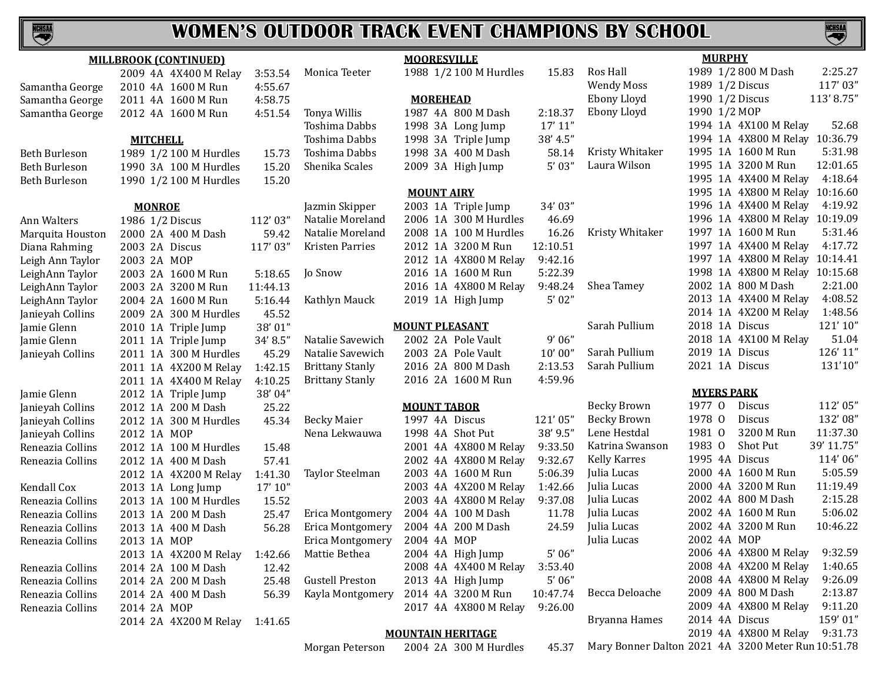# WOMEN'S OUTDOOR TRACK EVENT CHAMPIONS BY SCHOOL

## MILLBROOK (CONTINUED)

| Name | Year | Class | Event | Mark |
|---|---|---|---|---|
| | 2009 | 4A | 4X400 M Relay | 3:53.54 |
| Samantha George | 2010 | 4A | 1600 M Run | 4:55.67 |
| Samantha George | 2011 | 4A | 1600 M Run | 4:58.75 |
| Samantha George | 2012 | 4A | 1600 M Run | 4:51.54 |

## MITCHELL

| Name | Year | Class | Event | Mark |
|---|---|---|---|---|
| Beth Burleson | 1989 | 1/2 | 100 M Hurdles | 15.73 |
| Beth Burleson | 1990 | 3A | 100 M Hurdles | 15.20 |
| Beth Burleson | 1990 | 1/2 | 100 M Hurdles | 15.20 |

## MONROE

| Name | Year | Class | Event | Mark |
|---|---|---|---|---|
| Ann Walters | 1986 | 1/2 | Discus | 112' 03" |
| Marquita Houston | 2000 | 2A | 400 M Dash | 59.42 |
| Diana Rahming | 2003 | 2A | Discus | 117' 03" |
| Leigh Ann Taylor | 2003 | 2A | MOP | |
| LeighAnn Taylor | 2003 | 2A | 1600 M Run | 5:18.65 |
| LeighAnn Taylor | 2003 | 2A | 3200 M Run | 11:44.13 |
| LeighAnn Taylor | 2004 | 2A | 1600 M Run | 5:16.44 |
| Janieyah Collins | 2009 | 2A | 300 M Hurdles | 45.52 |
| Jamie Glenn | 2010 | 1A | Triple Jump | 38' 01" |
| Jamie Glenn | 2011 | 1A | Triple Jump | 34' 8.5" |
| Janieyah Collins | 2011 | 1A | 300 M Hurdles | 45.29 |
| | 2011 | 1A | 4X200 M Relay | 1:42.15 |
| | 2011 | 1A | 4X400 M Relay | 4:10.25 |
| Jamie Glenn | 2012 | 1A | Triple Jump | 38' 04" |
| Janieyah Collins | 2012 | 1A | 200 M Dash | 25.22 |
| Janieyah Collins | 2012 | 1A | 300 M Hurdles | 45.34 |
| Janieyah Collins | 2012 | 1A | MOP | |
| Reneazia Collins | 2012 | 1A | 100 M Hurdles | 15.48 |
| Reneazia Collins | 2012 | 1A | 400 M Dash | 57.41 |
| | 2012 | 1A | 4X200 M Relay | 1:41.30 |
| Kendall Cox | 2013 | 1A | Long Jump | 17' 10" |
| Reneazia Collins | 2013 | 1A | 100 M Hurdles | 15.52 |
| Reneazia Collins | 2013 | 1A | 200 M Dash | 25.47 |
| Reneazia Collins | 2013 | 1A | 400 M Dash | 56.28 |
| Reneazia Collins | 2013 | 1A | MOP | |
| | 2013 | 1A | 4X200 M Relay | 1:42.66 |
| Reneazia Collins | 2014 | 2A | 100 M Dash | 12.42 |
| Reneazia Collins | 2014 | 2A | 200 M Dash | 25.48 |
| Reneazia Collins | 2014 | 2A | 400 M Dash | 56.39 |
| Reneazia Collins | 2014 | 2A | MOP | |
| | 2014 | 2A | 4X200 M Relay | 1:41.65 |

## MOORESVILLE

| Name | Year | Class | Event | Mark |
|---|---|---|---|---|
| Monica Teeter | 1988 | 1/2 | 100 M Hurdles | 15.83 |

## MOREHEAD

| Name | Year | Class | Event | Mark |
|---|---|---|---|---|
| Tonya Willis | 1987 | 4A | 800 M Dash | 2:18.37 |
| Toshima Dabbs | 1998 | 3A | Long Jump | 17' 11" |
| Toshima Dabbs | 1998 | 3A | Triple Jump | 38' 4.5" |
| Toshima Dabbs | 1998 | 3A | 400 M Dash | 58.14 |
| Shenika Scales | 2009 | 3A | High Jump | 5' 03" |

## MOUNT AIRY

| Name | Year | Class | Event | Mark |
|---|---|---|---|---|
| Jazmin Skipper | 2003 | 1A | Triple Jump | 34' 03" |
| Natalie Moreland | 2006 | 1A | 300 M Hurdles | 46.69 |
| Natalie Moreland | 2008 | 1A | 100 M Hurdles | 16.26 |
| Kristen Parries | 2012 | 1A | 3200 M Run | 12:10.51 |
| | 2012 | 1A | 4X800 M Relay | 9:42.16 |
| Jo Snow | 2016 | 1A | 1600 M Run | 5:22.39 |
| | 2016 | 1A | 4X800 M Relay | 9:48.24 |
| Kathlyn Mauck | 2019 | 1A | High Jump | 5' 02" |

## MOUNT PLEASANT

| Name | Year | Class | Event | Mark |
|---|---|---|---|---|
| Natalie Savewich | 2002 | 2A | Pole Vault | 9' 06" |
| Natalie Savewich | 2003 | 2A | Pole Vault | 10' 00" |
| Brittany Stanly | 2016 | 2A | 800 M Dash | 2:13.53 |
| Brittany Stanly | 2016 | 2A | 1600 M Run | 4:59.96 |

## MOUNT TABOR

| Name | Year | Class | Event | Mark |
|---|---|---|---|---|
| Becky Maier | 1997 | 4A | Discus | 121' 05" |
| Nena Lekwauwa | 1998 | 4A | Shot Put | 38' 9.5" |
| | 2001 | 4A | 4X800 M Relay | 9:33.50 |
| | 2002 | 4A | 4X800 M Relay | 9:32.67 |
| Taylor Steelman | 2003 | 4A | 1600 M Run | 5:06.39 |
| | 2003 | 4A | 4X200 M Relay | 1:42.66 |
| | 2003 | 4A | 4X800 M Relay | 9:37.08 |
| Erica Montgomery | 2004 | 4A | 100 M Dash | 11.78 |
| Erica Montgomery | 2004 | 4A | 200 M Dash | 24.59 |
| Erica Montgomery | 2004 | 4A | MOP | |
| Mattie Bethea | 2004 | 4A | High Jump | 5' 06" |
| | 2008 | 4A | 4X400 M Relay | 3:53.40 |
| Gustell Preston | 2013 | 4A | High Jump | 5' 06" |
| Kayla Montgomery | 2014 | 4A | 3200 M Run | 10:47.74 |
| | 2017 | 4A | 4X800 M Relay | 9:26.00 |

## MOUNTAIN HERITAGE

| Name | Year | Class | Event | Mark |
|---|---|---|---|---|
| Morgan Peterson | 2004 | 2A | 300 M Hurdles | 45.37 |

## MURPHY

| Name | Year | Class | Event | Mark |
|---|---|---|---|---|
| Ros Hall | 1989 | 1/2 | 800 M Dash | 2:25.27 |
| Wendy Moss | 1989 | 1/2 | Discus | 117' 03" |
| Ebony Lloyd | 1990 | 1/2 | Discus | 113' 8.75" |
| Ebony Lloyd | 1990 | 1/2 | MOP | |
| | 1994 | 1A | 4X100 M Relay | 52.68 |
| | 1994 | 1A | 4X800 M Relay | 10:36.79 |
| Kristy Whitaker | 1995 | 1A | 1600 M Run | 5:31.98 |
| Laura Wilson | 1995 | 1A | 3200 M Run | 12:01.65 |
| | 1995 | 1A | 4X400 M Relay | 4:18.64 |
| | 1995 | 1A | 4X800 M Relay | 10:16.60 |
| | 1996 | 1A | 4X400 M Relay | 4:19.92 |
| | 1996 | 1A | 4X800 M Relay | 10:19.09 |
| Kristy Whitaker | 1997 | 1A | 1600 M Run | 5:31.46 |
| | 1997 | 1A | 4X400 M Relay | 4:17.72 |
| | 1997 | 1A | 4X800 M Relay | 10:14.41 |
| | 1998 | 1A | 4X800 M Relay | 10:15.68 |
| Shea Tamey | 2002 | 1A | 800 M Dash | 2:21.00 |
| | 2013 | 1A | 4X400 M Relay | 4:08.52 |
| | 2014 | 1A | 4X200 M Relay | 1:48.56 |
| Sarah Pullium | 2018 | 1A | Discus | 121' 10" |
| | 2018 | 1A | 4X100 M Relay | 51.04 |
| Sarah Pullium | 2019 | 1A | Discus | 126' 11" |
| Sarah Pullium | 2021 | 1A | Discus | 131'10" |

## MYERS PARK

| Name | Year | Class | Event | Mark |
|---|---|---|---|---|
| Becky Brown | 1977 | O | Discus | 112' 05" |
| Becky Brown | 1978 | O | Discus | 132' 08" |
| Lene Hestdal | 1981 | O | 3200 M Run | 11:37.30 |
| Katrina Swanson | 1983 | O | Shot Put | 39' 11.75" |
| Kelly Karres | 1995 | 4A | Discus | 114' 06" |
| Julia Lucas | 2000 | 4A | 1600 M Run | 5:05.59 |
| Julia Lucas | 2000 | 4A | 3200 M Run | 11:19.49 |
| Julia Lucas | 2002 | 4A | 800 M Dash | 2:15.28 |
| Julia Lucas | 2002 | 4A | 1600 M Run | 5:06.02 |
| Julia Lucas | 2002 | 4A | 3200 M Run | 10:46.22 |
| Julia Lucas | 2002 | 4A | MOP | |
| | 2006 | 4A | 4X800 M Relay | 9:32.59 |
| | 2008 | 4A | 4X200 M Relay | 1:40.65 |
| | 2008 | 4A | 4X800 M Relay | 9:26.09 |
| Becca Deloache | 2009 | 4A | 800 M Dash | 2:13.87 |
| | 2009 | 4A | 4X800 M Relay | 9:11.20 |
| Bryanna Hames | 2014 | 4A | Discus | 159' 01" |
| | 2019 | 4A | 4X800 M Relay | 9:31.73 |
| Mary Bonner Dalton | 2021 | 4A | 3200 Meter Run | 10:51.78 |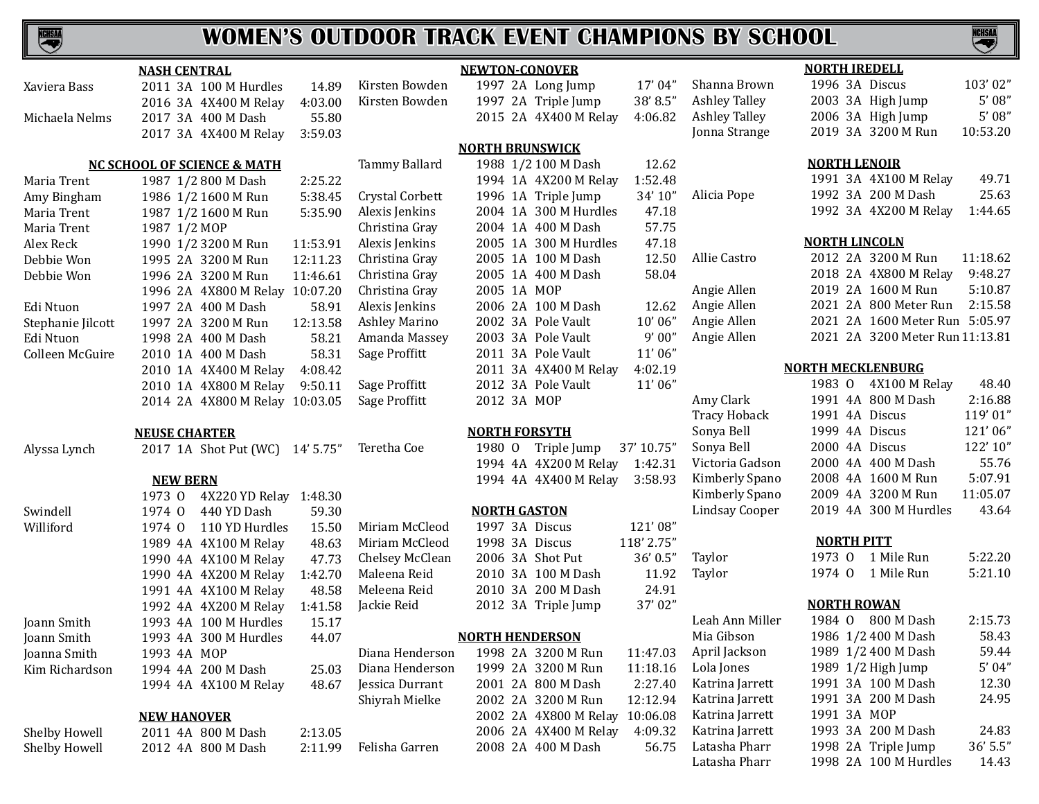# WOMEN'S OUTDOOR TRACK EVENT CHAMPIONS BY SCHOOL

### NASH CENTRAL

| Name | Year | Class | Event | Mark |
|---|---|---|---|---|
| Xaviera Bass | 2011 | 3A | 100 M Hurdles | 14.89 |
| | 2016 | 3A | 4X400 M Relay | 4:03.00 |
| Michaela Nelms | 2017 | 3A | 400 M Dash | 55.80 |
| | 2017 | 3A | 4X400 M Relay | 3:59.03 |

### NC SCHOOL OF SCIENCE & MATH

| Name | Year | Class | Event | Mark |
|---|---|---|---|---|
| Maria Trent | 1987 | 1/2 | 800 M Dash | 2:25.22 |
| Amy Bingham | 1986 | 1/2 | 1600 M Run | 5:38.45 |
| Maria Trent | 1987 | 1/2 | 1600 M Run | 5:35.90 |
| Maria Trent | 1987 | 1/2 | MOP | |
| Alex Reck | 1990 | 1/2 | 3200 M Run | 11:53.91 |
| Debbie Won | 1995 | 2A | 3200 M Run | 12:11.23 |
| Debbie Won | 1996 | 2A | 3200 M Run | 11:46.61 |
| | 1996 | 2A | 4X800 M Relay | 10:07.20 |
| Edi Ntuon | 1997 | 2A | 400 M Dash | 58.91 |
| Stephanie Jilcott | 1997 | 2A | 3200 M Run | 12:13.58 |
| Edi Ntuon | 1998 | 2A | 400 M Dash | 58.21 |
| Colleen McGuire | 2010 | 1A | 400 M Dash | 58.31 |
| | 2010 | 1A | 4X400 M Relay | 4:08.42 |
| | 2010 | 1A | 4X800 M Relay | 9:50.11 |
| | 2014 | 2A | 4X800 M Relay | 10:03.05 |

### NEUSE CHARTER

| Name | Year | Class | Event | Mark |
|---|---|---|---|---|
| Alyssa Lynch | 2017 | 1A | Shot Put (WC) | 14' 5.75" |

### NEW BERN

| Name | Year | Class | Event | Mark |
|---|---|---|---|---|
| | 1973 | O | 4X220 YD Relay | 1:48.30 |
| Swindell | 1974 | O | 440 YD Dash | 59.30 |
| Williford | 1974 | O | 110 YD Hurdles | 15.50 |
| | 1989 | 4A | 4X100 M Relay | 48.63 |
| | 1990 | 4A | 4X100 M Relay | 47.73 |
| | 1990 | 4A | 4X200 M Relay | 1:42.70 |
| | 1991 | 4A | 4X100 M Relay | 48.58 |
| | 1992 | 4A | 4X200 M Relay | 1:41.58 |
| Joann Smith | 1993 | 4A | 100 M Hurdles | 15.17 |
| Joann Smith | 1993 | 4A | 300 M Hurdles | 44.07 |
| Joanna Smith | 1993 | 4A | MOP | |
| Kim Richardson | 1994 | 4A | 200 M Dash | 25.03 |
| | 1994 | 4A | 4X100 M Relay | 48.67 |

### NEW HANOVER

| Name | Year | Class | Event | Mark |
|---|---|---|---|---|
| Shelby Howell | 2011 | 4A | 800 M Dash | 2:13.05 |
| Shelby Howell | 2012 | 4A | 800 M Dash | 2:11.99 |

### NEWTON-CONOVER

| Name | Year | Class | Event | Mark |
|---|---|---|---|---|
| Kirsten Bowden | 1997 | 2A | Long Jump | 17' 04" |
| Kirsten Bowden | 1997 | 2A | Triple Jump | 38' 8.5" |
| | 2015 | 2A | 4X400 M Relay | 4:06.82 |

### NORTH BRUNSWICK

| Name | Year | Class | Event | Mark |
|---|---|---|---|---|
| Tammy Ballard | 1988 | 1/2 | 100 M Dash | 12.62 |
| | 1994 | 1A | 4X200 M Relay | 1:52.48 |
| Crystal Corbett | 1996 | 1A | Triple Jump | 34' 10" |
| Alexis Jenkins | 2004 | 1A | 300 M Hurdles | 47.18 |
| Christina Gray | 2004 | 1A | 400 M Dash | 57.75 |
| Alexis Jenkins | 2005 | 1A | 300 M Hurdles | 47.18 |
| Christina Gray | 2005 | 1A | 100 M Dash | 12.50 |
| Christina Gray | 2005 | 1A | 400 M Dash | 58.04 |
| Christina Gray | 2005 | 1A | MOP | |
| Alexis Jenkins | 2006 | 2A | 100 M Dash | 12.62 |
| Ashley Marino | 2002 | 3A | Pole Vault | 10' 06" |
| Amanda Massey | 2003 | 3A | Pole Vault | 9' 00" |
| Sage Proffitt | 2011 | 3A | Pole Vault | 11' 06" |
| | 2011 | 3A | 4X400 M Relay | 4:02.19 |
| Sage Proffitt | 2012 | 3A | Pole Vault | 11' 06" |
| Sage Proffitt | 2012 | 3A | MOP | |

### NORTH FORSYTH

| Name | Year | Class | Event | Mark |
|---|---|---|---|---|
| Teretha Coe | 1980 | O | Triple Jump | 37' 10.75" |
| | 1994 | 4A | 4X200 M Relay | 1:42.31 |
| | 1994 | 4A | 4X400 M Relay | 3:58.93 |

### NORTH GASTON

| Name | Year | Class | Event | Mark |
|---|---|---|---|---|
| Miriam McCleod | 1997 | 3A | Discus | 121' 08" |
| Miriam McCleod | 1998 | 3A | Discus | 118' 2.75" |
| Chelsey McClean | 2006 | 3A | Shot Put | 36' 0.5" |
| Maleena Reid | 2010 | 3A | 100 M Dash | 11.92 |
| Meleena Reid | 2010 | 3A | 200 M Dash | 24.91 |
| Jackie Reid | 2012 | 3A | Triple Jump | 37' 02" |

### NORTH HENDERSON

| Name | Year | Class | Event | Mark |
|---|---|---|---|---|
| Diana Henderson | 1998 | 2A | 3200 M Run | 11:47.03 |
| Diana Henderson | 1999 | 2A | 3200 M Run | 11:18.16 |
| Jessica Durrant | 2001 | 2A | 800 M Dash | 2:27.40 |
| Shiyrah Mielke | 2002 | 2A | 3200 M Run | 12:12.94 |
| | 2002 | 2A | 4X800 M Relay | 10:06.08 |
| | 2006 | 2A | 4X400 M Relay | 4:09.32 |
| Felisha Garren | 2008 | 2A | 400 M Dash | 56.75 |

### NORTH IREDELL

| Name | Year | Class | Event | Mark |
|---|---|---|---|---|
| Shanna Brown | 1996 | 3A | Discus | 103' 02" |
| Ashley Talley | 2003 | 3A | High Jump | 5' 08" |
| Ashley Talley | 2006 | 3A | High Jump | 5' 08" |
| Jonna Strange | 2019 | 3A | 3200 M Run | 10:53.20 |

### NORTH LENOIR

| Name | Year | Class | Event | Mark |
|---|---|---|---|---|
| | 1991 | 3A | 4X100 M Relay | 49.71 |
| Alicia Pope | 1992 | 3A | 200 M Dash | 25.63 |
| | 1992 | 3A | 4X200 M Relay | 1:44.65 |

### NORTH LINCOLN

| Name | Year | Class | Event | Mark |
|---|---|---|---|---|
| Allie Castro | 2012 | 2A | 3200 M Run | 11:18.62 |
| | 2018 | 2A | 4X800 M Relay | 9:48.27 |
| Angie Allen | 2019 | 2A | 1600 M Run | 5:10.87 |
| Angie Allen | 2021 | 2A | 800 Meter Run | 2:15.58 |
| Angie Allen | 2021 | 2A | 1600 Meter Run | 5:05.97 |
| Angie Allen | 2021 | 2A | 3200 Meter Run | 11:13.81 |

### NORTH MECKLENBURG

| Name | Year | Class | Event | Mark |
|---|---|---|---|---|
| | 1983 | O | 4X100 M Relay | 48.40 |
| Amy Clark | 1991 | 4A | 800 M Dash | 2:16.88 |
| Tracy Hoback | 1991 | 4A | Discus | 119' 01" |
| Sonya Bell | 1999 | 4A | Discus | 121' 06" |
| Sonya Bell | 2000 | 4A | Discus | 122' 10" |
| Victoria Gadson | 2000 | 4A | 400 M Dash | 55.76 |
| Kimberly Spano | 2008 | 4A | 1600 M Run | 5:07.91 |
| Kimberly Spano | 2009 | 4A | 3200 M Run | 11:05.07 |
| Lindsay Cooper | 2019 | 4A | 300 M Hurdles | 43.64 |

### NORTH PITT

| Name | Year | Class | Event | Mark |
|---|---|---|---|---|
| Taylor | 1973 | O | 1 Mile Run | 5:22.20 |
| Taylor | 1974 | O | 1 Mile Run | 5:21.10 |

### NORTH ROWAN

| Name | Year | Class | Event | Mark |
|---|---|---|---|---|
| Leah Ann Miller | 1984 | O | 800 M Dash | 2:15.73 |
| Mia Gibson | 1986 | 1/2 | 400 M Dash | 58.43 |
| April Jackson | 1989 | 1/2 | 400 M Dash | 59.44 |
| Lola Jones | 1989 | 1/2 | High Jump | 5' 04" |
| Katrina Jarrett | 1991 | 3A | 100 M Dash | 12.30 |
| Katrina Jarrett | 1991 | 3A | 200 M Dash | 24.95 |
| Katrina Jarrett | 1991 | 3A | MOP | |
| Katrina Jarrett | 1993 | 3A | 200 M Dash | 24.83 |
| Latasha Pharr | 1998 | 2A | Triple Jump | 36' 5.5" |
| Latasha Pharr | 1998 | 2A | 100 M Hurdles | 14.43 |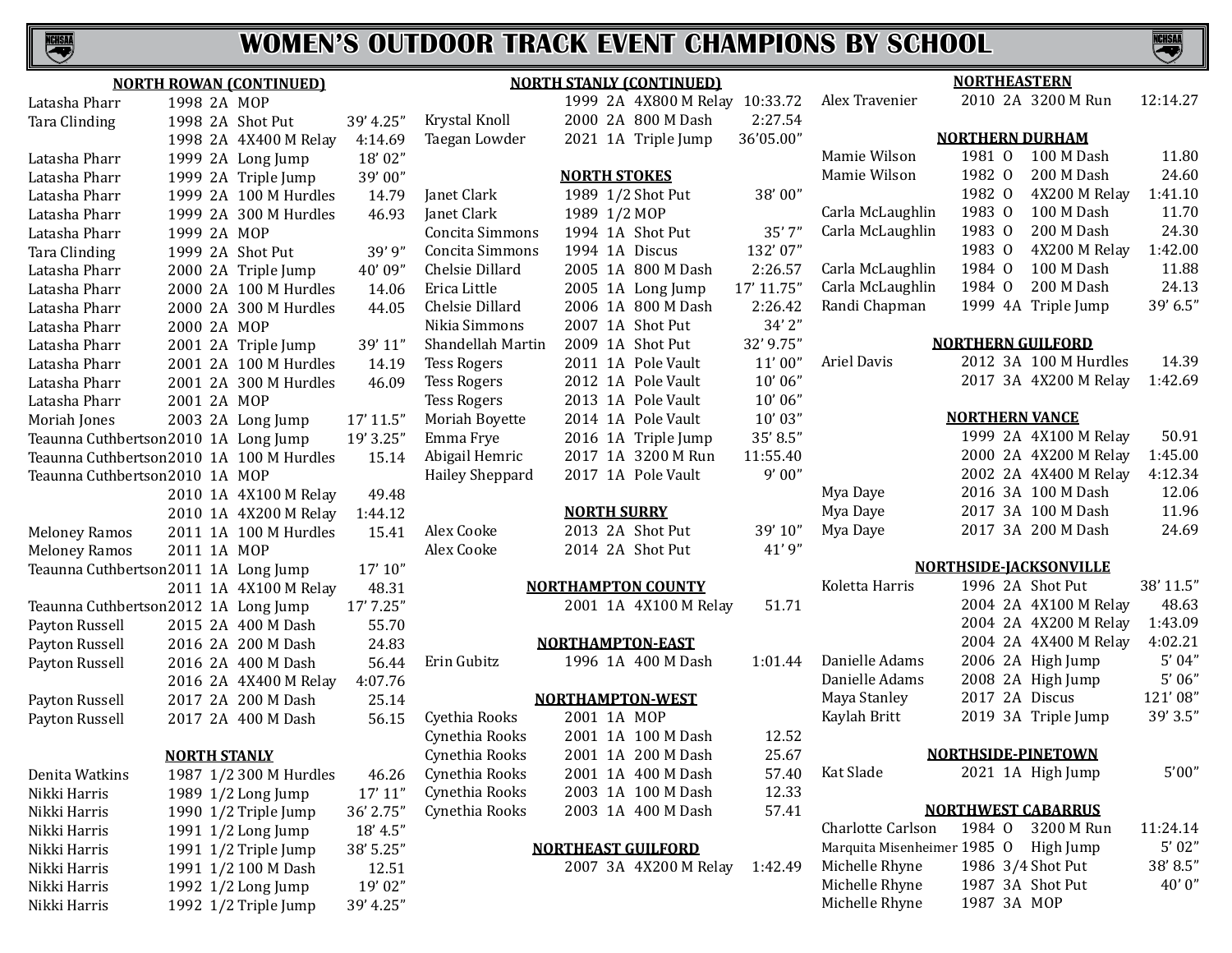# WOMEN'S OUTDOOR TRACK EVENT CHAMPIONS BY SCHOOL

### NORTH ROWAN (CONTINUED)

| Name | Year | Class | Event | Mark |
|---|---|---|---|---|
| Latasha Pharr | 1998 | 2A | MOP | |
| Tara Clinding | 1998 | 2A | Shot Put | 39' 4.25" |
| | 1998 | 2A | 4X400 M Relay | 4:14.69 |
| Latasha Pharr | 1999 | 2A | Long Jump | 18' 02" |
| Latasha Pharr | 1999 | 2A | Triple Jump | 39' 00" |
| Latasha Pharr | 1999 | 2A | 100 M Hurdles | 14.79 |
| Latasha Pharr | 1999 | 2A | 300 M Hurdles | 46.93 |
| Latasha Pharr | 1999 | 2A | MOP | |
| Tara Clinding | 1999 | 2A | Shot Put | 39' 9" |
| Latasha Pharr | 2000 | 2A | Triple Jump | 40' 09" |
| Latasha Pharr | 2000 | 2A | 100 M Hurdles | 14.06 |
| Latasha Pharr | 2000 | 2A | 300 M Hurdles | 44.05 |
| Latasha Pharr | 2000 | 2A | MOP | |
| Latasha Pharr | 2001 | 2A | Triple Jump | 39' 11" |
| Latasha Pharr | 2001 | 2A | 100 M Hurdles | 14.19 |
| Latasha Pharr | 2001 | 2A | 300 M Hurdles | 46.09 |
| Latasha Pharr | 2001 | 2A | MOP | |
| Moriah Jones | 2003 | 2A | Long Jump | 17' 11.5" |
| Teaunna Cuthbertson | 2010 | 1A | Long Jump | 19' 3.25" |
| Teaunna Cuthbertson | 2010 | 1A | 100 M Hurdles | 15.14 |
| Teaunna Cuthbertson | 2010 | 1A | MOP | |
| | 2010 | 1A | 4X100 M Relay | 49.48 |
| | 2010 | 1A | 4X200 M Relay | 1:44.12 |
| Meloney Ramos | 2011 | 1A | 100 M Hurdles | 15.41 |
| Meloney Ramos | 2011 | 1A | MOP | |
| Teaunna Cuthbertson | 2011 | 1A | Long Jump | 17' 10" |
| | 2011 | 1A | 4X100 M Relay | 48.31 |
| Teaunna Cuthbertson | 2012 | 1A | Long Jump | 17' 7.25" |
| Payton Russell | 2015 | 2A | 400 M Dash | 55.70 |
| Payton Russell | 2016 | 2A | 200 M Dash | 24.83 |
| Payton Russell | 2016 | 2A | 400 M Dash | 56.44 |
| | 2016 | 2A | 4X400 M Relay | 4:07.76 |
| Payton Russell | 2017 | 2A | 200 M Dash | 25.14 |
| Payton Russell | 2017 | 2A | 400 M Dash | 56.15 |

### NORTH STANLY

| Name | Year | Class | Event | Mark |
|---|---|---|---|---|
| Denita Watkins | 1987 | 1/2 | 300 M Hurdles | 46.26 |
| Nikki Harris | 1989 | 1/2 | Long Jump | 17' 11" |
| Nikki Harris | 1990 | 1/2 | Triple Jump | 36' 2.75" |
| Nikki Harris | 1991 | 1/2 | Long Jump | 18' 4.5" |
| Nikki Harris | 1991 | 1/2 | Triple Jump | 38' 5.25" |
| Nikki Harris | 1991 | 1/2 | 100 M Dash | 12.51 |
| Nikki Harris | 1992 | 1/2 | Long Jump | 19' 02" |
| Nikki Harris | 1992 | 1/2 | Triple Jump | 39' 4.25" |

### NORTH STANLY (CONTINUED)

| Name | Year | Class | Event | Mark |
|---|---|---|---|---|
| | 1999 | 2A | 4X800 M Relay | 10:33.72 |
| Krystal Knoll | 2000 | 2A | 800 M Dash | 2:27.54 |
| Taegan Lowder | 2021 | 1A | Triple Jump | 36'05.00" |

### NORTH STOKES

| Name | Year | Class | Event | Mark |
|---|---|---|---|---|
| Janet Clark | 1989 | 1/2 | Shot Put | 38' 00" |
| Janet Clark | 1989 | 1/2 | MOP | |
| Concita Simmons | 1994 | 1A | Shot Put | 35' 7" |
| Concita Simmons | 1994 | 1A | Discus | 132' 07" |
| Chelsie Dillard | 2005 | 1A | 800 M Dash | 2:26.57 |
| Erica Little | 2005 | 1A | Long Jump | 17' 11.75" |
| Chelsie Dillard | 2006 | 1A | 800 M Dash | 2:26.42 |
| Nikia Simmons | 2007 | 1A | Shot Put | 34' 2" |
| Shandellah Martin | 2009 | 1A | Shot Put | 32' 9.75" |
| Tess Rogers | 2011 | 1A | Pole Vault | 11' 00" |
| Tess Rogers | 2012 | 1A | Pole Vault | 10' 06" |
| Tess Rogers | 2013 | 1A | Pole Vault | 10' 06" |
| Moriah Boyette | 2014 | 1A | Pole Vault | 10' 03" |
| Emma Frye | 2016 | 1A | Triple Jump | 35' 8.5" |
| Abigail Hemric | 2017 | 1A | 3200 M Run | 11:55.40 |
| Hailey Sheppard | 2017 | 1A | Pole Vault | 9' 00" |

### NORTH SURRY

| Name | Year | Class | Event | Mark |
|---|---|---|---|---|
| Alex Cooke | 2013 | 2A | Shot Put | 39' 10" |
| Alex Cooke | 2014 | 2A | Shot Put | 41' 9" |

### NORTHAMPTON COUNTY

| Name | Year | Class | Event | Mark |
|---|---|---|---|---|
| | 2001 | 1A | 4X100 M Relay | 51.71 |

### NORTHAMPTON-EAST

| Name | Year | Class | Event | Mark |
|---|---|---|---|---|
| Erin Gubitz | 1996 | 1A | 400 M Dash | 1:01.44 |

### NORTHAMPTON-WEST

| Name | Year | Class | Event | Mark |
|---|---|---|---|---|
| Cyethia Rooks | 2001 | 1A | MOP | |
| Cynethia Rooks | 2001 | 1A | 100 M Dash | 12.52 |
| Cynethia Rooks | 2001 | 1A | 200 M Dash | 25.67 |
| Cynethia Rooks | 2001 | 1A | 400 M Dash | 57.40 |
| Cynethia Rooks | 2003 | 1A | 100 M Dash | 12.33 |
| Cynethia Rooks | 2003 | 1A | 400 M Dash | 57.41 |

### NORTHEAST GUILFORD

| Name | Year | Class | Event | Mark |
|---|---|---|---|---|
| | 2007 | 3A | 4X200 M Relay | 1:42.49 |

### NORTHEASTERN

| Name | Year | Class | Event | Mark |
|---|---|---|---|---|
| Alex Travenier | 2010 | 2A | 3200 M Run | 12:14.27 |

### NORTHERN DURHAM

| Name | Year | Class | Event | Mark |
|---|---|---|---|---|
| Mamie Wilson | 1981 | O | 100 M Dash | 11.80 |
| Mamie Wilson | 1982 | O | 200 M Dash | 24.60 |
| | 1982 | O | 4X200 M Relay | 1:41.10 |
| Carla McLaughlin | 1983 | O | 100 M Dash | 11.70 |
| Carla McLaughlin | 1983 | O | 200 M Dash | 24.30 |
| | 1983 | O | 4X200 M Relay | 1:42.00 |
| Carla McLaughlin | 1984 | O | 100 M Dash | 11.88 |
| Carla McLaughlin | 1984 | O | 200 M Dash | 24.13 |
| Randi Chapman | 1999 | 4A | Triple Jump | 39' 6.5" |

### NORTHERN GUILFORD

| Name | Year | Class | Event | Mark |
|---|---|---|---|---|
| Ariel Davis | 2012 | 3A | 100 M Hurdles | 14.39 |
| | 2017 | 3A | 4X200 M Relay | 1:42.69 |

### NORTHERN VANCE

| Name | Year | Class | Event | Mark |
|---|---|---|---|---|
| | 1999 | 2A | 4X100 M Relay | 50.91 |
| | 2000 | 2A | 4X200 M Relay | 1:45.00 |
| | 2002 | 2A | 4X400 M Relay | 4:12.34 |
| Mya Daye | 2016 | 3A | 100 M Dash | 12.06 |
| Mya Daye | 2017 | 3A | 100 M Dash | 11.96 |
| Mya Daye | 2017 | 3A | 200 M Dash | 24.69 |

### NORTHSIDE-JACKSONVILLE

| Name | Year | Class | Event | Mark |
|---|---|---|---|---|
| Koletta Harris | 1996 | 2A | Shot Put | 38' 11.5" |
| | 2004 | 2A | 4X100 M Relay | 48.63 |
| | 2004 | 2A | 4X200 M Relay | 1:43.09 |
| | 2004 | 2A | 4X400 M Relay | 4:02.21 |
| Danielle Adams | 2006 | 2A | High Jump | 5' 04" |
| Danielle Adams | 2008 | 2A | High Jump | 5' 06" |
| Maya Stanley | 2017 | 2A | Discus | 121' 08" |
| Kaylah Britt | 2019 | 3A | Triple Jump | 39' 3.5" |

### NORTHSIDE-PINETOWN

| Name | Year | Class | Event | Mark |
|---|---|---|---|---|
| Kat Slade | 2021 | 1A | High Jump | 5'00" |

### NORTHWEST CABARRUS

| Name | Year | Class | Event | Mark |
|---|---|---|---|---|
| Charlotte Carlson | 1984 | O | 3200 M Run | 11:24.14 |
| Marquita Misenheimer | 1985 | O | High Jump | 5' 02" |
| Michelle Rhyne | 1986 | 3/4 | Shot Put | 38' 8.5" |
| Michelle Rhyne | 1987 | 3A | Shot Put | 40' 0" |
| Michelle Rhyne | 1987 | 3A | MOP | |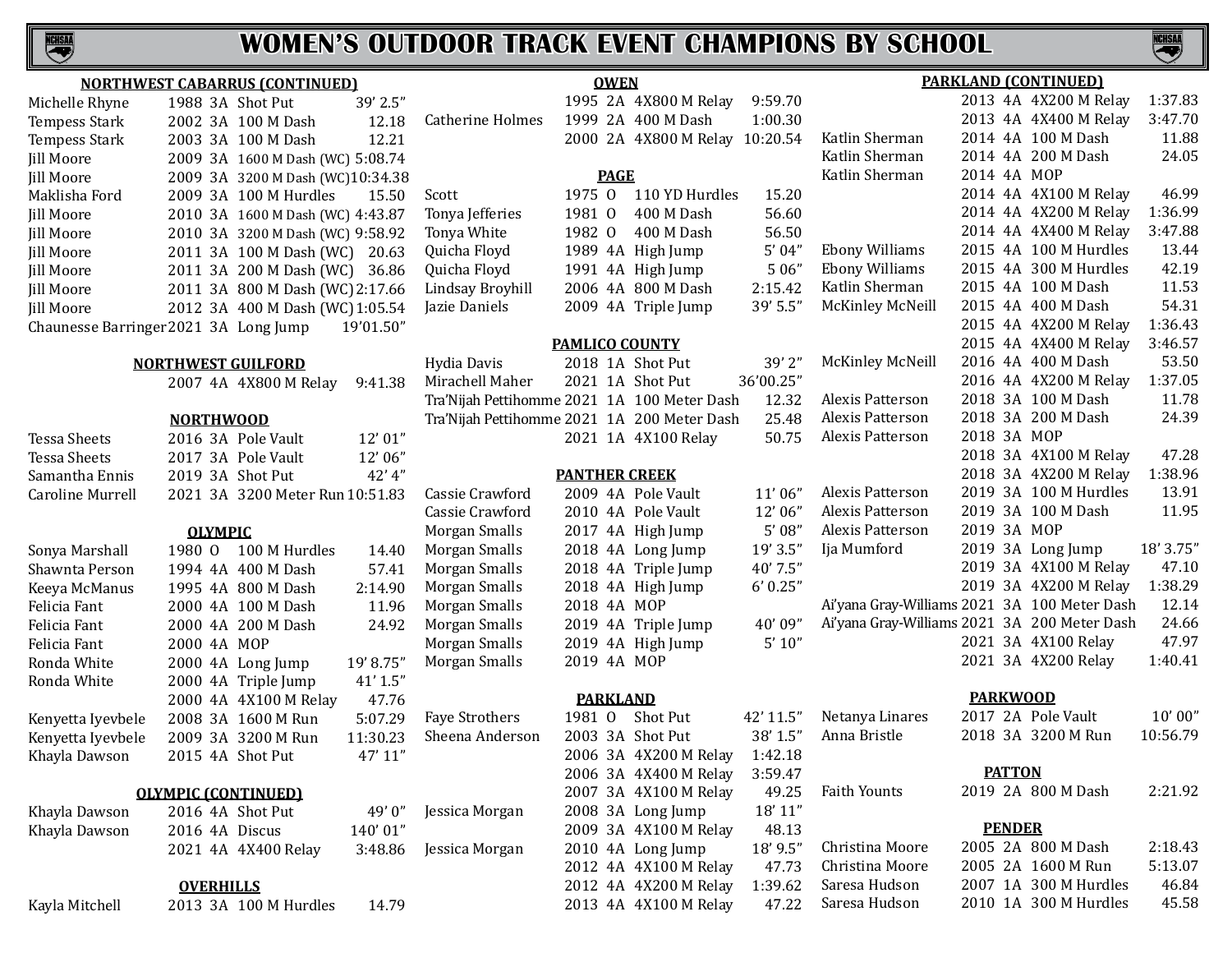# WOMEN'S OUTDOOR TRACK EVENT CHAMPIONS BY SCHOOL

### NORTHWEST CABARRUS (CONTINUED)

| Name | Year | Class | Event | Mark |
|---|---|---|---|---|
| Michelle Rhyne | 1988 | 3A | Shot Put | 39' 2.5" |
| Tempess Stark | 2002 | 3A | 100 M Dash | 12.18 |
| Tempess Stark | 2003 | 3A | 100 M Dash | 12.21 |
| Jill Moore | 2009 | 3A | 1600 M Dash (WC) | 5:08.74 |
| Jill Moore | 2009 | 3A | 3200 M Dash (WC) | 10:34.38 |
| Maklisha Ford | 2009 | 3A | 100 M Hurdles | 15.50 |
| Jill Moore | 2010 | 3A | 1600 M Dash (WC) | 4:43.87 |
| Jill Moore | 2010 | 3A | 3200 M Dash (WC) | 9:58.92 |
| Jill Moore | 2011 | 3A | 100 M Dash (WC) | 20.63 |
| Jill Moore | 2011 | 3A | 200 M Dash (WC) | 36.86 |
| Jill Moore | 2011 | 3A | 800 M Dash (WC) | 2:17.66 |
| Jill Moore | 2012 | 3A | 400 M Dash (WC) | 1:05.54 |
| Chaunesse Barringer | 2021 | 3A | Long Jump | 19'01.50" |

### NORTHWEST GUILFORD

| Name | Year | Class | Event | Mark |
|---|---|---|---|---|
| | 2007 | 4A | 4X800 M Relay | 9:41.38 |

### NORTHWOOD

| Name | Year | Class | Event | Mark |
|---|---|---|---|---|
| Tessa Sheets | 2016 | 3A | Pole Vault | 12' 01" |
| Tessa Sheets | 2017 | 3A | Pole Vault | 12' 06" |
| Samantha Ennis | 2019 | 3A | Shot Put | 42' 4" |
| Caroline Murrell | 2021 | 3A | 3200 Meter Run | 10:51.83 |

### OLYMPIC

| Name | Year | Class | Event | Mark |
|---|---|---|---|---|
| Sonya Marshall | 1980 | O | 100 M Hurdles | 14.40 |
| Shawnta Person | 1994 | 4A | 400 M Dash | 57.41 |
| Keeya McManus | 1995 | 4A | 800 M Dash | 2:14.90 |
| Felicia Fant | 2000 | 4A | 100 M Dash | 11.96 |
| Felicia Fant | 2000 | 4A | 200 M Dash | 24.92 |
| Felicia Fant | 2000 | 4A | MOP | |
| Ronda White | 2000 | 4A | Long Jump | 19' 8.75" |
| Ronda White | 2000 | 4A | Triple Jump | 41' 1.5" |
| | 2000 | 4A | 4X100 M Relay | 47.76 |
| Kenyetta Iyevbele | 2008 | 3A | 1600 M Run | 5:07.29 |
| Kenyetta Iyevbele | 2009 | 3A | 3200 M Run | 11:30.23 |
| Khayla Dawson | 2015 | 4A | Shot Put | 47' 11" |

### OLYMPIC (CONTINUED)

| Name | Year | Class | Event | Mark |
|---|---|---|---|---|
| Khayla Dawson | 2016 | 4A | Shot Put | 49' 0" |
| Khayla Dawson | 2016 | 4A | Discus | 140' 01" |
| | 2021 | 4A | 4X400 Relay | 3:48.86 |

### OVERHILLS

| Name | Year | Class | Event | Mark |
|---|---|---|---|---|
| Kayla Mitchell | 2013 | 3A | 100 M Hurdles | 14.79 |

### OWEN

| Name | Year | Class | Event | Mark |
|---|---|---|---|---|
| | 1995 | 2A | 4X800 M Relay | 9:59.70 |
| Catherine Holmes | 1999 | 2A | 400 M Dash | 1:00.30 |
| | 2000 | 2A | 4X800 M Relay | 10:20.54 |

### PAGE

| Name | Year | Class | Event | Mark |
|---|---|---|---|---|
| Scott | 1975 | O | 110 YD Hurdles | 15.20 |
| Tonya Jefferies | 1981 | O | 400 M Dash | 56.60 |
| Tonya White | 1982 | O | 400 M Dash | 56.50 |
| Quicha Floyd | 1989 | 4A | High Jump | 5' 04" |
| Quicha Floyd | 1991 | 4A | High Jump | 5 06" |
| Lindsay Broyhill | 2006 | 4A | 800 M Dash | 2:15.42 |
| Jazie Daniels | 2009 | 4A | Triple Jump | 39' 5.5" |

### PAMLICO COUNTY

| Name | Year | Class | Event | Mark |
|---|---|---|---|---|
| Hydia Davis | 2018 | 1A | Shot Put | 39' 2" |
| Mirachell Maher | 2021 | 1A | Shot Put | 36'00.25" |
| Tra'Nijah Pettihomme | 2021 | 1A | 100 Meter Dash | 12.32 |
| Tra'Nijah Pettihomme | 2021 | 1A | 200 Meter Dash | 25.48 |
| | 2021 | 1A | 4X100 Relay | 50.75 |

### PANTHER CREEK

| Name | Year | Class | Event | Mark |
|---|---|---|---|---|
| Cassie Crawford | 2009 | 4A | Pole Vault | 11' 06" |
| Cassie Crawford | 2010 | 4A | Pole Vault | 12' 06" |
| Morgan Smalls | 2017 | 4A | High Jump | 5' 08" |
| Morgan Smalls | 2018 | 4A | Long Jump | 19' 3.5" |
| Morgan Smalls | 2018 | 4A | Triple Jump | 40' 7.5" |
| Morgan Smalls | 2018 | 4A | High Jump | 6' 0.25" |
| Morgan Smalls | 2018 | 4A | MOP | |
| Morgan Smalls | 2019 | 4A | Triple Jump | 40' 09" |
| Morgan Smalls | 2019 | 4A | High Jump | 5' 10" |
| Morgan Smalls | 2019 | 4A | MOP | |

### PARKLAND

| Name | Year | Class | Event | Mark |
|---|---|---|---|---|
| Faye Strothers | 1981 | O | Shot Put | 42' 11.5" |
| Sheena Anderson | 2003 | 3A | Shot Put | 38' 1.5" |
| | 2006 | 3A | 4X200 M Relay | 1:42.18 |
| | 2006 | 3A | 4X400 M Relay | 3:59.47 |
| | 2007 | 3A | 4X100 M Relay | 49.25 |
| Jessica Morgan | 2008 | 3A | Long Jump | 18' 11" |
| | 2009 | 3A | 4X100 M Relay | 48.13 |
| Jessica Morgan | 2010 | 4A | Long Jump | 18' 9.5" |
| | 2012 | 4A | 4X100 M Relay | 47.73 |
| | 2012 | 4A | 4X200 M Relay | 1:39.62 |
| | 2013 | 4A | 4X100 M Relay | 47.22 |

### PARKLAND (CONTINUED)

| Name | Year | Class | Event | Mark |
|---|---|---|---|---|
| | 2013 | 4A | 4X200 M Relay | 1:37.83 |
| | 2013 | 4A | 4X400 M Relay | 3:47.70 |
| Katlin Sherman | 2014 | 4A | 100 M Dash | 11.88 |
| Katlin Sherman | 2014 | 4A | 200 M Dash | 24.05 |
| Katlin Sherman | 2014 | 4A | MOP | |
| | 2014 | 4A | 4X100 M Relay | 46.99 |
| | 2014 | 4A | 4X200 M Relay | 1:36.99 |
| | 2014 | 4A | 4X400 M Relay | 3:47.88 |
| Ebony Williams | 2015 | 4A | 100 M Hurdles | 13.44 |
| Ebony Williams | 2015 | 4A | 300 M Hurdles | 42.19 |
| Katlin Sherman | 2015 | 4A | 100 M Dash | 11.53 |
| McKinley McNeill | 2015 | 4A | 400 M Dash | 54.31 |
| | 2015 | 4A | 4X200 M Relay | 1:36.43 |
| | 2015 | 4A | 4X400 M Relay | 3:46.57 |
| McKinley McNeill | 2016 | 4A | 400 M Dash | 53.50 |
| | 2016 | 4A | 4X200 M Relay | 1:37.05 |
| Alexis Patterson | 2018 | 3A | 100 M Dash | 11.78 |
| Alexis Patterson | 2018 | 3A | 200 M Dash | 24.39 |
| Alexis Patterson | 2018 | 3A | MOP | |
| | 2018 | 3A | 4X100 M Relay | 47.28 |
| | 2018 | 3A | 4X200 M Relay | 1:38.96 |
| Alexis Patterson | 2019 | 3A | 100 M Hurdles | 13.91 |
| Alexis Patterson | 2019 | 3A | 100 M Dash | 11.95 |
| Alexis Patterson | 2019 | 3A | MOP | |
| Ija Mumford | 2019 | 3A | Long Jump | 18' 3.75" |
| | 2019 | 3A | 4X100 M Relay | 47.10 |
| | 2019 | 3A | 4X200 M Relay | 1:38.29 |
| Ai'yana Gray-Williams | 2021 | 3A | 100 Meter Dash | 12.14 |
| Ai'yana Gray-Williams | 2021 | 3A | 200 Meter Dash | 24.66 |
| | 2021 | 3A | 4X100 Relay | 47.97 |
| | 2021 | 3A | 4X200 Relay | 1:40.41 |

### PARKWOOD

| Name | Year | Class | Event | Mark |
|---|---|---|---|---|
| Netanya Linares | 2017 | 2A | Pole Vault | 10' 00" |
| Anna Bristle | 2018 | 3A | 3200 M Run | 10:56.79 |

### PATTON

| Name | Year | Class | Event | Mark |
|---|---|---|---|---|
| Faith Younts | 2019 | 2A | 800 M Dash | 2:21.92 |

### PENDER

| Name | Year | Class | Event | Mark |
|---|---|---|---|---|
| Christina Moore | 2005 | 2A | 800 M Dash | 2:18.43 |
| Christina Moore | 2005 | 2A | 1600 M Run | 5:13.07 |
| Saresa Hudson | 2007 | 1A | 300 M Hurdles | 46.84 |
| Saresa Hudson | 2010 | 1A | 300 M Hurdles | 45.58 |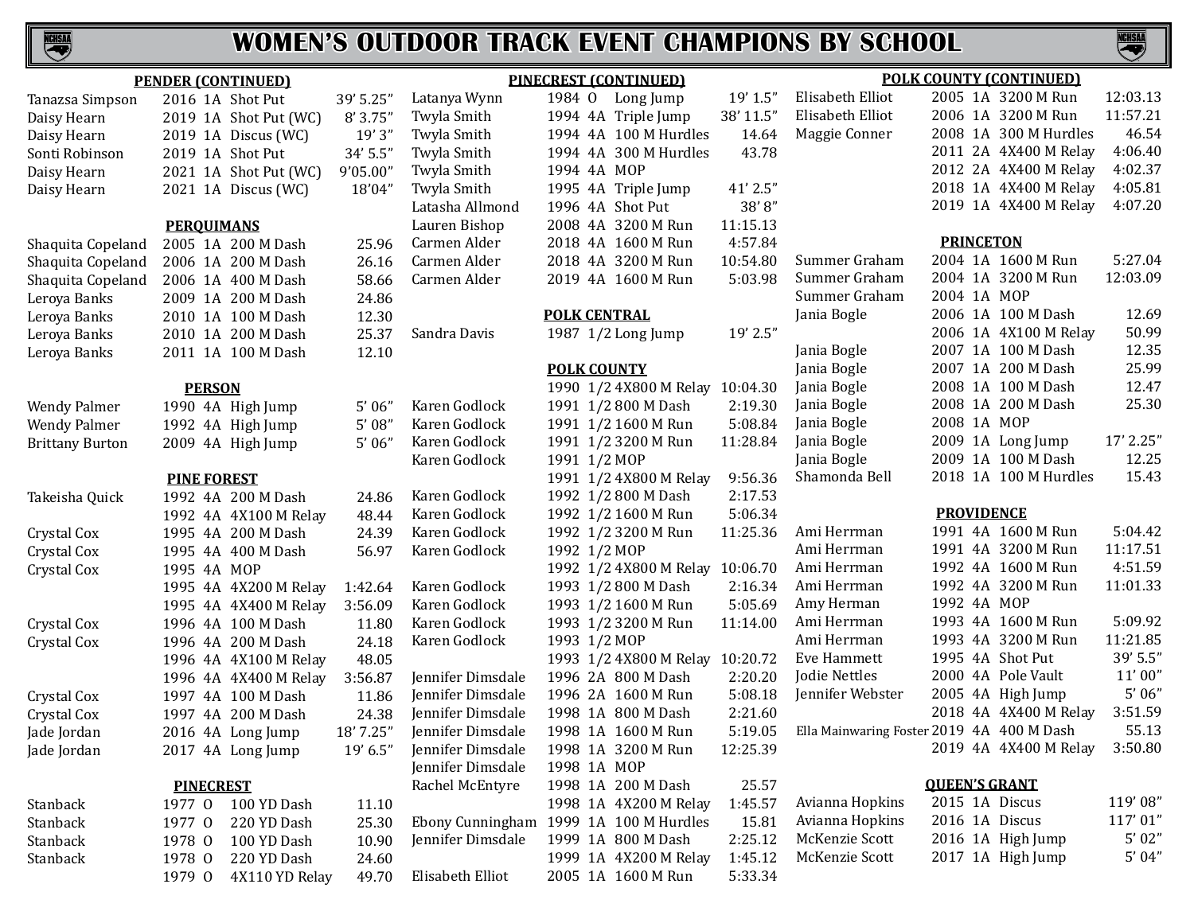# WOMEN'S OUTDOOR TRACK EVENT CHAMPIONS BY SCHOOL

### PENDER (CONTINUED)

| Name | Year | Class | Event | Mark |
|---|---|---|---|---|
| Tanazsa Simpson | 2016 | 1A | Shot Put | 39' 5.25" |
| Daisy Hearn | 2019 | 1A | Shot Put (WC) | 8' 3.75" |
| Daisy Hearn | 2019 | 1A | Discus (WC) | 19' 3" |
| Sonti Robinson | 2019 | 1A | Shot Put | 34' 5.5" |
| Daisy Hearn | 2021 | 1A | Shot Put (WC) | 9'05.00" |
| Daisy Hearn | 2021 | 1A | Discus (WC) | 18'04" |

### PERQUIMANS

| Name | Year | Class | Event | Mark |
|---|---|---|---|---|
| Shaquita Copeland | 2005 | 1A | 200 M Dash | 25.96 |
| Shaquita Copeland | 2006 | 1A | 200 M Dash | 26.16 |
| Shaquita Copeland | 2006 | 1A | 400 M Dash | 58.66 |
| Leroya Banks | 2009 | 1A | 200 M Dash | 24.86 |
| Leroya Banks | 2010 | 1A | 100 M Dash | 12.30 |
| Leroya Banks | 2010 | 1A | 200 M Dash | 25.37 |
| Leroya Banks | 2011 | 1A | 100 M Dash | 12.10 |

### PERSON

| Name | Year | Class | Event | Mark |
|---|---|---|---|---|
| Wendy Palmer | 1990 | 4A | High Jump | 5' 06" |
| Wendy Palmer | 1992 | 4A | High Jump | 5' 08" |
| Brittany Burton | 2009 | 4A | High Jump | 5' 06" |

### PINE FOREST

| Name | Year | Class | Event | Mark |
|---|---|---|---|---|
| Takeisha Quick | 1992 | 4A | 200 M Dash | 24.86 |
| | 1992 | 4A | 4X100 M Relay | 48.44 |
| Crystal Cox | 1995 | 4A | 200 M Dash | 24.39 |
| Crystal Cox | 1995 | 4A | 400 M Dash | 56.97 |
| Crystal Cox | 1995 | 4A | MOP | |
| | 1995 | 4A | 4X200 M Relay | 1:42.64 |
| | 1995 | 4A | 4X400 M Relay | 3:56.09 |
| Crystal Cox | 1996 | 4A | 100 M Dash | 11.80 |
| Crystal Cox | 1996 | 4A | 200 M Dash | 24.18 |
| | 1996 | 4A | 4X100 M Relay | 48.05 |
| | 1996 | 4A | 4X400 M Relay | 3:56.87 |
| Crystal Cox | 1997 | 4A | 100 M Dash | 11.86 |
| Crystal Cox | 1997 | 4A | 200 M Dash | 24.38 |
| Jade Jordan | 2016 | 4A | Long Jump | 18' 7.25" |
| Jade Jordan | 2017 | 4A | Long Jump | 19' 6.5" |

### PINECREST

| Name | Year | Class | Event | Mark |
|---|---|---|---|---|
| Stanback | 1977 | O | 100 YD Dash | 11.10 |
| Stanback | 1977 | O | 220 YD Dash | 25.30 |
| Stanback | 1978 | O | 100 YD Dash | 10.90 |
| Stanback | 1978 | O | 220 YD Dash | 24.60 |
| | 1979 | O | 4X110 YD Relay | 49.70 |

### PINECREST (CONTINUED)

| Name | Year | Class | Event | Mark |
|---|---|---|---|---|
| Latanya Wynn | 1984 | O | Long Jump | 19' 1.5" |
| Twyla Smith | 1994 | 4A | Triple Jump | 38' 11.5" |
| Twyla Smith | 1994 | 4A | 100 M Hurdles | 14.64 |
| Twyla Smith | 1994 | 4A | 300 M Hurdles | 43.78 |
| Twyla Smith | 1994 | 4A | MOP | |
| Twyla Smith | 1995 | 4A | Triple Jump | 41' 2.5" |
| Latasha Allmond | 1996 | 4A | Shot Put | 38' 8" |
| Lauren Bishop | 2008 | 4A | 3200 M Run | 11:15.13 |
| Carmen Alder | 2018 | 4A | 1600 M Run | 4:57.84 |
| Carmen Alder | 2018 | 4A | 3200 M Run | 10:54.80 |
| Carmen Alder | 2019 | 4A | 1600 M Run | 5:03.98 |

### POLK CENTRAL

| Name | Year | Class | Event | Mark |
|---|---|---|---|---|
| Sandra Davis | 1987 | 1/2 | Long Jump | 19' 2.5" |

### POLK COUNTY

| Name | Year | Class | Event | Mark |
|---|---|---|---|---|
| | 1990 | 1/2 | 4X800 M Relay | 10:04.30 |
| Karen Godlock | 1991 | 1/2 | 800 M Dash | 2:19.30 |
| Karen Godlock | 1991 | 1/2 | 1600 M Run | 5:08.84 |
| Karen Godlock | 1991 | 1/2 | 3200 M Run | 11:28.84 |
| Karen Godlock | 1991 | 1/2 | MOP | |
| | 1991 | 1/2 | 4X800 M Relay | 9:56.36 |
| Karen Godlock | 1992 | 1/2 | 800 M Dash | 2:17.53 |
| Karen Godlock | 1992 | 1/2 | 1600 M Run | 5:06.34 |
| Karen Godlock | 1992 | 1/2 | 3200 M Run | 11:25.36 |
| Karen Godlock | 1992 | 1/2 | MOP | |
| | 1992 | 1/2 | 4X800 M Relay | 10:06.70 |
| Karen Godlock | 1993 | 1/2 | 800 M Dash | 2:16.34 |
| Karen Godlock | 1993 | 1/2 | 1600 M Run | 5:05.69 |
| Karen Godlock | 1993 | 1/2 | 3200 M Run | 11:14.00 |
| Karen Godlock | 1993 | 1/2 | MOP | |
| | 1993 | 1/2 | 4X800 M Relay | 10:20.72 |
| Jennifer Dimsdale | 1996 | 2A | 800 M Dash | 2:20.20 |
| Jennifer Dimsdale | 1996 | 2A | 1600 M Run | 5:08.18 |
| Jennifer Dimsdale | 1998 | 1A | 800 M Dash | 2:21.60 |
| Jennifer Dimsdale | 1998 | 1A | 1600 M Run | 5:19.05 |
| Jennifer Dimsdale | 1998 | 1A | 3200 M Run | 12:25.39 |
| Jennifer Dimsdale | 1998 | 1A | MOP | |
| Rachel McEntyre | 1998 | 1A | 200 M Dash | 25.57 |
| | 1998 | 1A | 4X200 M Relay | 1:45.57 |
| Ebony Cunningham | 1999 | 1A | 100 M Hurdles | 15.81 |
| Jennifer Dimsdale | 1999 | 1A | 800 M Dash | 2:25.12 |
| | 1999 | 1A | 4X200 M Relay | 1:45.12 |
| Elisabeth Elliot | 2005 | 1A | 1600 M Run | 5:33.34 |

### POLK COUNTY (CONTINUED)

| Name | Year | Class | Event | Mark |
|---|---|---|---|---|
| Elisabeth Elliot | 2005 | 1A | 3200 M Run | 12:03.13 |
| Elisabeth Elliot | 2006 | 1A | 3200 M Run | 11:57.21 |
| Maggie Conner | 2008 | 1A | 300 M Hurdles | 46.54 |
| | 2011 | 2A | 4X400 M Relay | 4:06.40 |
| | 2012 | 2A | 4X400 M Relay | 4:02.37 |
| | 2018 | 1A | 4X400 M Relay | 4:05.81 |
| | 2019 | 1A | 4X400 M Relay | 4:07.20 |

### PRINCETON

| Name | Year | Class | Event | Mark |
|---|---|---|---|---|
| Summer Graham | 2004 | 1A | 1600 M Run | 5:27.04 |
| Summer Graham | 2004 | 1A | 3200 M Run | 12:03.09 |
| Summer Graham | 2004 | 1A | MOP | |
| Jania Bogle | 2006 | 1A | 100 M Dash | 12.69 |
| | 2006 | 1A | 4X100 M Relay | 50.99 |
| Jania Bogle | 2007 | 1A | 100 M Dash | 12.35 |
| Jania Bogle | 2007 | 1A | 200 M Dash | 25.99 |
| Jania Bogle | 2008 | 1A | 100 M Dash | 12.47 |
| Jania Bogle | 2008 | 1A | 200 M Dash | 25.30 |
| Jania Bogle | 2008 | 1A | MOP | |
| Jania Bogle | 2009 | 1A | Long Jump | 17' 2.25" |
| Jania Bogle | 2009 | 1A | 100 M Dash | 12.25 |
| Shamonda Bell | 2018 | 1A | 100 M Hurdles | 15.43 |

### PROVIDENCE

| Name | Year | Class | Event | Mark |
|---|---|---|---|---|
| Ami Herrman | 1991 | 4A | 1600 M Run | 5:04.42 |
| Ami Herrman | 1991 | 4A | 3200 M Run | 11:17.51 |
| Ami Herrman | 1992 | 4A | 1600 M Run | 4:51.59 |
| Ami Herrman | 1992 | 4A | 3200 M Run | 11:01.33 |
| Amy Herman | 1992 | 4A | MOP | |
| Ami Herrman | 1993 | 4A | 1600 M Run | 5:09.92 |
| Ami Herrman | 1993 | 4A | 3200 M Run | 11:21.85 |
| Eve Hammett | 1995 | 4A | Shot Put | 39' 5.5" |
| Jodie Nettles | 2000 | 4A | Pole Vault | 11' 00" |
| Jennifer Webster | 2005 | 4A | High Jump | 5' 06" |
| | 2018 | 4A | 4X400 M Relay | 3:51.59 |
| Ella Mainwaring Foster | 2019 | 4A | 400 M Dash | 55.13 |
| | 2019 | 4A | 4X400 M Relay | 3:50.80 |

### QUEEN'S GRANT

| Name | Year | Class | Event | Mark |
|---|---|---|---|---|
| Avianna Hopkins | 2015 | 1A | Discus | 119' 08" |
| Avianna Hopkins | 2016 | 1A | Discus | 117' 01" |
| McKenzie Scott | 2016 | 1A | High Jump | 5' 02" |
| McKenzie Scott | 2017 | 1A | High Jump | 5' 04" |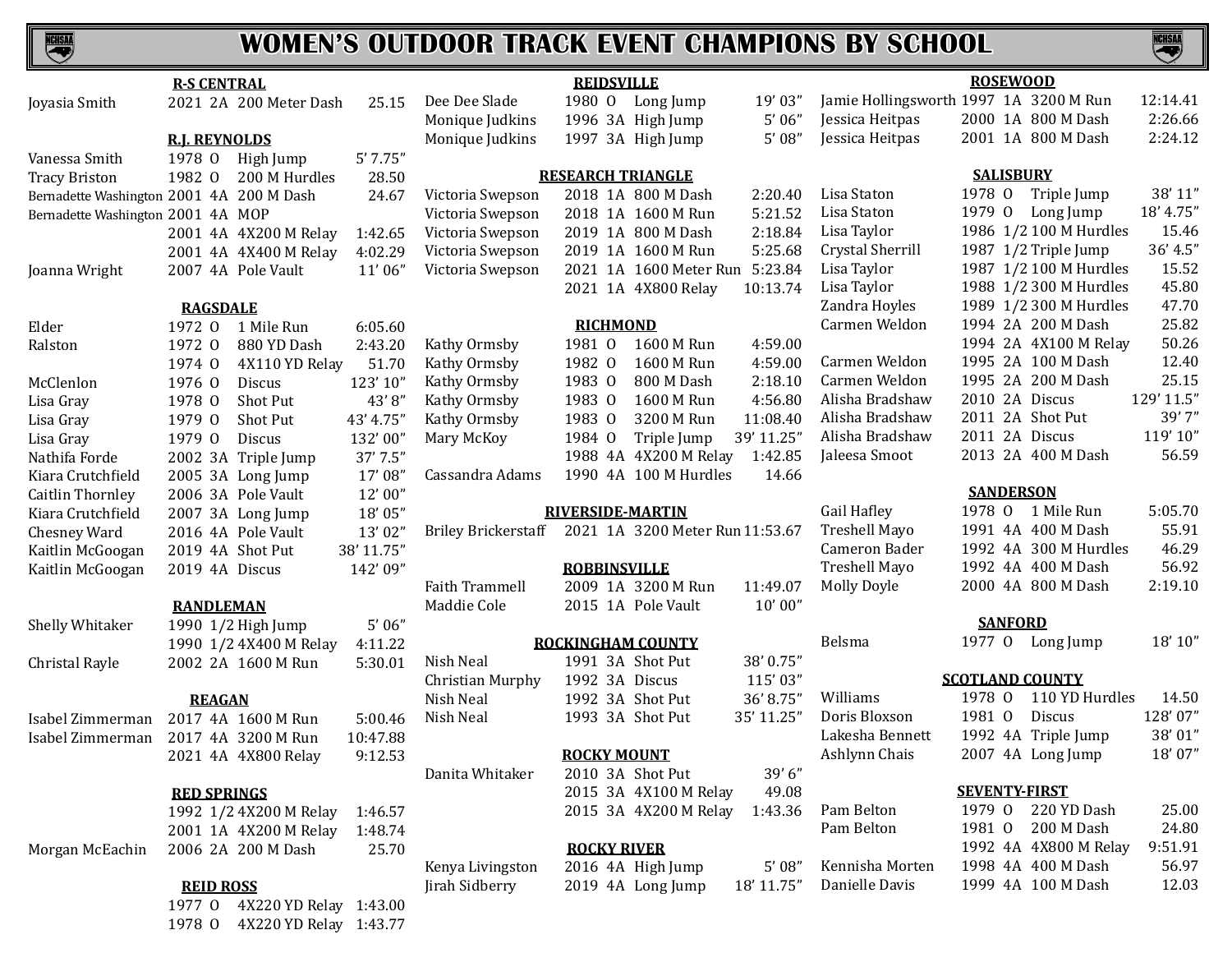# WOMEN'S OUTDOOR TRACK EVENT CHAMPIONS BY SCHOOL

## R-S CENTRAL

| Name | Year | Class | Event | Mark |
|---|---|---|---|---|
| Joyasia Smith | 2021 | 2A | 200 Meter Dash | 25.15 |

## R.J. REYNOLDS

| Name | Year | Class | Event | Mark |
|---|---|---|---|---|
| Vanessa Smith | 1978 | O | High Jump | 5' 7.75" |
| Tracy Briston | 1982 | O | 200 M Hurdles | 28.50 |
| Bernadette Washington | 2001 | 4A | 200 M Dash | 24.67 |
| Bernadette Washington | 2001 | 4A | MOP | |
| | 2001 | 4A | 4X200 M Relay | 1:42.65 |
| | 2001 | 4A | 4X400 M Relay | 4:02.29 |
| Joanna Wright | 2007 | 4A | Pole Vault | 11' 06" |

## RAGSDALE

| Name | Year | Class | Event | Mark |
|---|---|---|---|---|
| Elder | 1972 | O | 1 Mile Run | 6:05.60 |
| Ralston | 1972 | O | 880 YD Dash | 2:43.20 |
| | 1974 | O | 4X110 YD Relay | 51.70 |
| McClenlon | 1976 | O | Discus | 123' 10" |
| Lisa Gray | 1978 | O | Shot Put | 43' 8" |
| Lisa Gray | 1979 | O | Shot Put | 43' 4.75" |
| Lisa Gray | 1979 | O | Discus | 132' 00" |
| Nathifa Forde | 2002 | 3A | Triple Jump | 37' 7.5" |
| Kiara Crutchfield | 2005 | 3A | Long Jump | 17' 08" |
| Caitlin Thornley | 2006 | 3A | Pole Vault | 12' 00" |
| Kiara Crutchfield | 2007 | 3A | Long Jump | 18' 05" |
| Chesney Ward | 2016 | 4A | Pole Vault | 13' 02" |
| Kaitlin McGoogan | 2019 | 4A | Shot Put | 38' 11.75" |
| Kaitlin McGoogan | 2019 | 4A | Discus | 142' 09" |

## RANDLEMAN

| Name | Year | Class | Event | Mark |
|---|---|---|---|---|
| Shelly Whitaker | 1990 | 1/2 | High Jump | 5' 06" |
| | 1990 | 1/2 | 4X400 M Relay | 4:11.22 |
| Christal Rayle | 2002 | 2A | 1600 M Run | 5:30.01 |

## REAGAN

| Name | Year | Class | Event | Mark |
|---|---|---|---|---|
| Isabel Zimmerman | 2017 | 4A | 1600 M Run | 5:00.46 |
| Isabel Zimmerman | 2017 | 4A | 3200 M Run | 10:47.88 |
| | 2021 | 4A | 4X800 Relay | 9:12.53 |

## RED SPRINGS

| Name | Year | Class | Event | Mark |
|---|---|---|---|---|
| | 1992 | 1/2 | 4X200 M Relay | 1:46.57 |
| | 2001 | 1A | 4X200 M Relay | 1:48.74 |
| Morgan McEachin | 2006 | 2A | 200 M Dash | 25.70 |

## REID ROSS

| Name | Year | Class | Event | Mark |
|---|---|---|---|---|
| | 1977 | O | 4X220 YD Relay | 1:43.00 |
| | 1978 | O | 4X220 YD Relay | 1:43.77 |

## REIDSVILLE

| Name | Year | Class | Event | Mark |
|---|---|---|---|---|
| Dee Dee Slade | 1980 | O | Long Jump | 19' 03" |
| Monique Judkins | 1996 | 3A | High Jump | 5' 06" |
| Monique Judkins | 1997 | 3A | High Jump | 5' 08" |

## RESEARCH TRIANGLE

| Name | Year | Class | Event | Mark |
|---|---|---|---|---|
| Victoria Swepson | 2018 | 1A | 800 M Dash | 2:20.40 |
| Victoria Swepson | 2018 | 1A | 1600 M Run | 5:21.52 |
| Victoria Swepson | 2019 | 1A | 800 M Dash | 2:18.84 |
| Victoria Swepson | 2019 | 1A | 1600 M Run | 5:25.68 |
| Victoria Swepson | 2021 | 1A | 1600 Meter Run | 5:23.84 |
| | 2021 | 1A | 4X800 Relay | 10:13.74 |

## RICHMOND

| Name | Year | Class | Event | Mark |
|---|---|---|---|---|
| Kathy Ormsby | 1981 | O | 1600 M Run | 4:59.00 |
| Kathy Ormsby | 1982 | O | 1600 M Run | 4:59.00 |
| Kathy Ormsby | 1983 | O | 800 M Dash | 2:18.10 |
| Kathy Ormsby | 1983 | O | 1600 M Run | 4:56.80 |
| Kathy Ormsby | 1983 | O | 3200 M Run | 11:08.40 |
| Mary McKoy | 1984 | O | Triple Jump | 39' 11.25" |
| | 1988 | 4A | 4X200 M Relay | 1:42.85 |
| Cassandra Adams | 1990 | 4A | 100 M Hurdles | 14.66 |

## RIVERSIDE-MARTIN

| Name | Year | Class | Event | Mark |
|---|---|---|---|---|
| Briley Brickerstaff | 2021 | 1A | 3200 Meter Run | 11:53.67 |

## ROBBINSVILLE

| Name | Year | Class | Event | Mark |
|---|---|---|---|---|
| Faith Trammell | 2009 | 1A | 3200 M Run | 11:49.07 |
| Maddie Cole | 2015 | 1A | Pole Vault | 10' 00" |

## ROCKINGHAM COUNTY

| Name | Year | Class | Event | Mark |
|---|---|---|---|---|
| Nish Neal | 1991 | 3A | Shot Put | 38' 0.75" |
| Christian Murphy | 1992 | 3A | Discus | 115' 03" |
| Nish Neal | 1992 | 3A | Shot Put | 36' 8.75" |
| Nish Neal | 1993 | 3A | Shot Put | 35' 11.25" |

## ROCKY MOUNT

| Name | Year | Class | Event | Mark |
|---|---|---|---|---|
| Danita Whitaker | 2010 | 3A | Shot Put | 39' 6" |
| | 2015 | 3A | 4X100 M Relay | 49.08 |
| | 2015 | 3A | 4X200 M Relay | 1:43.36 |

## ROCKY RIVER

| Name | Year | Class | Event | Mark |
|---|---|---|---|---|
| Kenya Livingston | 2016 | 4A | High Jump | 5' 08" |
| Jirah Sidberry | 2019 | 4A | Long Jump | 18' 11.75" |

## ROSEWOOD

| Name | Year | Class | Event | Mark |
|---|---|---|---|---|
| Jamie Hollingsworth | 1997 | 1A | 3200 M Run | 12:14.41 |
| Jessica Heitpas | 2000 | 1A | 800 M Dash | 2:26.66 |
| Jessica Heitpas | 2001 | 1A | 800 M Dash | 2:24.12 |

## SALISBURY

| Name | Year | Class | Event | Mark |
|---|---|---|---|---|
| Lisa Staton | 1978 | O | Triple Jump | 38' 11" |
| Lisa Staton | 1979 | O | Long Jump | 18' 4.75" |
| Lisa Taylor | 1986 | 1/2 | 100 M Hurdles | 15.46 |
| Crystal Sherrill | 1987 | 1/2 | Triple Jump | 36' 4.5" |
| Lisa Taylor | 1987 | 1/2 | 100 M Hurdles | 15.52 |
| Lisa Taylor | 1988 | 1/2 | 300 M Hurdles | 45.80 |
| Zandra Hoyles | 1989 | 1/2 | 300 M Hurdles | 47.70 |
| Carmen Weldon | 1994 | 2A | 200 M Dash | 25.82 |
| | 1994 | 2A | 4X100 M Relay | 50.26 |
| Carmen Weldon | 1995 | 2A | 100 M Dash | 12.40 |
| Carmen Weldon | 1995 | 2A | 200 M Dash | 25.15 |
| Alisha Bradshaw | 2010 | 2A | Discus | 129' 11.5" |
| Alisha Bradshaw | 2011 | 2A | Shot Put | 39' 7" |
| Alisha Bradshaw | 2011 | 2A | Discus | 119' 10" |
| Jaleesa Smoot | 2013 | 2A | 400 M Dash | 56.59 |

## SANDERSON

| Name | Year | Class | Event | Mark |
|---|---|---|---|---|
| Gail Hafley | 1978 | O | 1 Mile Run | 5:05.70 |
| Treshell Mayo | 1991 | 4A | 400 M Dash | 55.91 |
| Cameron Bader | 1992 | 4A | 300 M Hurdles | 46.29 |
| Treshell Mayo | 1992 | 4A | 400 M Dash | 56.92 |
| Molly Doyle | 2000 | 4A | 800 M Dash | 2:19.10 |

## SANFORD

| Name | Year | Class | Event | Mark |
|---|---|---|---|---|
| Belsma | 1977 | O | Long Jump | 18' 10" |

## SCOTLAND COUNTY

| Name | Year | Class | Event | Mark |
|---|---|---|---|---|
| Williams | 1978 | O | 110 YD Hurdles | 14.50 |
| Doris Bloxson | 1981 | O | Discus | 128' 07" |
| Lakesha Bennett | 1992 | 4A | Triple Jump | 38' 01" |
| Ashlynn Chais | 2007 | 4A | Long Jump | 18' 07" |

## SEVENTY-FIRST

| Name | Year | Class | Event | Mark |
|---|---|---|---|---|
| Pam Belton | 1979 | O | 220 YD Dash | 25.00 |
| Pam Belton | 1981 | O | 200 M Dash | 24.80 |
| | 1992 | 4A | 4X800 M Relay | 9:51.91 |
| Kennisha Morten | 1998 | 4A | 400 M Dash | 56.97 |
| Danielle Davis | 1999 | 4A | 100 M Dash | 12.03 |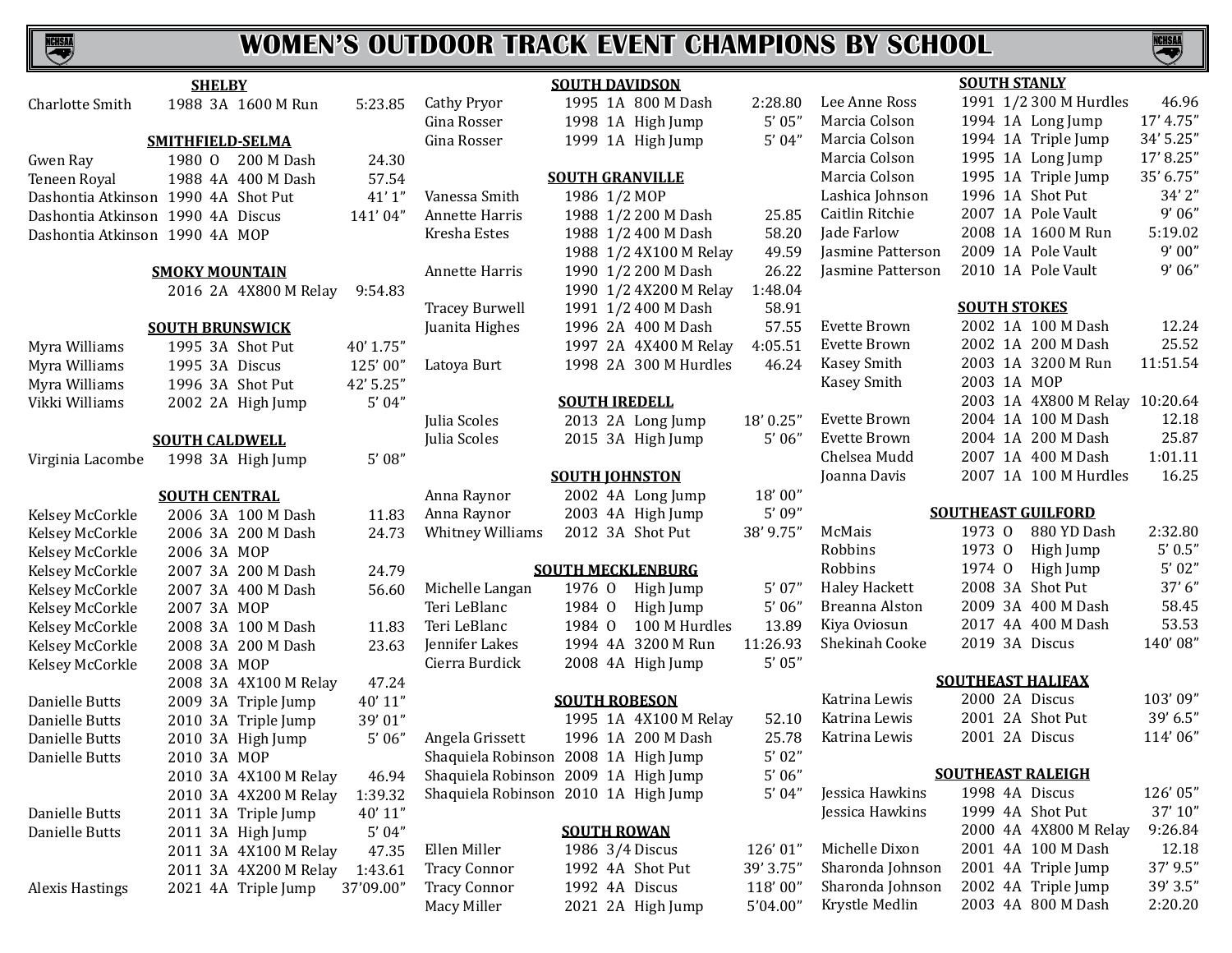# WOMEN'S OUTDOOR TRACK EVENT CHAMPIONS BY SCHOOL

### SHELBY

| Name | Year | Class | Event | Mark |
|---|---|---|---|---|
| Charlotte Smith | 1988 | 3A | 1600 M Run | 5:23.85 |

### SMITHFIELD-SELMA

| Name | Year | Class | Event | Mark |
|---|---|---|---|---|
| Gwen Ray | 1980 | O | 200 M Dash | 24.30 |
| Teneen Royal | 1988 | 4A | 400 M Dash | 57.54 |
| Dashontia Atkinson | 1990 | 4A | Shot Put | 41' 1" |
| Dashontia Atkinson | 1990 | 4A | Discus | 141' 04" |
| Dashontia Atkinson | 1990 | 4A | MOP | |

### SMOKY MOUNTAIN

| Name | Year | Class | Event | Mark |
|---|---|---|---|---|
| | 2016 | 2A | 4X800 M Relay | 9:54.83 |

### SOUTH BRUNSWICK

| Name | Year | Class | Event | Mark |
|---|---|---|---|---|
| Myra Williams | 1995 | 3A | Shot Put | 40' 1.75" |
| Myra Williams | 1995 | 3A | Discus | 125' 00" |
| Myra Williams | 1996 | 3A | Shot Put | 42' 5.25" |
| Vikki Williams | 2002 | 2A | High Jump | 5' 04" |

### SOUTH CALDWELL

| Name | Year | Class | Event | Mark |
|---|---|---|---|---|
| Virginia Lacombe | 1998 | 3A | High Jump | 5' 08" |

### SOUTH CENTRAL

| Name | Year | Class | Event | Mark |
|---|---|---|---|---|
| Kelsey McCorkle | 2006 | 3A | 100 M Dash | 11.83 |
| Kelsey McCorkle | 2006 | 3A | 200 M Dash | 24.73 |
| Kelsey McCorkle | 2006 | 3A | MOP | |
| Kelsey McCorkle | 2007 | 3A | 200 M Dash | 24.79 |
| Kelsey McCorkle | 2007 | 3A | 400 M Dash | 56.60 |
| Kelsey McCorkle | 2007 | 3A | MOP | |
| Kelsey McCorkle | 2008 | 3A | 100 M Dash | 11.83 |
| Kelsey McCorkle | 2008 | 3A | 200 M Dash | 23.63 |
| Kelsey McCorkle | 2008 | 3A | MOP | |
| | 2008 | 3A | 4X100 M Relay | 47.24 |
| Danielle Butts | 2009 | 3A | Triple Jump | 40' 11" |
| Danielle Butts | 2010 | 3A | Triple Jump | 39' 01" |
| Danielle Butts | 2010 | 3A | High Jump | 5' 06" |
| Danielle Butts | 2010 | 3A | MOP | |
| | 2010 | 3A | 4X100 M Relay | 46.94 |
| | 2010 | 3A | 4X200 M Relay | 1:39.32 |
| Danielle Butts | 2011 | 3A | Triple Jump | 40' 11" |
| Danielle Butts | 2011 | 3A | High Jump | 5' 04" |
| | 2011 | 3A | 4X100 M Relay | 47.35 |
| | 2011 | 3A | 4X200 M Relay | 1:43.61 |
| Alexis Hastings | 2021 | 4A | Triple Jump | 37'09.00" |

### SOUTH DAVIDSON

| Name | Year | Class | Event | Mark |
|---|---|---|---|---|
| Cathy Pryor | 1995 | 1A | 800 M Dash | 2:28.80 |
| Gina Rosser | 1998 | 1A | High Jump | 5' 05" |
| Gina Rosser | 1999 | 1A | High Jump | 5' 04" |

### SOUTH GRANVILLE

| Name | Year | Class | Event | Mark |
|---|---|---|---|---|
| Vanessa Smith | 1986 | 1/2 | MOP | |
| Annette Harris | 1988 | 1/2 | 200 M Dash | 25.85 |
| Kresha Estes | 1988 | 1/2 | 400 M Dash | 58.20 |
| | 1988 | 1/2 | 4X100 M Relay | 49.59 |
| Annette Harris | 1990 | 1/2 | 200 M Dash | 26.22 |
| | 1990 | 1/2 | 4X200 M Relay | 1:48.04 |
| Tracey Burwell | 1991 | 1/2 | 400 M Dash | 58.91 |
| Juanita Highes | 1996 | 2A | 400 M Dash | 57.55 |
| | 1997 | 2A | 4X400 M Relay | 4:05.51 |
| Latoya Burt | 1998 | 2A | 300 M Hurdles | 46.24 |

### SOUTH IREDELL

| Name | Year | Class | Event | Mark |
|---|---|---|---|---|
| Julia Scoles | 2013 | 2A | Long Jump | 18' 0.25" |
| Julia Scoles | 2015 | 3A | High Jump | 5' 06" |

### SOUTH JOHNSTON

| Name | Year | Class | Event | Mark |
|---|---|---|---|---|
| Anna Raynor | 2002 | 4A | Long Jump | 18' 00" |
| Anna Raynor | 2003 | 4A | High Jump | 5' 09" |
| Whitney Williams | 2012 | 3A | Shot Put | 38' 9.75" |

### SOUTH MECKLENBURG

| Name | Year | Class | Event | Mark |
|---|---|---|---|---|
| Michelle Langan | 1976 | O | High Jump | 5' 07" |
| Teri LeBlanc | 1984 | O | High Jump | 5' 06" |
| Teri LeBlanc | 1984 | O | 100 M Hurdles | 13.89 |
| Jennifer Lakes | 1994 | 4A | 3200 M Run | 11:26.93 |
| Cierra Burdick | 2008 | 4A | High Jump | 5' 05" |

### SOUTH ROBESON

| Name | Year | Class | Event | Mark |
|---|---|---|---|---|
| | 1995 | 1A | 4X100 M Relay | 52.10 |
| Angela Grissett | 1996 | 1A | 200 M Dash | 25.78 |
| Shaquiela Robinson | 2008 | 1A | High Jump | 5' 02" |
| Shaquiela Robinson | 2009 | 1A | High Jump | 5' 06" |
| Shaquiela Robinson | 2010 | 1A | High Jump | 5' 04" |

### SOUTH ROWAN

| Name | Year | Class | Event | Mark |
|---|---|---|---|---|
| Ellen Miller | 1986 | 3/4 | Discus | 126' 01" |
| Tracy Connor | 1992 | 4A | Shot Put | 39' 3.75" |
| Tracy Connor | 1992 | 4A | Discus | 118' 00" |
| Macy Miller | 2021 | 2A | High Jump | 5'04.00" |

### SOUTH STANLY

| Name | Year | Class | Event | Mark |
|---|---|---|---|---|
| Lee Anne Ross | 1991 | 1/2 | 300 M Hurdles | 46.96 |
| Marcia Colson | 1994 | 1A | Long Jump | 17' 4.75" |
| Marcia Colson | 1994 | 1A | Triple Jump | 34' 5.25" |
| Marcia Colson | 1995 | 1A | Long Jump | 17' 8.25" |
| Marcia Colson | 1995 | 1A | Triple Jump | 35' 6.75" |
| Lashica Johnson | 1996 | 1A | Shot Put | 34' 2" |
| Caitlin Ritchie | 2007 | 1A | Pole Vault | 9' 06" |
| Jade Farlow | 2008 | 1A | 1600 M Run | 5:19.02 |
| Jasmine Patterson | 2009 | 1A | Pole Vault | 9' 00" |
| Jasmine Patterson | 2010 | 1A | Pole Vault | 9' 06" |

### SOUTH STOKES

| Name | Year | Class | Event | Mark |
|---|---|---|---|---|
| Evette Brown | 2002 | 1A | 100 M Dash | 12.24 |
| Evette Brown | 2002 | 1A | 200 M Dash | 25.52 |
| Kasey Smith | 2003 | 1A | 3200 M Run | 11:51.54 |
| Kasey Smith | 2003 | 1A | MOP | |
| | 2003 | 1A | 4X800 M Relay | 10:20.64 |
| Evette Brown | 2004 | 1A | 100 M Dash | 12.18 |
| Evette Brown | 2004 | 1A | 200 M Dash | 25.87 |
| Chelsea Mudd | 2007 | 1A | 400 M Dash | 1:01.11 |
| Joanna Davis | 2007 | 1A | 100 M Hurdles | 16.25 |

### SOUTHEAST GUILFORD

| Name | Year | Class | Event | Mark |
|---|---|---|---|---|
| McMais | 1973 | O | 880 YD Dash | 2:32.80 |
| Robbins | 1973 | O | High Jump | 5' 0.5" |
| Robbins | 1974 | O | High Jump | 5' 02" |
| Haley Hackett | 2008 | 3A | Shot Put | 37' 6" |
| Breanna Alston | 2009 | 3A | 400 M Dash | 58.45 |
| Kiya Oviosun | 2017 | 4A | 400 M Dash | 53.53 |
| Shekinah Cooke | 2019 | 3A | Discus | 140' 08" |

### SOUTHEAST HALIFAX

| Name | Year | Class | Event | Mark |
|---|---|---|---|---|
| Katrina Lewis | 2000 | 2A | Discus | 103' 09" |
| Katrina Lewis | 2001 | 2A | Shot Put | 39' 6.5" |
| Katrina Lewis | 2001 | 2A | Discus | 114' 06" |

### SOUTHEAST RALEIGH

| Name | Year | Class | Event | Mark |
|---|---|---|---|---|
| Jessica Hawkins | 1998 | 4A | Discus | 126' 05" |
| Jessica Hawkins | 1999 | 4A | Shot Put | 37' 10" |
| | 2000 | 4A | 4X800 M Relay | 9:26.84 |
| Michelle Dixon | 2001 | 4A | 100 M Dash | 12.18 |
| Sharonda Johnson | 2001 | 4A | Triple Jump | 37' 9.5" |
| Sharonda Johnson | 2002 | 4A | Triple Jump | 39' 3.5" |
| Krystle Medlin | 2003 | 4A | 800 M Dash | 2:20.20 |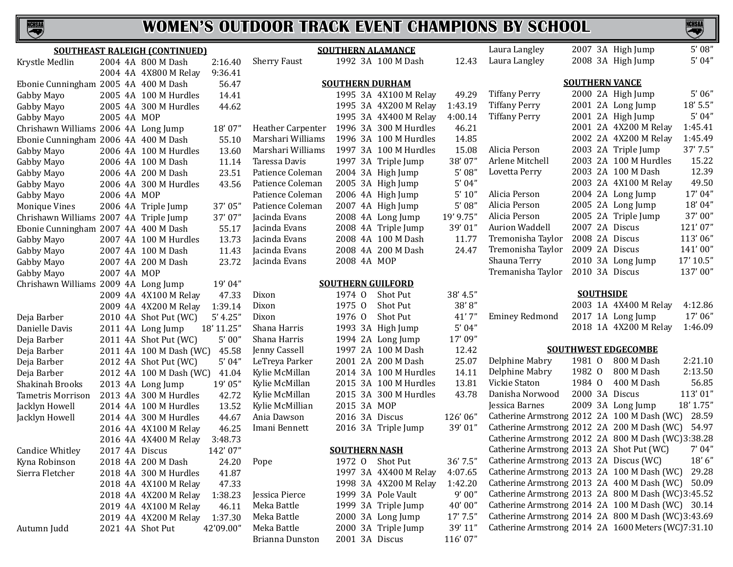# WOMEN'S OUTDOOR TRACK EVENT CHAMPIONS BY SCHOOL

### SOUTHEAST RALEIGH (CONTINUED)

| Name | Year | Class | Event | Mark |
|---|---|---|---|---|
| Krystle Medlin | 2004 | 4A | 800 M Dash | 2:16.40 |
| | 2004 | 4A | 4X800 M Relay | 9:36.41 |
| Ebonie Cunningham | 2005 | 4A | 400 M Dash | 56.47 |
| Gabby Mayo | 2005 | 4A | 100 M Hurdles | 14.41 |
| Gabby Mayo | 2005 | 4A | 300 M Hurdles | 44.62 |
| Gabby Mayo | 2005 | 4A | MOP | |
| Chrishawn Williams | 2006 | 4A | Long Jump | 18' 07" |
| Ebonie Cunningham | 2006 | 4A | 400 M Dash | 55.10 |
| Gabby Mayo | 2006 | 4A | 100 M Hurdles | 13.60 |
| Gabby Mayo | 2006 | 4A | 100 M Dash | 11.14 |
| Gabby Mayo | 2006 | 4A | 200 M Dash | 23.51 |
| Gabby Mayo | 2006 | 4A | 300 M Hurdles | 43.56 |
| Gabby Mayo | 2006 | 4A | MOP | |
| Monique Vines | 2006 | 4A | Triple Jump | 37' 05" |
| Chrishawn Williams | 2007 | 4A | Triple Jump | 37' 07" |
| Ebonie Cunningham | 2007 | 4A | 400 M Dash | 55.17 |
| Gabby Mayo | 2007 | 4A | 100 M Hurdles | 13.73 |
| Gabby Mayo | 2007 | 4A | 100 M Dash | 11.43 |
| Gabby Mayo | 2007 | 4A | 200 M Dash | 23.72 |
| Gabby Mayo | 2007 | 4A | MOP | |
| Chrishawn Williams | 2009 | 4A | Long Jump | 19' 04" |
| | 2009 | 4A | 4X100 M Relay | 47.33 |
| | 2009 | 4A | 4X200 M Relay | 1:39.14 |
| Deja Barber | 2010 | 4A | Shot Put (WC) | 5' 4.25" |
| Danielle Davis | 2011 | 4A | Long Jump | 18' 11.25" |
| Deja Barber | 2011 | 4A | Shot Put (WC) | 5' 00" |
| Deja Barber | 2011 | 4A | 100 M Dash (WC) | 45.58 |
| Deja Barber | 2012 | 4A | Shot Put (WC) | 5' 04" |
| Deja Barber | 2012 | 4A | 100 M Dash (WC) | 41.04 |
| Shakinah Brooks | 2013 | 4A | Long Jump | 19' 05" |
| Tametris Morrison | 2013 | 4A | 300 M Hurdles | 42.72 |
| Jacklyn Howell | 2014 | 4A | 100 M Hurdles | 13.52 |
| Jacklyn Howell | 2014 | 4A | 300 M Hurdles | 44.67 |
| | 2016 | 4A | 4X100 M Relay | 46.25 |
| | 2016 | 4A | 4X400 M Relay | 3:48.73 |
| Candice Whitley | 2017 | 4A | Discus | 142' 07" |
| Kyna Robinson | 2018 | 4A | 200 M Dash | 24.20 |
| Sierra Fletcher | 2018 | 4A | 300 M Hurdles | 41.87 |
| | 2018 | 4A | 4X100 M Relay | 47.33 |
| | 2018 | 4A | 4X200 M Relay | 1:38.23 |
| | 2019 | 4A | 4X100 M Relay | 46.11 |
| | 2019 | 4A | 4X200 M Relay | 1:37.30 |
| Autumn Judd | 2021 | 4A | Shot Put | 42'09.00" |

### SOUTHERN ALAMANCE

| Name | Year | Class | Event | Mark |
|---|---|---|---|---|
| Sherry Faust | 1992 | 3A | 100 M Dash | 12.43 |

### SOUTHERN DURHAM

| Name | Year | Class | Event | Mark |
|---|---|---|---|---|
| | 1995 | 3A | 4X100 M Relay | 49.29 |
| | 1995 | 3A | 4X200 M Relay | 1:43.19 |
| | 1995 | 3A | 4X400 M Relay | 4:00.14 |
| Heather Carpenter | 1996 | 3A | 300 M Hurdles | 46.21 |
| Marshari Williams | 1996 | 3A | 100 M Hurdles | 14.85 |
| Marshari Williams | 1997 | 3A | 100 M Hurdles | 15.08 |
| Taressa Davis | 1997 | 3A | Triple Jump | 38' 07" |
| Patience Coleman | 2004 | 3A | High Jump | 5' 08" |
| Patience Coleman | 2005 | 3A | High Jump | 5' 04" |
| Patience Coleman | 2006 | 4A | High Jump | 5' 10" |
| Patience Coleman | 2007 | 4A | High Jump | 5' 08" |
| Jacinda Evans | 2008 | 4A | Long Jump | 19' 9.75" |
| Jacinda Evans | 2008 | 4A | Triple Jump | 39' 01" |
| Jacinda Evans | 2008 | 4A | 100 M Dash | 11.77 |
| Jacinda Evans | 2008 | 4A | 200 M Dash | 24.47 |
| Jacinda Evans | 2008 | 4A | MOP | |

### SOUTHERN GUILFORD

| Name | Year | Class | Event | Mark |
|---|---|---|---|---|
| Dixon | 1974 | O | Shot Put | 38' 4.5" |
| Dixon | 1975 | O | Shot Put | 38' 8" |
| Dixon | 1976 | O | Shot Put | 41' 7" |
| Shana Harris | 1993 | 3A | High Jump | 5' 04" |
| Shana Harris | 1994 | 2A | Long Jump | 17' 09" |
| Jenny Cassell | 1997 | 2A | 100 M Dash | 12.42 |
| LeTreya Parker | 2001 | 2A | 200 M Dash | 25.07 |
| Kylie McMillan | 2014 | 3A | 100 M Hurdles | 14.11 |
| Kylie McMillan | 2015 | 3A | 100 M Hurdles | 13.81 |
| Kylie McMillan | 2015 | 3A | 300 M Hurdles | 43.78 |
| Kylie McMillian | 2015 | 3A | MOP | |
| Ania Dawson | 2016 | 3A | Discus | 126' 06" |
| Imani Bennett | 2016 | 3A | Triple Jump | 39' 01" |

### SOUTHERN NASH

| Name | Year | Class | Event | Mark |
|---|---|---|---|---|
| Pope | 1972 | O | Shot Put | 36' 7.5" |
| | 1997 | 3A | 4X400 M Relay | 4:07.65 |
| | 1998 | 3A | 4X200 M Relay | 1:42.20 |
| Jessica Pierce | 1999 | 3A | Pole Vault | 9' 00" |
| Meka Battle | 1999 | 3A | Triple Jump | 40' 00" |
| Meka Battle | 2000 | 3A | Long Jump | 17' 7.5" |
| Meka Battle | 2000 | 3A | Triple Jump | 39' 11" |
| Brianna Dunston | 2001 | 3A | Discus | 116' 07" |
| Laura Langley | 2007 | 3A | High Jump | 5' 08" |
| Laura Langley | 2008 | 3A | High Jump | 5' 04" |

### SOUTHERN VANCE

| Name | Year | Class | Event | Mark |
|---|---|---|---|---|
| Tiffany Perry | 2000 | 2A | High Jump | 5' 06" |
| Tiffany Perry | 2001 | 2A | Long Jump | 18' 5.5" |
| Tiffany Perry | 2001 | 2A | High Jump | 5' 04" |
| | 2001 | 2A | 4X200 M Relay | 1:45.41 |
| | 2002 | 2A | 4X200 M Relay | 1:45.49 |
| Alicia Person | 2003 | 2A | Triple Jump | 37' 7.5" |
| Arlene Mitchell | 2003 | 2A | 100 M Hurdles | 15.22 |
| Lovetta Perry | 2003 | 2A | 100 M Dash | 12.39 |
| | 2003 | 2A | 4X100 M Relay | 49.50 |
| Alicia Person | 2004 | 2A | Long Jump | 17' 04" |
| Alicia Person | 2005 | 2A | Long Jump | 18' 04" |
| Alicia Person | 2005 | 2A | Triple Jump | 37' 00" |
| Aurion Waddell | 2007 | 2A | Discus | 121' 07" |
| Tremonisha Taylor | 2008 | 2A | Discus | 113' 06" |
| Tremonisha Taylor | 2009 | 2A | Discus | 141' 00" |
| Shauna Terry | 2010 | 3A | Long Jump | 17' 10.5" |
| Tremanisha Taylor | 2010 | 3A | Discus | 137' 00" |

### SOUTHSIDE

| Name | Year | Class | Event | Mark |
|---|---|---|---|---|
| | 2003 | 1A | 4X400 M Relay | 4:12.86 |
| Eminey Redmond | 2017 | 1A | Long Jump | 17' 06" |
| | 2018 | 1A | 4X200 M Relay | 1:46.09 |

### SOUTHWEST EDGECOMBE

| Name | Year | Class | Event | Mark |
|---|---|---|---|---|
| Delphine Mabry | 1981 | O | 800 M Dash | 2:21.10 |
| Delphine Mabry | 1982 | O | 800 M Dash | 2:13.50 |
| Vickie Staton | 1984 | O | 400 M Dash | 56.85 |
| Danisha Norwood | 2000 | 3A | Discus | 113' 01" |
| Jessica Barnes | 2009 | 3A | Long Jump | 18' 1.75" |
| Catherine Armstrong | 2012 | 2A | 100 M Dash (WC) | 28.59 |
| Catherine Armstrong | 2012 | 2A | 200 M Dash (WC) | 54.97 |
| Catherine Armstrong | 2012 | 2A | 800 M Dash (WC) | 3:38.28 |
| Catherine Armstrong | 2013 | 2A | Shot Put (WC) | 7' 04" |
| Catherine Armstrong | 2013 | 2A | Discus (WC) | 18' 6" |
| Catherine Armstrong | 2013 | 2A | 100 M Dash (WC) | 29.28 |
| Catherine Armstrong | 2013 | 2A | 400 M Dash (WC) | 50.09 |
| Catherine Armstrong | 2013 | 2A | 800 M Dash (WC) | 3:45.52 |
| Catherine Armstrong | 2014 | 2A | 100 M Dash (WC) | 30.14 |
| Catherine Armstrong | 2014 | 2A | 800 M Dash (WC) | 3:43.69 |
| Catherine Armstrong | 2014 | 2A | 1600 Meters (WC) | 7:31.10 |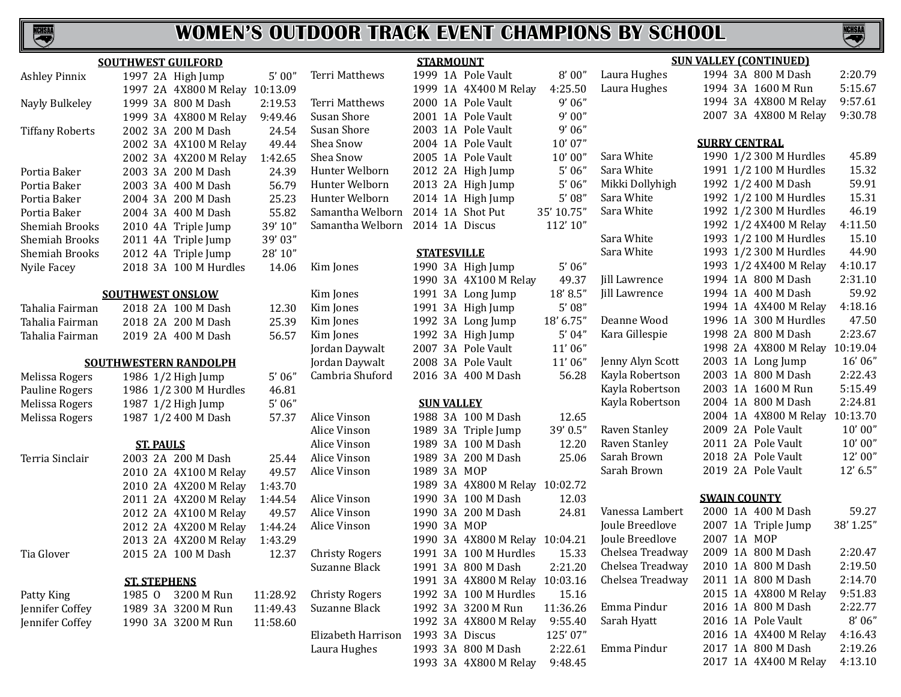# WOMEN'S OUTDOOR TRACK EVENT CHAMPIONS BY SCHOOL

## SOUTHWEST GUILFORD

| Name | Year | Class | Event | Mark |
|---|---|---|---|---|
| Ashley Pinnix | 1997 | 2A | High Jump | 5' 00" |
| | 1997 | 2A | 4X800 M Relay | 10:13.09 |
| Nayly Bulkeley | 1999 | 3A | 800 M Dash | 2:19.53 |
| | 1999 | 3A | 4X800 M Relay | 9:49.46 |
| Tiffany Roberts | 2002 | 3A | 200 M Dash | 24.54 |
| | 2002 | 3A | 4X100 M Relay | 49.44 |
| | 2002 | 3A | 4X200 M Relay | 1:42.65 |
| Portia Baker | 2003 | 3A | 200 M Dash | 24.39 |
| Portia Baker | 2003 | 3A | 400 M Dash | 56.79 |
| Portia Baker | 2004 | 3A | 200 M Dash | 25.23 |
| Portia Baker | 2004 | 3A | 400 M Dash | 55.82 |
| Shemiah Brooks | 2010 | 4A | Triple Jump | 39' 10" |
| Shemiah Brooks | 2011 | 4A | Triple Jump | 39' 03" |
| Shemiah Brooks | 2012 | 4A | Triple Jump | 28' 10" |
| Nyile Facey | 2018 | 3A | 100 M Hurdles | 14.06 |

## SOUTHWEST ONSLOW

| Name | Year | Class | Event | Mark |
|---|---|---|---|---|
| Tahalia Fairman | 2018 | 2A | 100 M Dash | 12.30 |
| Tahalia Fairman | 2018 | 2A | 200 M Dash | 25.39 |
| Tahalia Fairman | 2019 | 2A | 400 M Dash | 56.57 |

## SOUTHWESTERN RANDOLPH

| Name | Year | Class | Event | Mark |
|---|---|---|---|---|
| Melissa Rogers | 1986 | 1/2 | High Jump | 5' 06" |
| Pauline Rogers | 1986 | 1/2 | 300 M Hurdles | 46.81 |
| Melissa Rogers | 1987 | 1/2 | High Jump | 5' 06" |
| Melissa Rogers | 1987 | 1/2 | 400 M Dash | 57.37 |

## ST. PAULS

| Name | Year | Class | Event | Mark |
|---|---|---|---|---|
| Terria Sinclair | 2003 | 2A | 200 M Dash | 25.44 |
| | 2010 | 2A | 4X100 M Relay | 49.57 |
| | 2010 | 2A | 4X200 M Relay | 1:43.70 |
| | 2011 | 2A | 4X200 M Relay | 1:44.54 |
| | 2012 | 2A | 4X100 M Relay | 49.57 |
| | 2012 | 2A | 4X200 M Relay | 1:44.24 |
| | 2013 | 2A | 4X200 M Relay | 1:43.29 |
| Tia Glover | 2015 | 2A | 100 M Dash | 12.37 |

## ST. STEPHENS

| Name | Year | Class | Event | Mark |
|---|---|---|---|---|
| Patty King | 1985 | O | 3200 M Run | 11:28.92 |
| Jennifer Coffey | 1989 | 3A | 3200 M Run | 11:49.43 |
| Jennifer Coffey | 1990 | 3A | 3200 M Run | 11:58.60 |

## STARMOUNT

| Name | Year | Class | Event | Mark |
|---|---|---|---|---|
| Terri Matthews | 1999 | 1A | Pole Vault | 8' 00" |
| | 1999 | 1A | 4X400 M Relay | 4:25.50 |
| Terri Matthews | 2000 | 1A | Pole Vault | 9' 06" |
| Susan Shore | 2001 | 1A | Pole Vault | 9' 00" |
| Susan Shore | 2003 | 1A | Pole Vault | 9' 06" |
| Shea Snow | 2004 | 1A | Pole Vault | 10' 07" |
| Shea Snow | 2005 | 1A | Pole Vault | 10' 00" |
| Hunter Welborn | 2012 | 2A | High Jump | 5' 06" |
| Hunter Welborn | 2013 | 2A | High Jump | 5' 06" |
| Hunter Welborn | 2014 | 1A | High Jump | 5' 08" |
| Samantha Welborn | 2014 | 1A | Shot Put | 35' 10.75" |
| Samantha Welborn | 2014 | 1A | Discus | 112' 10" |

## STATESVILLE

| Name | Year | Class | Event | Mark |
|---|---|---|---|---|
| Kim Jones | 1990 | 3A | High Jump | 5' 06" |
| | 1990 | 3A | 4X100 M Relay | 49.37 |
| Kim Jones | 1991 | 3A | Long Jump | 18' 8.5" |
| Kim Jones | 1991 | 3A | High Jump | 5' 08" |
| Kim Jones | 1992 | 3A | Long Jump | 18' 6.75" |
| Kim Jones | 1992 | 3A | High Jump | 5' 04" |
| Jordan Daywalt | 2007 | 3A | Pole Vault | 11' 06" |
| Jordan Daywalt | 2008 | 3A | Pole Vault | 11' 06" |
| Cambria Shuford | 2016 | 3A | 400 M Dash | 56.28 |

## SUN VALLEY

| Name | Year | Class | Event | Mark |
|---|---|---|---|---|
| Alice Vinson | 1988 | 3A | 100 M Dash | 12.65 |
| Alice Vinson | 1989 | 3A | Triple Jump | 39' 0.5" |
| Alice Vinson | 1989 | 3A | 100 M Dash | 12.20 |
| Alice Vinson | 1989 | 3A | 200 M Dash | 25.06 |
| Alice Vinson | 1989 | 3A | MOP | |
| | 1989 | 3A | 4X800 M Relay | 10:02.72 |
| Alice Vinson | 1990 | 3A | 100 M Dash | 12.03 |
| Alice Vinson | 1990 | 3A | 200 M Dash | 24.81 |
| Alice Vinson | 1990 | 3A | MOP | |
| | 1990 | 3A | 4X800 M Relay | 10:04.21 |
| Christy Rogers | 1991 | 3A | 100 M Hurdles | 15.33 |
| Suzanne Black | 1991 | 3A | 800 M Dash | 2:21.20 |
| | 1991 | 3A | 4X800 M Relay | 10:03.16 |
| Christy Rogers | 1992 | 3A | 100 M Hurdles | 15.16 |
| Suzanne Black | 1992 | 3A | 3200 M Run | 11:36.26 |
| | 1992 | 3A | 4X800 M Relay | 9:55.40 |
| Elizabeth Harrison | 1993 | 3A | Discus | 125' 07" |
| Laura Hughes | 1993 | 3A | 800 M Dash | 2:22.61 |
| | 1993 | 3A | 4X800 M Relay | 9:48.45 |

## SUN VALLEY (CONTINUED)

| Name | Year | Class | Event | Mark |
|---|---|---|---|---|
| Laura Hughes | 1994 | 3A | 800 M Dash | 2:20.79 |
| Laura Hughes | 1994 | 3A | 1600 M Run | 5:15.67 |
| | 1994 | 3A | 4X800 M Relay | 9:57.61 |
| | 2007 | 3A | 4X800 M Relay | 9:30.78 |

## SURRY CENTRAL

| Name | Year | Class | Event | Mark |
|---|---|---|---|---|
| Sara White | 1990 | 1/2 | 300 M Hurdles | 45.89 |
| Sara White | 1991 | 1/2 | 100 M Hurdles | 15.32 |
| Mikki Dollyhigh | 1992 | 1/2 | 400 M Dash | 59.91 |
| Sara White | 1992 | 1/2 | 100 M Hurdles | 15.31 |
| Sara White | 1992 | 1/2 | 300 M Hurdles | 46.19 |
| | 1992 | 1/2 | 4X400 M Relay | 4:11.50 |
| Sara White | 1993 | 1/2 | 100 M Hurdles | 15.10 |
| Sara White | 1993 | 1/2 | 300 M Hurdles | 44.90 |
| | 1993 | 1/2 | 4X400 M Relay | 4:10.17 |
| Jill Lawrence | 1994 | 1A | 800 M Dash | 2:31.10 |
| Jill Lawrence | 1994 | 1A | 400 M Dash | 59.92 |
| | 1994 | 1A | 4X400 M Relay | 4:18.16 |
| Deanne Wood | 1996 | 1A | 300 M Hurdles | 47.50 |
| Kara Gillespie | 1998 | 2A | 800 M Dash | 2:23.67 |
| | 1998 | 2A | 4X800 M Relay | 10:19.04 |
| Jenny Alyn Scott | 2003 | 1A | Long Jump | 16' 06" |
| Kayla Robertson | 2003 | 1A | 800 M Dash | 2:22.43 |
| Kayla Robertson | 2003 | 1A | 1600 M Run | 5:15.49 |
| Kayla Robertson | 2004 | 1A | 800 M Dash | 2:24.81 |
| | 2004 | 1A | 4X800 M Relay | 10:13.70 |
| Raven Stanley | 2009 | 2A | Pole Vault | 10' 00" |
| Raven Stanley | 2011 | 2A | Pole Vault | 10' 00" |
| Sarah Brown | 2018 | 2A | Pole Vault | 12' 00" |
| Sarah Brown | 2019 | 2A | Pole Vault | 12' 6.5" |

## SWAIN COUNTY

| Name | Year | Class | Event | Mark |
|---|---|---|---|---|
| Vanessa Lambert | 2000 | 1A | 400 M Dash | 59.27 |
| Joule Breedlove | 2007 | 1A | Triple Jump | 38' 1.25" |
| Joule Breedlove | 2007 | 1A | MOP | |
| Chelsea Treadway | 2009 | 1A | 800 M Dash | 2:20.47 |
| Chelsea Treadway | 2010 | 1A | 800 M Dash | 2:19.50 |
| Chelsea Treadway | 2011 | 1A | 800 M Dash | 2:14.70 |
| | 2015 | 1A | 4X800 M Relay | 9:51.83 |
| Emma Pindur | 2016 | 1A | 800 M Dash | 2:22.77 |
| Sarah Hyatt | 2016 | 1A | Pole Vault | 8' 06" |
| | 2016 | 1A | 4X400 M Relay | 4:16.43 |
| Emma Pindur | 2017 | 1A | 800 M Dash | 2:19.26 |
| | 2017 | 1A | 4X400 M Relay | 4:13.10 |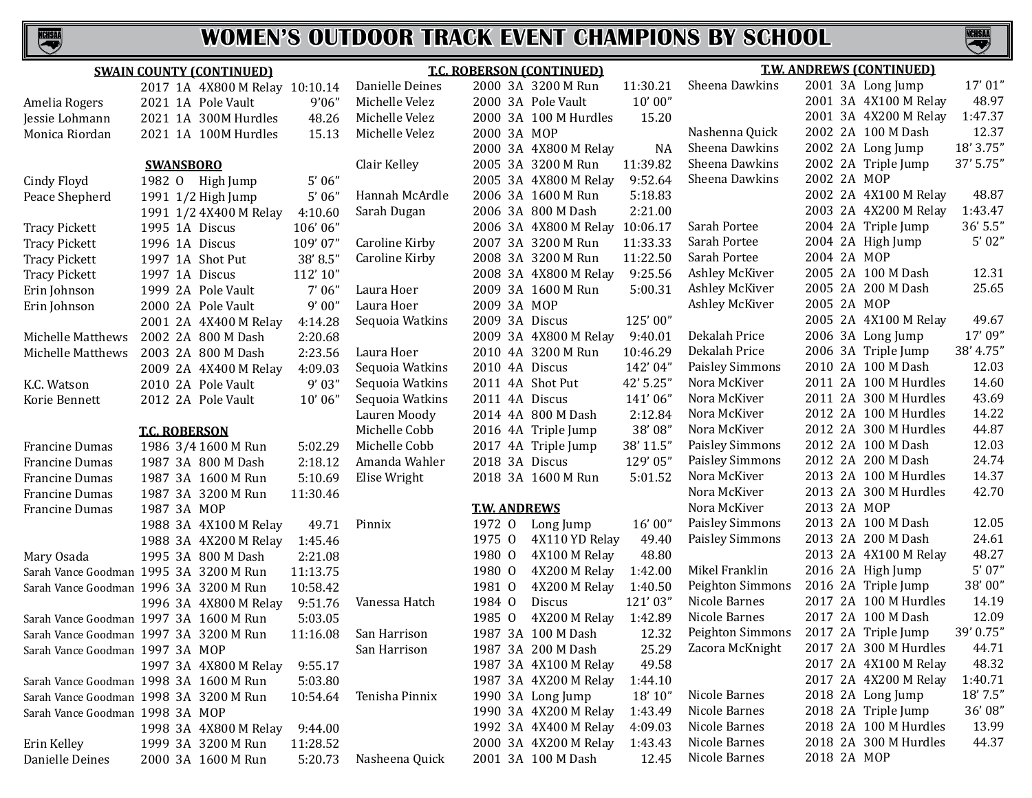# WOMEN'S OUTDOOR TRACK EVENT CHAMPIONS BY SCHOOL

### SWAIN COUNTY (CONTINUED)

| Name | Year | Class | Event | Mark |
|---|---|---|---|---|
| | 2017 | 1A | 4X800 M Relay | 10:10.14 |
| Amelia Rogers | 2021 | 1A | Pole Vault | 9'06" |
| Jessie Lohmann | 2021 | 1A | 300M Hurdles | 48.26 |
| Monica Riordan | 2021 | 1A | 100M Hurdles | 15.13 |

### SWANSBORO

| Name | Year | Class | Event | Mark |
|---|---|---|---|---|
| Cindy Floyd | 1982 | O | High Jump | 5' 06" |
| Peace Shepherd | 1991 | 1/2 | High Jump | 5' 06" |
| | 1991 | 1/2 | 4X400 M Relay | 4:10.60 |
| Tracy Pickett | 1995 | 1A | Discus | 106' 06" |
| Tracy Pickett | 1996 | 1A | Discus | 109' 07" |
| Tracy Pickett | 1997 | 1A | Shot Put | 38' 8.5" |
| Tracy Pickett | 1997 | 1A | Discus | 112' 10" |
| Erin Johnson | 1999 | 2A | Pole Vault | 7' 06" |
| Erin Johnson | 2000 | 2A | Pole Vault | 9' 00" |
| | 2001 | 2A | 4X400 M Relay | 4:14.28 |
| Michelle Matthews | 2002 | 2A | 800 M Dash | 2:20.68 |
| Michelle Matthews | 2003 | 2A | 800 M Dash | 2:23.56 |
| | 2009 | 2A | 4X400 M Relay | 4:09.03 |
| K.C. Watson | 2010 | 2A | Pole Vault | 9' 03" |
| Korie Bennett | 2012 | 2A | Pole Vault | 10' 06" |

### T.C. ROBERSON

| Name | Year | Class | Event | Mark |
|---|---|---|---|---|
| Francine Dumas | 1986 | 3/4 | 1600 M Run | 5:02.29 |
| Francine Dumas | 1987 | 3A | 800 M Dash | 2:18.12 |
| Francine Dumas | 1987 | 3A | 1600 M Run | 5:10.69 |
| Francine Dumas | 1987 | 3A | 3200 M Run | 11:30.46 |
| Francine Dumas | 1987 | 3A | MOP | |
| | 1988 | 3A | 4X100 M Relay | 49.71 |
| | 1988 | 3A | 4X200 M Relay | 1:45.46 |
| Mary Osada | 1995 | 3A | 800 M Dash | 2:21.08 |
| Sarah Vance Goodman | 1995 | 3A | 3200 M Run | 11:13.75 |
| Sarah Vance Goodman | 1996 | 3A | 3200 M Run | 10:58.42 |
| | 1996 | 3A | 4X800 M Relay | 9:51.76 |
| Sarah Vance Goodman | 1997 | 3A | 1600 M Run | 5:03.05 |
| Sarah Vance Goodman | 1997 | 3A | 3200 M Run | 11:16.08 |
| Sarah Vance Goodman | 1997 | 3A | MOP | |
| | 1997 | 3A | 4X800 M Relay | 9:55.17 |
| Sarah Vance Goodman | 1998 | 3A | 1600 M Run | 5:03.80 |
| Sarah Vance Goodman | 1998 | 3A | 3200 M Run | 10:54.64 |
| Sarah Vance Goodman | 1998 | 3A | MOP | |
| | 1998 | 3A | 4X800 M Relay | 9:44.00 |
| Erin Kelley | 1999 | 3A | 3200 M Run | 11:28.52 |
| Danielle Deines | 2000 | 3A | 1600 M Run | 5:20.73 |

### T.C. ROBERSON (CONTINUED)

| Name | Year | Class | Event | Mark |
|---|---|---|---|---|
| Danielle Deines | 2000 | 3A | 3200 M Run | 11:30.21 |
| Michelle Velez | 2000 | 3A | Pole Vault | 10' 00" |
| Michelle Velez | 2000 | 3A | 100 M Hurdles | 15.20 |
| Michelle Velez | 2000 | 3A | MOP | |
| | 2000 | 3A | 4X800 M Relay | NA |
| Clair Kelley | 2005 | 3A | 3200 M Run | 11:39.82 |
| | 2005 | 3A | 4X800 M Relay | 9:52.64 |
| Hannah McArdle | 2006 | 3A | 1600 M Run | 5:18.83 |
| Sarah Dugan | 2006 | 3A | 800 M Dash | 2:21.00 |
| | 2006 | 3A | 4X800 M Relay | 10:06.17 |
| Caroline Kirby | 2007 | 3A | 3200 M Run | 11:33.33 |
| Caroline Kirby | 2008 | 3A | 3200 M Run | 11:22.50 |
| | 2008 | 3A | 4X800 M Relay | 9:25.56 |
| Laura Hoer | 2009 | 3A | 1600 M Run | 5:00.31 |
| Laura Hoer | 2009 | 3A | MOP | |
| Sequoia Watkins | 2009 | 3A | Discus | 125' 00" |
| | 2009 | 3A | 4X800 M Relay | 9:40.01 |
| Laura Hoer | 2010 | 4A | 3200 M Run | 10:46.29 |
| Sequoia Watkins | 2010 | 4A | Discus | 142' 04" |
| Sequoia Watkins | 2011 | 4A | Shot Put | 42' 5.25" |
| Sequoia Watkins | 2011 | 4A | Discus | 141' 06" |
| Lauren Moody | 2014 | 4A | 800 M Dash | 2:12.84 |
| Michelle Cobb | 2016 | 4A | Triple Jump | 38' 08" |
| Michelle Cobb | 2017 | 4A | Triple Jump | 38' 11.5" |
| Amanda Wahler | 2018 | 3A | Discus | 129' 05" |
| Elise Wright | 2018 | 3A | 1600 M Run | 5:01.52 |

### T.W. ANDREWS

| Name | Year | Class | Event | Mark |
|---|---|---|---|---|
| Pinnix | 1972 | O | Long Jump | 16' 00" |
| | 1975 | O | 4X110 YD Relay | 49.40 |
| | 1980 | O | 4X100 M Relay | 48.80 |
| | 1980 | O | 4X200 M Relay | 1:42.00 |
| | 1981 | O | 4X200 M Relay | 1:40.50 |
| Vanessa Hatch | 1984 | O | Discus | 121' 03" |
| | 1985 | O | 4X200 M Relay | 1:42.89 |
| San Harrison | 1987 | 3A | 100 M Dash | 12.32 |
| San Harrison | 1987 | 3A | 200 M Dash | 25.29 |
| | 1987 | 3A | 4X100 M Relay | 49.58 |
| | 1987 | 3A | 4X200 M Relay | 1:44.10 |
| Tenisha Pinnix | 1990 | 3A | Long Jump | 18' 10" |
| | 1990 | 3A | 4X200 M Relay | 1:43.49 |
| | 1992 | 3A | 4X400 M Relay | 4:09.03 |
| | 2000 | 3A | 4X200 M Relay | 1:43.43 |
| Nasheena Quick | 2001 | 3A | 100 M Dash | 12.45 |

### T.W. ANDREWS (CONTINUED)

| Name | Year | Class | Event | Mark |
|---|---|---|---|---|
| Sheena Dawkins | 2001 | 3A | Long Jump | 17' 01" |
| | 2001 | 3A | 4X100 M Relay | 48.97 |
| | 2001 | 3A | 4X200 M Relay | 1:47.37 |
| Nashenna Quick | 2002 | 2A | 100 M Dash | 12.37 |
| Sheena Dawkins | 2002 | 2A | Long Jump | 18' 3.75" |
| Sheena Dawkins | 2002 | 2A | Triple Jump | 37' 5.75" |
| Sheena Dawkins | 2002 | 2A | MOP | |
| | 2002 | 2A | 4X100 M Relay | 48.87 |
| | 2003 | 2A | 4X200 M Relay | 1:43.47 |
| Sarah Portee | 2004 | 2A | Triple Jump | 36' 5.5" |
| Sarah Portee | 2004 | 2A | High Jump | 5' 02" |
| Sarah Portee | 2004 | 2A | MOP | |
| Ashley McKiver | 2005 | 2A | 100 M Dash | 12.31 |
| Ashley McKiver | 2005 | 2A | 200 M Dash | 25.65 |
| Ashley McKiver | 2005 | 2A | MOP | |
| | 2005 | 2A | 4X100 M Relay | 49.67 |
| Dekalah Price | 2006 | 3A | Long Jump | 17' 09" |
| Dekalah Price | 2006 | 3A | Triple Jump | 38' 4.75" |
| Paisley Simmons | 2010 | 2A | 100 M Dash | 12.03 |
| Nora McKiver | 2011 | 2A | 100 M Hurdles | 14.60 |
| Nora McKiver | 2011 | 2A | 300 M Hurdles | 43.69 |
| Nora McKiver | 2012 | 2A | 100 M Hurdles | 14.22 |
| Nora McKiver | 2012 | 2A | 300 M Hurdles | 44.87 |
| Paisley Simmons | 2012 | 2A | 100 M Dash | 12.03 |
| Paisley Simmons | 2012 | 2A | 200 M Dash | 24.74 |
| Nora McKiver | 2013 | 2A | 100 M Hurdles | 14.37 |
| Nora McKiver | 2013 | 2A | 300 M Hurdles | 42.70 |
| Nora McKiver | 2013 | 2A | MOP | |
| Paisley Simmons | 2013 | 2A | 100 M Dash | 12.05 |
| Paisley Simmons | 2013 | 2A | 200 M Dash | 24.61 |
| | 2013 | 2A | 4X100 M Relay | 48.27 |
| Mikel Franklin | 2016 | 2A | High Jump | 5' 07" |
| Peighton Simmons | 2016 | 2A | Triple Jump | 38' 00" |
| Nicole Barnes | 2017 | 2A | 100 M Hurdles | 14.19 |
| Nicole Barnes | 2017 | 2A | 100 M Dash | 12.09 |
| Peighton Simmons | 2017 | 2A | Triple Jump | 39' 0.75" |
| Zacora McKnight | 2017 | 2A | 300 M Hurdles | 44.71 |
| | 2017 | 2A | 4X100 M Relay | 48.32 |
| | 2017 | 2A | 4X200 M Relay | 1:40.71 |
| Nicole Barnes | 2018 | 2A | Long Jump | 18' 7.5" |
| Nicole Barnes | 2018 | 2A | Triple Jump | 36' 08" |
| Nicole Barnes | 2018 | 2A | 100 M Hurdles | 13.99 |
| Nicole Barnes | 2018 | 2A | 300 M Hurdles | 44.37 |
| Nicole Barnes | 2018 | 2A | MOP | |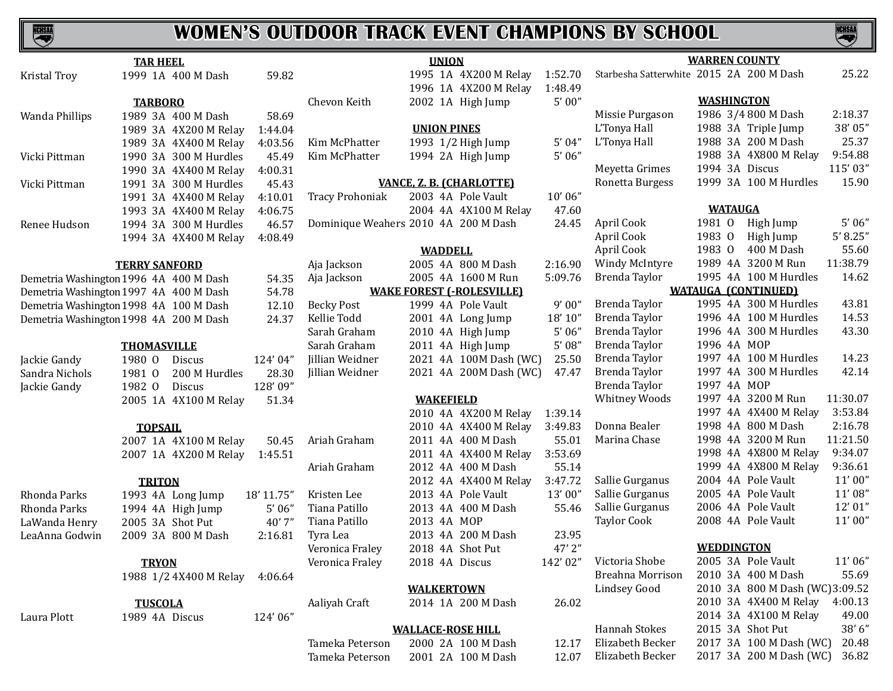# WOMEN'S OUTDOOR TRACK EVENT CHAMPIONS BY SCHOOL

### TAR HEEL

| Name | Year | Class | Event | Mark |
|---|---|---|---|---|
| Kristal Troy | 1999 | 1A | 400 M Dash | 59.82 |

### TARBORO

| Name | Year | Class | Event | Mark |
|---|---|---|---|---|
| Wanda Phillips | 1989 | 3A | 400 M Dash | 58.69 |
| | 1989 | 3A | 4X200 M Relay | 1:44.04 |
| | 1989 | 3A | 4X400 M Relay | 4:03.56 |
| Vicki Pittman | 1990 | 3A | 300 M Hurdles | 45.49 |
| | 1990 | 3A | 4X400 M Relay | 4:00.31 |
| Vicki Pittman | 1991 | 3A | 300 M Hurdles | 45.43 |
| | 1991 | 3A | 4X400 M Relay | 4:10.01 |
| | 1993 | 3A | 4X400 M Relay | 4:06.75 |
| Renee Hudson | 1994 | 3A | 300 M Hurdles | 46.57 |
| | 1994 | 3A | 4X400 M Relay | 4:08.49 |

### TERRY SANFORD

| Name | Year | Class | Event | Mark |
|---|---|---|---|---|
| Demetria Washington | 1996 | 4A | 400 M Dash | 54.35 |
| Demetria Washington | 1997 | 4A | 400 M Dash | 54.78 |
| Demetria Washington | 1998 | 4A | 100 M Dash | 12.10 |
| Demetria Washington | 1998 | 4A | 200 M Dash | 24.37 |

### THOMASVILLE

| Name | Year | Class | Event | Mark |
|---|---|---|---|---|
| Jackie Gandy | 1980 | O | Discus | 124' 04" |
| Sandra Nichols | 1981 | O | 200 M Hurdles | 28.30 |
| Jackie Gandy | 1982 | O | Discus | 128' 09" |
| | 2005 | 1A | 4X100 M Relay | 51.34 |

### TOPSAIL

| Name | Year | Class | Event | Mark |
|---|---|---|---|---|
| | 2007 | 1A | 4X100 M Relay | 50.45 |
| | 2007 | 1A | 4X200 M Relay | 1:45.51 |

### TRITON

| Name | Year | Class | Event | Mark |
|---|---|---|---|---|
| Rhonda Parks | 1993 | 4A | Long Jump | 18' 11.75" |
| Rhonda Parks | 1994 | 4A | High Jump | 5' 06" |
| LaWanda Henry | 2005 | 3A | Shot Put | 40' 7" |
| LeaAnna Godwin | 2009 | 3A | 800 M Dash | 2:16.81 |

### TRYON

| Name | Year | Class | Event | Mark |
|---|---|---|---|---|
| | 1988 | 1/2 | 4X400 M Relay | 4:06.64 |

### TUSCOLA

| Name | Year | Class | Event | Mark |
|---|---|---|---|---|
| Laura Plott | 1989 | 4A | Discus | 124' 06" |

### UNION

| Name | Year | Class | Event | Mark |
|---|---|---|---|---|
| | 1995 | 1A | 4X200 M Relay | 1:52.70 |
| | 1996 | 1A | 4X200 M Relay | 1:48.49 |
| Chevon Keith | 2002 | 1A | High Jump | 5' 00" |

### UNION PINES

| Name | Year | Class | Event | Mark |
|---|---|---|---|---|
| Kim McPhatter | 1993 | 1/2 | High Jump | 5' 04" |
| Kim McPhatter | 1994 | 2A | High Jump | 5' 06" |

### VANCE, Z. B. (CHARLOTTE)

| Name | Year | Class | Event | Mark |
|---|---|---|---|---|
| Tracy Prohoniak | 2003 | 4A | Pole Vault | 10' 06" |
| | 2004 | 4A | 4X100 M Relay | 47.60 |
| Dominique Weahers | 2010 | 4A | 200 M Dash | 24.45 |

### WADDELL

| Name | Year | Class | Event | Mark |
|---|---|---|---|---|
| Aja Jackson | 2005 | 4A | 800 M Dash | 2:16.90 |
| Aja Jackson | 2005 | 4A | 1600 M Run | 5:09.76 |

### WAKE FOREST (-ROLESVILLE)

| Name | Year | Class | Event | Mark |
|---|---|---|---|---|
| Becky Post | 1999 | 4A | Pole Vault | 9' 00" |
| Kellie Todd | 2001 | 4A | Long Jump | 18' 10" |
| Sarah Graham | 2010 | 4A | High Jump | 5' 06" |
| Sarah Graham | 2011 | 4A | High Jump | 5' 08" |
| Jillian Weidner | 2021 | 4A | 100M Dash (WC) | 25.50 |
| Jillian Weidner | 2021 | 4A | 200M Dash (WC) | 47.47 |

### WAKEFIELD

| Name | Year | Class | Event | Mark |
|---|---|---|---|---|
| | 2010 | 4A | 4X200 M Relay | 1:39.14 |
| | 2010 | 4A | 4X400 M Relay | 3:49.83 |
| Ariah Graham | 2011 | 4A | 400 M Dash | 55.01 |
| | 2011 | 4A | 4X400 M Relay | 3:53.69 |
| Ariah Graham | 2012 | 4A | 400 M Dash | 55.14 |
| | 2012 | 4A | 4X400 M Relay | 3:47.72 |
| Kristen Lee | 2013 | 4A | Pole Vault | 13' 00" |
| Tiana Patillo | 2013 | 4A | 400 M Dash | 55.46 |
| Tiana Patillo | 2013 | 4A | MOP | |
| Tyra Lea | 2013 | 4A | 200 M Dash | 23.95 |
| Veronica Fraley | 2018 | 4A | Shot Put | 47' 2" |
| Veronica Fraley | 2018 | 4A | Discus | 142' 02" |

### WALKERTOWN

| Name | Year | Class | Event | Mark |
|---|---|---|---|---|
| Aaliyah Craft | 2014 | 1A | 200 M Dash | 26.02 |

### WALLACE-ROSE HILL

| Name | Year | Class | Event | Mark |
|---|---|---|---|---|
| Tameka Peterson | 2000 | 2A | 100 M Dash | 12.17 |
| Tameka Peterson | 2001 | 2A | 100 M Dash | 12.07 |

### WARREN COUNTY

| Name | Year | Class | Event | Mark |
|---|---|---|---|---|
| Starbesha Satterwhite | 2015 | 2A | 200 M Dash | 25.22 |

### WASHINGTON

| Name | Year | Class | Event | Mark |
|---|---|---|---|---|
| Missie Purgason | 1986 | 3/4 | 800 M Dash | 2:18.37 |
| L'Tonya Hall | 1988 | 3A | Triple Jump | 38' 05" |
| L'Tonya Hall | 1988 | 3A | 200 M Dash | 25.37 |
| | 1988 | 3A | 4X800 M Relay | 9:54.88 |
| Meyetta Grimes | 1994 | 3A | Discus | 115' 03" |
| Ronetta Burgess | 1999 | 3A | 100 M Hurdles | 15.90 |

### WATAUGA

| Name | Year | Class | Event | Mark |
|---|---|---|---|---|
| April Cook | 1981 | O | High Jump | 5' 06" |
| April Cook | 1983 | O | High Jump | 5' 8.25" |
| April Cook | 1983 | O | 400 M Dash | 55.60 |
| Windy McIntyre | 1989 | 4A | 3200 M Run | 11:38.79 |
| Brenda Taylor | 1995 | 4A | 100 M Hurdles | 14.62 |

### WATAUGA (CONTINUED)

| Name | Year | Class | Event | Mark |
|---|---|---|---|---|
| Brenda Taylor | 1995 | 4A | 300 M Hurdles | 43.81 |
| Brenda Taylor | 1996 | 4A | 100 M Hurdles | 14.53 |
| Brenda Taylor | 1996 | 4A | 300 M Hurdles | 43.30 |
| Brenda Taylor | 1996 | 4A | MOP | |
| Brenda Taylor | 1997 | 4A | 100 M Hurdles | 14.23 |
| Brenda Taylor | 1997 | 4A | 300 M Hurdles | 42.14 |
| Brenda Taylor | 1997 | 4A | MOP | |
| Whitney Woods | 1997 | 4A | 3200 M Run | 11:30.07 |
| | 1997 | 4A | 4X400 M Relay | 3:53.84 |
| Donna Bealer | 1998 | 4A | 800 M Dash | 2:16.78 |
| Marina Chase | 1998 | 4A | 3200 M Run | 11:21.50 |
| | 1998 | 4A | 4X800 M Relay | 9:34.07 |
| | 1999 | 4A | 4X800 M Relay | 9:36.61 |
| Sallie Gurganus | 2004 | 4A | Pole Vault | 11' 00" |
| Sallie Gurganus | 2005 | 4A | Pole Vault | 11' 08" |
| Sallie Gurganus | 2006 | 4A | Pole Vault | 12' 01" |
| Taylor Cook | 2008 | 4A | Pole Vault | 11' 00" |

### WEDDINGTON

| Name | Year | Class | Event | Mark |
|---|---|---|---|---|
| Victoria Shobe | 2005 | 3A | Pole Vault | 11' 06" |
| Breahna Morrison | 2010 | 3A | 400 M Dash | 55.69 |
| Lindsey Good | 2010 | 3A | 800 M Dash (WC) | 3:09.52 |
| | 2010 | 3A | 4X400 M Relay | 4:00.13 |
| | 2014 | 3A | 4X100 M Relay | 49.00 |
| Hannah Stokes | 2015 | 3A | Shot Put | 38' 6" |
| Elizabeth Becker | 2017 | 3A | 100 M Dash (WC) | 20.48 |
| Elizabeth Becker | 2017 | 3A | 200 M Dash (WC) | 36.82 |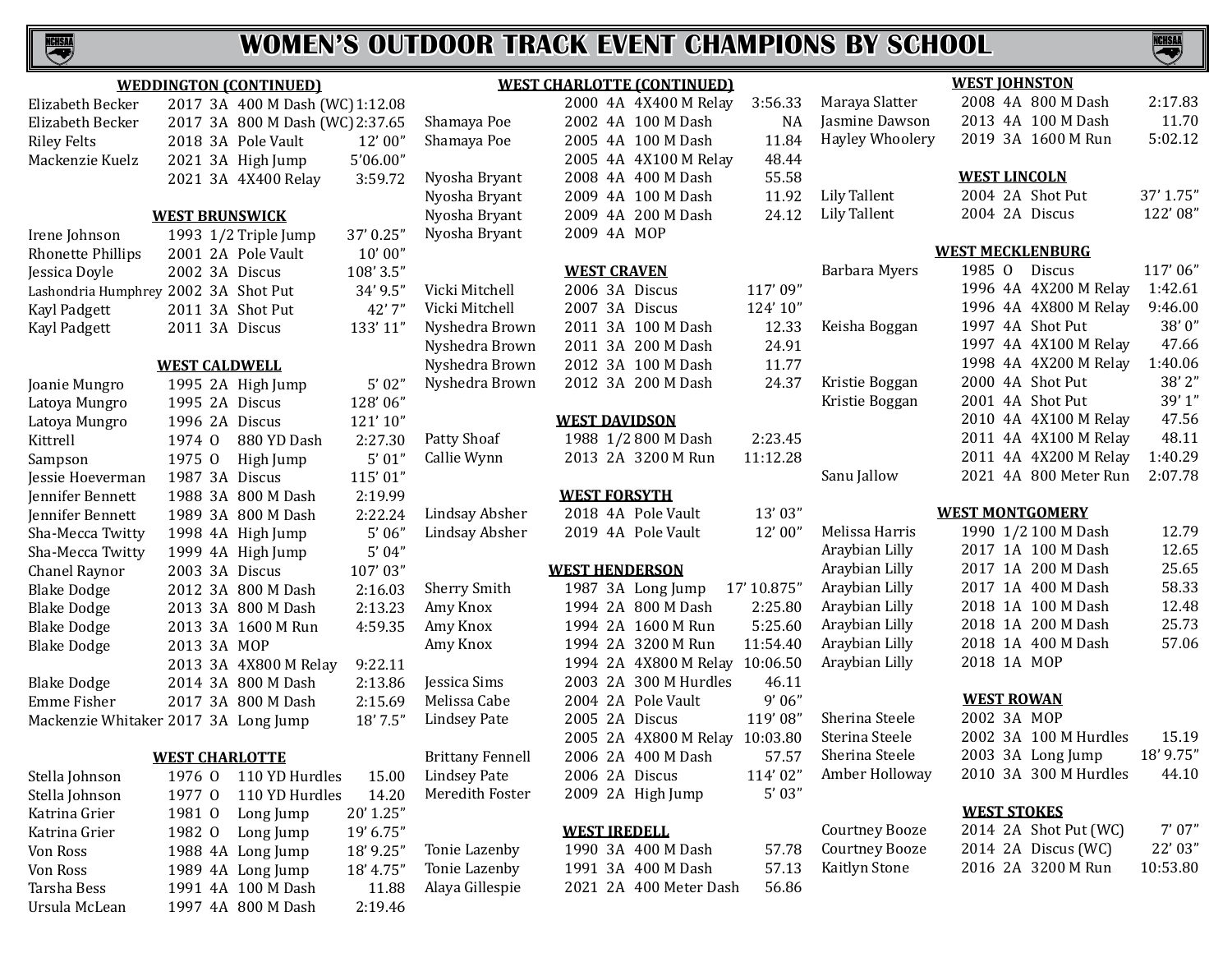# WOMEN'S OUTDOOR TRACK EVENT CHAMPIONS BY SCHOOL

### WEDDINGTON (CONTINUED)

| Name | Year | Class | Event | Mark |
|---|---|---|---|---|
| Elizabeth Becker | 2017 | 3A | 400 M Dash (WC) | 1:12.08 |
| Elizabeth Becker | 2017 | 3A | 800 M Dash (WC) | 2:37.65 |
| Riley Felts | 2018 | 3A | Pole Vault | 12' 00" |
| Mackenzie Kuelz | 2021 | 3A | High Jump | 5'06.00" |
| | 2021 | 3A | 4X400 Relay | 3:59.72 |

### WEST BRUNSWICK

| Name | Year | Class | Event | Mark |
|---|---|---|---|---|
| Irene Johnson | 1993 | 1/2 | Triple Jump | 37' 0.25" |
| Rhonette Phillips | 2001 | 2A | Pole Vault | 10' 00" |
| Jessica Doyle | 2002 | 3A | Discus | 108' 3.5" |
| Lashondria Humphrey | 2002 | 3A | Shot Put | 34' 9.5" |
| Kayl Padgett | 2011 | 3A | Shot Put | 42' 7" |
| Kayl Padgett | 2011 | 3A | Discus | 133' 11" |

### WEST CALDWELL

| Name | Year | Class | Event | Mark |
|---|---|---|---|---|
| Joanie Mungro | 1995 | 2A | High Jump | 5' 02" |
| Latoya Mungro | 1995 | 2A | Discus | 128' 06" |
| Latoya Mungro | 1996 | 2A | Discus | 121' 10" |
| Kittrell | 1974 | O | 880 YD Dash | 2:27.30 |
| Sampson | 1975 | O | High Jump | 5' 01" |
| Jessie Hoeverman | 1987 | 3A | Discus | 115' 01" |
| Jennifer Bennett | 1988 | 3A | 800 M Dash | 2:19.99 |
| Jennifer Bennett | 1989 | 3A | 800 M Dash | 2:22.24 |
| Sha-Mecca Twitty | 1998 | 4A | High Jump | 5' 06" |
| Sha-Mecca Twitty | 1999 | 4A | High Jump | 5' 04" |
| Chanel Raynor | 2003 | 3A | Discus | 107' 03" |
| Blake Dodge | 2012 | 3A | 800 M Dash | 2:16.03 |
| Blake Dodge | 2013 | 3A | 800 M Dash | 2:13.23 |
| Blake Dodge | 2013 | 3A | 1600 M Run | 4:59.35 |
| Blake Dodge | 2013 | 3A | MOP | |
| | 2013 | 3A | 4X800 M Relay | 9:22.11 |
| Blake Dodge | 2014 | 3A | 800 M Dash | 2:13.86 |
| Emme Fisher | 2017 | 3A | 800 M Dash | 2:15.69 |
| Mackenzie Whitaker | 2017 | 3A | Long Jump | 18' 7.5" |

### WEST CHARLOTTE

| Name | Year | Class | Event | Mark |
|---|---|---|---|---|
| Stella Johnson | 1976 | O | 110 YD Hurdles | 15.00 |
| Stella Johnson | 1977 | O | 110 YD Hurdles | 14.20 |
| Katrina Grier | 1981 | O | Long Jump | 20' 1.25" |
| Katrina Grier | 1982 | O | Long Jump | 19' 6.75" |
| Von Ross | 1988 | 4A | Long Jump | 18' 9.25" |
| Von Ross | 1989 | 4A | Long Jump | 18' 4.75" |
| Tarsha Bess | 1991 | 4A | 100 M Dash | 11.88 |
| Ursula McLean | 1997 | 4A | 800 M Dash | 2:19.46 |

### WEST CHARLOTTE (CONTINUED)

| Name | Year | Class | Event | Mark |
|---|---|---|---|---|
| | 2000 | 4A | 4X400 M Relay | 3:56.33 |
| Shamaya Poe | 2002 | 4A | 100 M Dash | NA |
| Shamaya Poe | 2005 | 4A | 100 M Dash | 11.84 |
| | 2005 | 4A | 4X100 M Relay | 48.44 |
| Nyosha Bryant | 2008 | 4A | 400 M Dash | 55.58 |
| Nyosha Bryant | 2009 | 4A | 100 M Dash | 11.92 |
| Nyosha Bryant | 2009 | 4A | 200 M Dash | 24.12 |
| Nyosha Bryant | 2009 | 4A | MOP | |

### WEST CRAVEN

| Name | Year | Class | Event | Mark |
|---|---|---|---|---|
| Vicki Mitchell | 2006 | 3A | Discus | 117' 09" |
| Vicki Mitchell | 2007 | 3A | Discus | 124' 10" |
| Nyshedra Brown | 2011 | 3A | 100 M Dash | 12.33 |
| Nyshedra Brown | 2011 | 3A | 200 M Dash | 24.91 |
| Nyshedra Brown | 2012 | 3A | 100 M Dash | 11.77 |
| Nyshedra Brown | 2012 | 3A | 200 M Dash | 24.37 |

### WEST DAVIDSON

| Name | Year | Class | Event | Mark |
|---|---|---|---|---|
| Patty Shoaf | 1988 | 1/2 | 800 M Dash | 2:23.45 |
| Callie Wynn | 2013 | 2A | 3200 M Run | 11:12.28 |

### WEST FORSYTH

| Name | Year | Class | Event | Mark |
|---|---|---|---|---|
| Lindsay Absher | 2018 | 4A | Pole Vault | 13' 03" |
| Lindsay Absher | 2019 | 4A | Pole Vault | 12' 00" |

### WEST HENDERSON

| Name | Year | Class | Event | Mark |
|---|---|---|---|---|
| Sherry Smith | 1987 | 3A | Long Jump | 17' 10.875" |
| Amy Knox | 1994 | 2A | 800 M Dash | 2:25.80 |
| Amy Knox | 1994 | 2A | 1600 M Run | 5:25.60 |
| Amy Knox | 1994 | 2A | 3200 M Run | 11:54.40 |
| | 1994 | 2A | 4X800 M Relay | 10:06.50 |
| Jessica Sims | 2003 | 2A | 300 M Hurdles | 46.11 |
| Melissa Cabe | 2004 | 2A | Pole Vault | 9' 06" |
| Lindsey Pate | 2005 | 2A | Discus | 119' 08" |
| | 2005 | 2A | 4X800 M Relay | 10:03.80 |
| Brittany Fennell | 2006 | 2A | 400 M Dash | 57.57 |
| Lindsey Pate | 2006 | 2A | Discus | 114' 02" |
| Meredith Foster | 2009 | 2A | High Jump | 5' 03" |

### WEST IREDELL

| Name | Year | Class | Event | Mark |
|---|---|---|---|---|
| Tonie Lazenby | 1990 | 3A | 400 M Dash | 57.78 |
| Tonie Lazenby | 1991 | 3A | 400 M Dash | 57.13 |
| Alaya Gillespie | 2021 | 2A | 400 Meter Dash | 56.86 |

### WEST JOHNSTON

| Name | Year | Class | Event | Mark |
|---|---|---|---|---|
| Maraya Slatter | 2008 | 4A | 800 M Dash | 2:17.83 |
| Jasmine Dawson | 2013 | 4A | 100 M Dash | 11.70 |
| Hayley Whoolery | 2019 | 3A | 1600 M Run | 5:02.12 |

### WEST LINCOLN

| Name | Year | Class | Event | Mark |
|---|---|---|---|---|
| Lily Tallent | 2004 | 2A | Shot Put | 37' 1.75" |
| Lily Tallent | 2004 | 2A | Discus | 122' 08" |

### WEST MECKLENBURG

| Name | Year | Class | Event | Mark |
|---|---|---|---|---|
| Barbara Myers | 1985 | O | Discus | 117' 06" |
| | 1996 | 4A | 4X200 M Relay | 1:42.61 |
| | 1996 | 4A | 4X800 M Relay | 9:46.00 |
| Keisha Boggan | 1997 | 4A | Shot Put | 38' 0" |
| | 1997 | 4A | 4X100 M Relay | 47.66 |
| | 1998 | 4A | 4X200 M Relay | 1:40.06 |
| Kristie Boggan | 2000 | 4A | Shot Put | 38' 2" |
| Kristie Boggan | 2001 | 4A | Shot Put | 39' 1" |
| | 2010 | 4A | 4X100 M Relay | 47.56 |
| | 2011 | 4A | 4X100 M Relay | 48.11 |
| | 2011 | 4A | 4X200 M Relay | 1:40.29 |
| Sanu Jallow | 2021 | 4A | 800 Meter Run | 2:07.78 |

### WEST MONTGOMERY

| Name | Year | Class | Event | Mark |
|---|---|---|---|---|
| Melissa Harris | 1990 | 1/2 | 100 M Dash | 12.79 |
| Araybian Lilly | 2017 | 1A | 100 M Dash | 12.65 |
| Araybian Lilly | 2017 | 1A | 200 M Dash | 25.65 |
| Araybian Lilly | 2017 | 1A | 400 M Dash | 58.33 |
| Araybian Lilly | 2018 | 1A | 100 M Dash | 12.48 |
| Araybian Lilly | 2018 | 1A | 200 M Dash | 25.73 |
| Araybian Lilly | 2018 | 1A | 400 M Dash | 57.06 |
| Araybian Lilly | 2018 | 1A | MOP | |

### WEST ROWAN

| Name | Year | Class | Event | Mark |
|---|---|---|---|---|
| Sherina Steele | 2002 | 3A | MOP | |
| Sterina Steele | 2002 | 3A | 100 M Hurdles | 15.19 |
| Sherina Steele | 2003 | 3A | Long Jump | 18' 9.75" |
| Amber Holloway | 2010 | 3A | 300 M Hurdles | 44.10 |

### WEST STOKES

| Name | Year | Class | Event | Mark |
|---|---|---|---|---|
| Courtney Booze | 2014 | 2A | Shot Put (WC) | 7' 07" |
| Courtney Booze | 2014 | 2A | Discus (WC) | 22' 03" |
| Kaitlyn Stone | 2016 | 2A | 3200 M Run | 10:53.80 |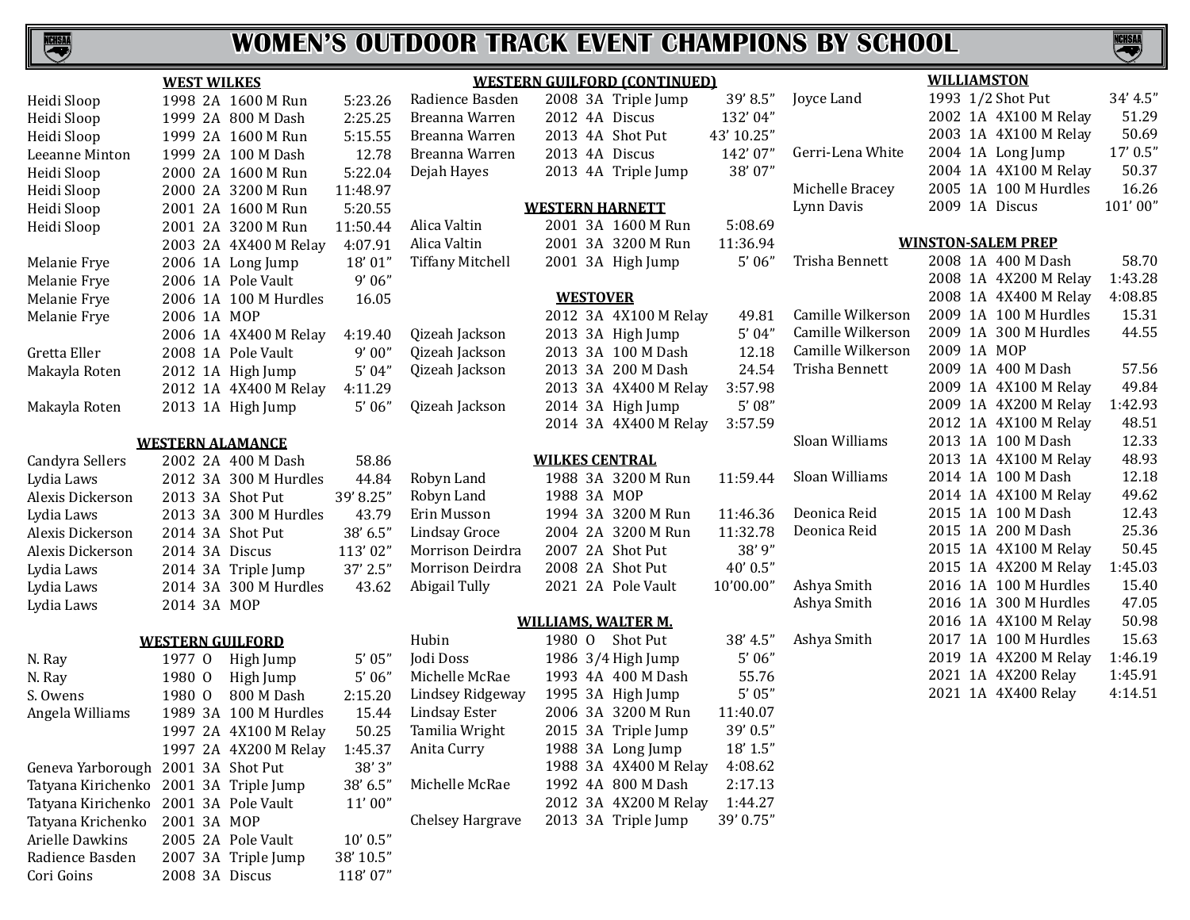# WOMEN'S OUTDOOR TRACK EVENT CHAMPIONS BY SCHOOL

### WEST WILKES

| | | | | |
|---|---|---|---|---|
| Heidi Sloop | 1998 | 2A | 1600 M Run | 5:23.26 |
| Heidi Sloop | 1999 | 2A | 800 M Dash | 2:25.25 |
| Heidi Sloop | 1999 | 2A | 1600 M Run | 5:15.55 |
| Leeanne Minton | 1999 | 2A | 100 M Dash | 12.78 |
| Heidi Sloop | 2000 | 2A | 1600 M Run | 5:22.04 |
| Heidi Sloop | 2000 | 2A | 3200 M Run | 11:48.97 |
| Heidi Sloop | 2001 | 2A | 1600 M Run | 5:20.55 |
| Heidi Sloop | 2001 | 2A | 3200 M Run | 11:50.44 |
| | 2003 | 2A | 4X400 M Relay | 4:07.91 |
| Melanie Frye | 2006 | 1A | Long Jump | 18' 01" |
| Melanie Frye | 2006 | 1A | Pole Vault | 9' 06" |
| Melanie Frye | 2006 | 1A | 100 M Hurdles | 16.05 |
| Melanie Frye | 2006 | 1A | MOP | |
| | 2006 | 1A | 4X400 M Relay | 4:19.40 |
| Gretta Eller | 2008 | 1A | Pole Vault | 9' 00" |
| Makayla Roten | 2012 | 1A | High Jump | 5' 04" |
| | 2012 | 1A | 4X400 M Relay | 4:11.29 |
| Makayla Roten | 2013 | 1A | High Jump | 5' 06" |

### WESTERN ALAMANCE

| | | | | |
|---|---|---|---|---|
| Candyra Sellers | 2002 | 2A | 400 M Dash | 58.86 |
| Lydia Laws | 2012 | 3A | 300 M Hurdles | 44.84 |
| Alexis Dickerson | 2013 | 3A | Shot Put | 39' 8.25" |
| Lydia Laws | 2013 | 3A | 300 M Hurdles | 43.79 |
| Alexis Dickerson | 2014 | 3A | Shot Put | 38' 6.5" |
| Alexis Dickerson | 2014 | 3A | Discus | 113' 02" |
| Lydia Laws | 2014 | 3A | Triple Jump | 37' 2.5" |
| Lydia Laws | 2014 | 3A | 300 M Hurdles | 43.62 |
| Lydia Laws | 2014 | 3A | MOP | |

### WESTERN GUILFORD

| | | | | |
|---|---|---|---|---|
| N. Ray | 1977 | O | High Jump | 5' 05" |
| N. Ray | 1980 | O | High Jump | 5' 06" |
| S. Owens | 1980 | O | 800 M Dash | 2:15.20 |
| Angela Williams | 1989 | 3A | 100 M Hurdles | 15.44 |
| | 1997 | 2A | 4X100 M Relay | 50.25 |
| | 1997 | 2A | 4X200 M Relay | 1:45.37 |
| Geneva Yarborough | 2001 | 3A | Shot Put | 38' 3" |
| Tatyana Kirichenko | 2001 | 3A | Triple Jump | 38' 6.5" |
| Tatyana Kirichenko | 2001 | 3A | Pole Vault | 11' 00" |
| Tatyana Krichenko | 2001 | 3A | MOP | |
| Arielle Dawkins | 2005 | 2A | Pole Vault | 10' 0.5" |
| Radience Basden | 2007 | 3A | Triple Jump | 38' 10.5" |
| Cori Goins | 2008 | 3A | Discus | 118' 07" |

### WESTERN GUILFORD (CONTINUED)

| | | | | |
|---|---|---|---|---|
| Radience Basden | 2008 | 3A | Triple Jump | 39' 8.5" |
| Breanna Warren | 2012 | 4A | Discus | 132' 04" |
| Breanna Warren | 2013 | 4A | Shot Put | 43' 10.25" |
| Breanna Warren | 2013 | 4A | Discus | 142' 07" |
| Dejah Hayes | 2013 | 4A | Triple Jump | 38' 07" |

### WESTERN HARNETT

| | | | | |
|---|---|---|---|---|
| Alica Valtin | 2001 | 3A | 1600 M Run | 5:08.69 |
| Alica Valtin | 2001 | 3A | 3200 M Run | 11:36.94 |
| Tiffany Mitchell | 2001 | 3A | High Jump | 5' 06" |

### WESTOVER

| | | | | |
|---|---|---|---|---|
| | 2012 | 3A | 4X100 M Relay | 49.81 |
| Qizeah Jackson | 2013 | 3A | High Jump | 5' 04" |
| Qizeah Jackson | 2013 | 3A | 100 M Dash | 12.18 |
| Qizeah Jackson | 2013 | 3A | 200 M Dash | 24.54 |
| | 2013 | 3A | 4X400 M Relay | 3:57.98 |
| Qizeah Jackson | 2014 | 3A | High Jump | 5' 08" |
| | 2014 | 3A | 4X400 M Relay | 3:57.59 |

### WILKES CENTRAL

| | | | | |
|---|---|---|---|---|
| Robyn Land | 1988 | 3A | 3200 M Run | 11:59.44 |
| Robyn Land | 1988 | 3A | MOP | |
| Erin Musson | 1994 | 3A | 3200 M Run | 11:46.36 |
| Lindsay Groce | 2004 | 2A | 3200 M Run | 11:32.78 |
| Morrison Deirdra | 2007 | 2A | Shot Put | 38' 9" |
| Morrison Deirdra | 2008 | 2A | Shot Put | 40' 0.5" |
| Abigail Tully | 2021 | 2A | Pole Vault | 10'00.00" |

### WILLIAMS, WALTER M.

| | | | | |
|---|---|---|---|---|
| Hubin | 1980 | O | Shot Put | 38' 4.5" |
| Jodi Doss | 1986 | 3/4 | High Jump | 5' 06" |
| Michelle McRae | 1993 | 4A | 400 M Dash | 55.76 |
| Lindsey Ridgeway | 1995 | 3A | High Jump | 5' 05" |
| Lindsay Ester | 2006 | 3A | 3200 M Run | 11:40.07 |
| Tamilia Wright | 2015 | 3A | Triple Jump | 39' 0.5" |
| Anita Curry | 1988 | 3A | Long Jump | 18' 1.5" |
| | 1988 | 3A | 4X400 M Relay | 4:08.62 |
| Michelle McRae | 1992 | 4A | 800 M Dash | 2:17.13 |
| | 2012 | 3A | 4X200 M Relay | 1:44.27 |
| Chelsey Hargrave | 2013 | 3A | Triple Jump | 39' 0.75" |

### WILLIAMSTON

| | | | | |
|---|---|---|---|---|
| Joyce Land | 1993 | 1/2 | Shot Put | 34' 4.5" |
| | 2002 | 1A | 4X100 M Relay | 51.29 |
| | 2003 | 1A | 4X100 M Relay | 50.69 |
| Gerri-Lena White | 2004 | 1A | Long Jump | 17' 0.5" |
| | 2004 | 1A | 4X100 M Relay | 50.37 |
| Michelle Bracey | 2005 | 1A | 100 M Hurdles | 16.26 |
| Lynn Davis | 2009 | 1A | Discus | 101' 00" |

### WINSTON-SALEM PREP

| | | | | |
|---|---|---|---|---|
| Trisha Bennett | 2008 | 1A | 400 M Dash | 58.70 |
| | 2008 | 1A | 4X200 M Relay | 1:43.28 |
| | 2008 | 1A | 4X400 M Relay | 4:08.85 |
| Camille Wilkerson | 2009 | 1A | 100 M Hurdles | 15.31 |
| Camille Wilkerson | 2009 | 1A | 300 M Hurdles | 44.55 |
| Camille Wilkerson | 2009 | 1A | MOP | |
| Trisha Bennett | 2009 | 1A | 400 M Dash | 57.56 |
| | 2009 | 1A | 4X100 M Relay | 49.84 |
| | 2009 | 1A | 4X200 M Relay | 1:42.93 |
| | 2012 | 1A | 4X100 M Relay | 48.51 |
| Sloan Williams | 2013 | 1A | 100 M Dash | 12.33 |
| | 2013 | 1A | 4X100 M Relay | 48.93 |
| Sloan Williams | 2014 | 1A | 100 M Dash | 12.18 |
| | 2014 | 1A | 4X100 M Relay | 49.62 |
| Deonica Reid | 2015 | 1A | 100 M Dash | 12.43 |
| Deonica Reid | 2015 | 1A | 200 M Dash | 25.36 |
| | 2015 | 1A | 4X100 M Relay | 50.45 |
| | 2015 | 1A | 4X200 M Relay | 1:45.03 |
| Ashya Smith | 2016 | 1A | 100 M Hurdles | 15.40 |
| Ashya Smith | 2016 | 1A | 300 M Hurdles | 47.05 |
| | 2016 | 1A | 4X100 M Relay | 50.98 |
| Ashya Smith | 2017 | 1A | 100 M Hurdles | 15.63 |
| | 2019 | 1A | 4X200 M Relay | 1:46.19 |
| | 2021 | 1A | 4X200 Relay | 1:45.91 |
| | 2021 | 1A | 4X400 Relay | 4:14.51 |